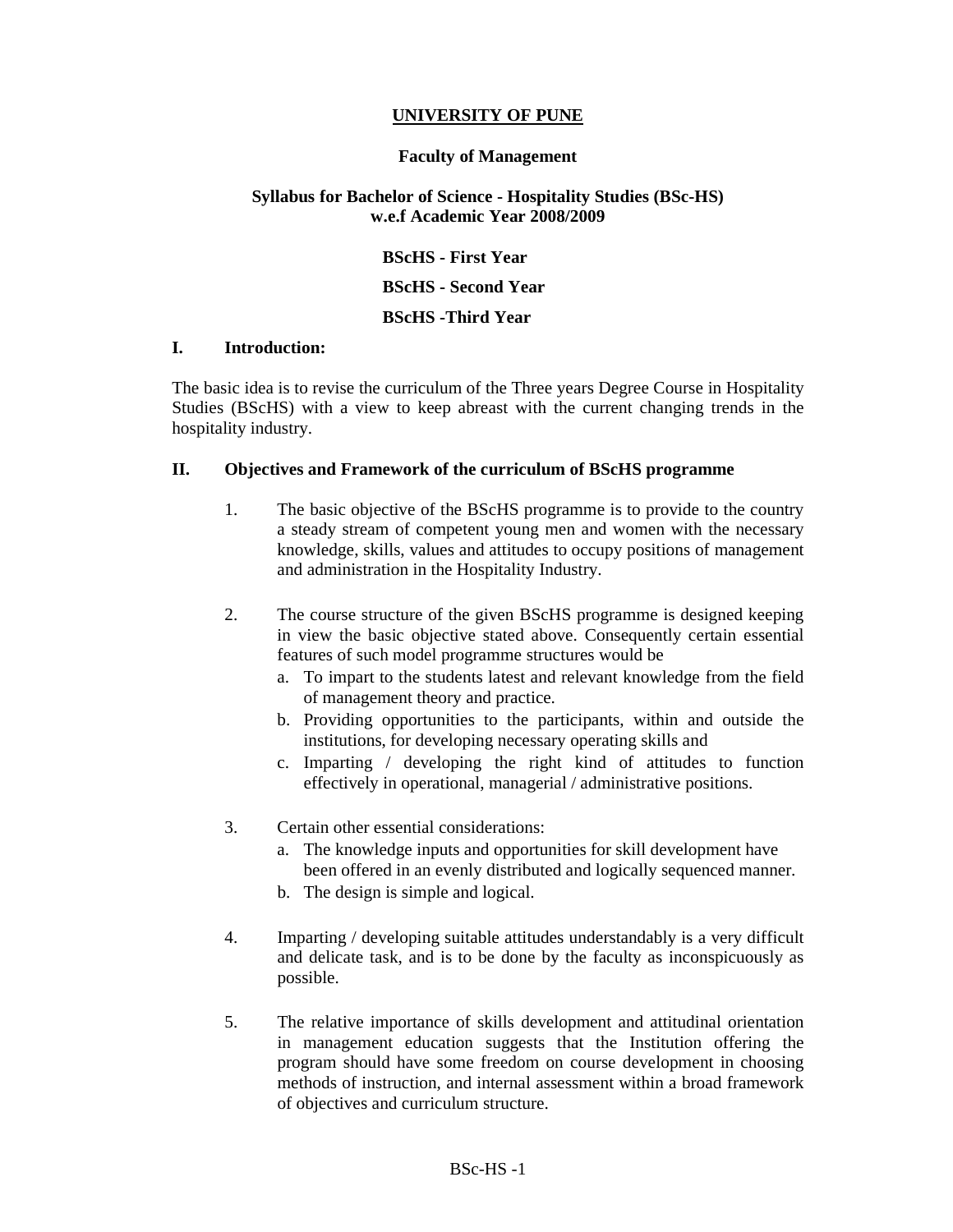# UNIVERSITY OF PUNE

## Faculty of Management

### Syllabus for Bachelor of Science - Hospitality Studies (BSc-HS) w.e.f Academic Year 2008/2009

**BScHS - First Year**

**BScHS - Second Year**

**BScHS -Third Year**

## I. Introduction:

The basic idea is to revise the curriculum of the Three years Degree Course in Hospitality Studies (BScHS) with a view to keep abreast with the current changing trends in the hospitality industry.

## II. Objectives and Framework of the curriculum of BScHS programme

1. The basic objective of the BScHS programme is to provide to the country a steady stream of competent young men and women with the necessary knowledge, skills, values and attitudes to occupy positions of management and administration in the Hospitality Industry.

2. The course structure of the given BScHS programme is designed keeping in view the basic objective stated above. Consequently certain essential features of such model programme structures would be
   a. To impart to the students latest and relevant knowledge from the field of management theory and practice.
   b. Providing opportunities to the participants, within and outside the institutions, for developing necessary operating skills and
   c. Imparting / developing the right kind of attitudes to function effectively in operational, managerial / administrative positions.

3. Certain other essential considerations:
   a. The knowledge inputs and opportunities for skill development have been offered in an evenly distributed and logically sequenced manner.
   b. The design is simple and logical.

4. Imparting / developing suitable attitudes understandably is a very difficult and delicate task, and is to be done by the faculty as inconspicuously as possible.

5. The relative importance of skills development and attitudinal orientation in management education suggests that the Institution offering the program should have some freedom on course development in choosing methods of instruction, and internal assessment within a broad framework of objectives and curriculum structure.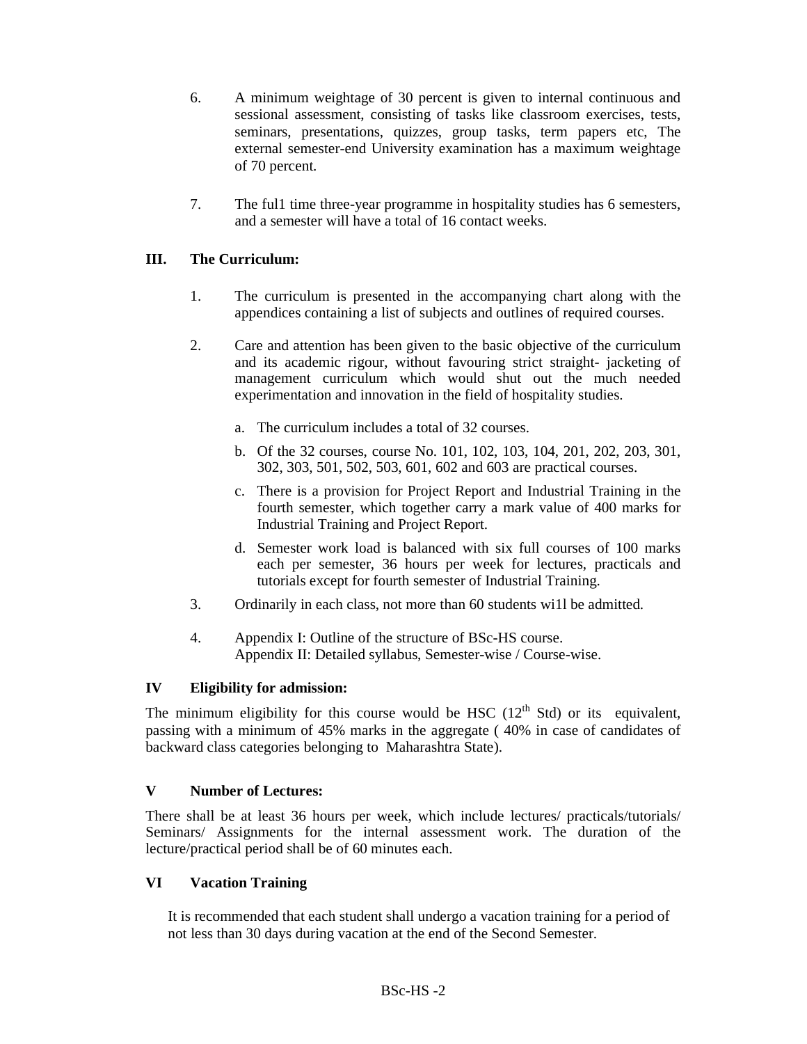6. A minimum weightage of 30 percent is given to internal continuous and sessional assessment, consisting of tasks like classroom exercises, tests, seminars, presentations, quizzes, group tasks, term papers etc, The external semester-end University examination has a maximum weightage of 70 percent.

7. The ful1 time three-year programme in hospitality studies has 6 semesters, and a semester will have a total of 16 contact weeks.

## III. The Curriculum:

1. The curriculum is presented in the accompanying chart along with the appendices containing a list of subjects and outlines of required courses.

2. Care and attention has been given to the basic objective of the curriculum and its academic rigour, without favouring strict straight- jacketing of management curriculum which would shut out the much needed experimentation and innovation in the field of hospitality studies.

    a. The curriculum includes a total of 32 courses.

    b. Of the 32 courses, course No. 101, 102, 103, 104, 201, 202, 203, 301, 302, 303, 501, 502, 503, 601, 602 and 603 are practical courses.

    c. There is a provision for Project Report and Industrial Training in the fourth semester, which together carry a mark value of 400 marks for Industrial Training and Project Report.

    d. Semester work load is balanced with six full courses of 100 marks each per semester, 36 hours per week for lectures, practicals and tutorials except for fourth semester of Industrial Training.

3. Ordinarily in each class, not more than 60 students wi1l be admitted.

4. Appendix I: Outline of the structure of BSc-HS course.
   Appendix II: Detailed syllabus, Semester-wise / Course-wise.

## IV Eligibility for admission:

The minimum eligibility for this course would be HSC (12th Std) or its equivalent, passing with a minimum of 45% marks in the aggregate ( 40% in case of candidates of backward class categories belonging to Maharashtra State).

## V Number of Lectures:

There shall be at least 36 hours per week, which include lectures/ practicals/tutorials/ Seminars/ Assignments for the internal assessment work. The duration of the lecture/practical period shall be of 60 minutes each.

## VI Vacation Training

It is recommended that each student shall undergo a vacation training for a period of not less than 30 days during vacation at the end of the Second Semester.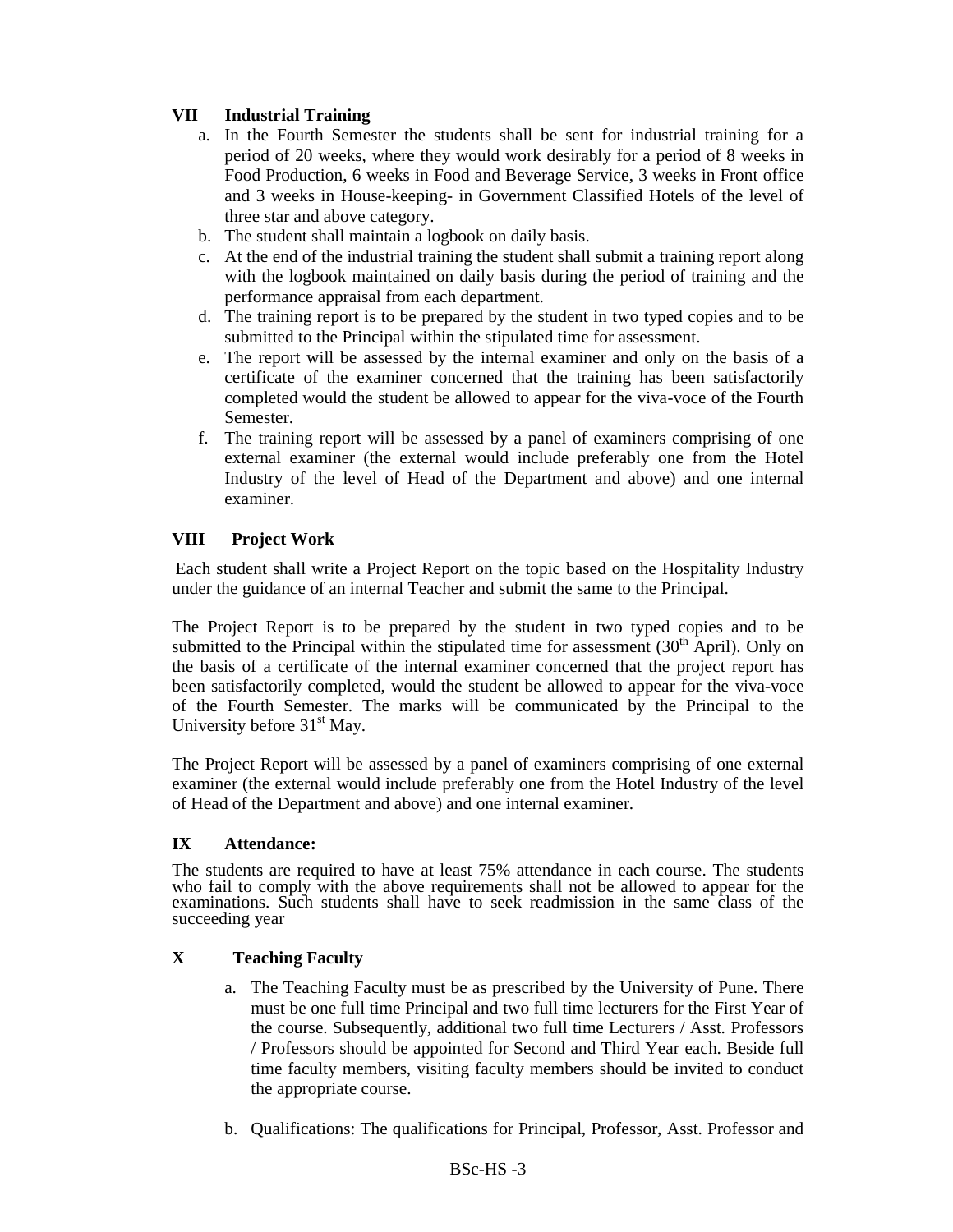### VII Industrial Training

a. In the Fourth Semester the students shall be sent for industrial training for a period of 20 weeks, where they would work desirably for a period of 8 weeks in Food Production, 6 weeks in Food and Beverage Service, 3 weeks in Front office and 3 weeks in House-keeping- in Government Classified Hotels of the level of three star and above category.
b. The student shall maintain a logbook on daily basis.
c. At the end of the industrial training the student shall submit a training report along with the logbook maintained on daily basis during the period of training and the performance appraisal from each department.
d. The training report is to be prepared by the student in two typed copies and to be submitted to the Principal within the stipulated time for assessment.
e. The report will be assessed by the internal examiner and only on the basis of a certificate of the examiner concerned that the training has been satisfactorily completed would the student be allowed to appear for the viva-voce of the Fourth Semester.
f. The training report will be assessed by a panel of examiners comprising of one external examiner (the external would include preferably one from the Hotel Industry of the level of Head of the Department and above) and one internal examiner.

### VIII Project Work

Each student shall write a Project Report on the topic based on the Hospitality Industry under the guidance of an internal Teacher and submit the same to the Principal.

The Project Report is to be prepared by the student in two typed copies and to be submitted to the Principal within the stipulated time for assessment (30th April). Only on the basis of a certificate of the internal examiner concerned that the project report has been satisfactorily completed, would the student be allowed to appear for the viva-voce of the Fourth Semester. The marks will be communicated by the Principal to the University before 31st May.

The Project Report will be assessed by a panel of examiners comprising of one external examiner (the external would include preferably one from the Hotel Industry of the level of Head of the Department and above) and one internal examiner.

### IX Attendance:

The students are required to have at least 75% attendance in each course. The students who fail to comply with the above requirements shall not be allowed to appear for the examinations. Such students shall have to seek readmission in the same class of the succeeding year

### X Teaching Faculty

a. The Teaching Faculty must be as prescribed by the University of Pune. There must be one full time Principal and two full time lecturers for the First Year of the course. Subsequently, additional two full time Lecturers / Asst. Professors / Professors should be appointed for Second and Third Year each. Beside full time faculty members, visiting faculty members should be invited to conduct the appropriate course.

b. Qualifications: The qualifications for Principal, Professor, Asst. Professor and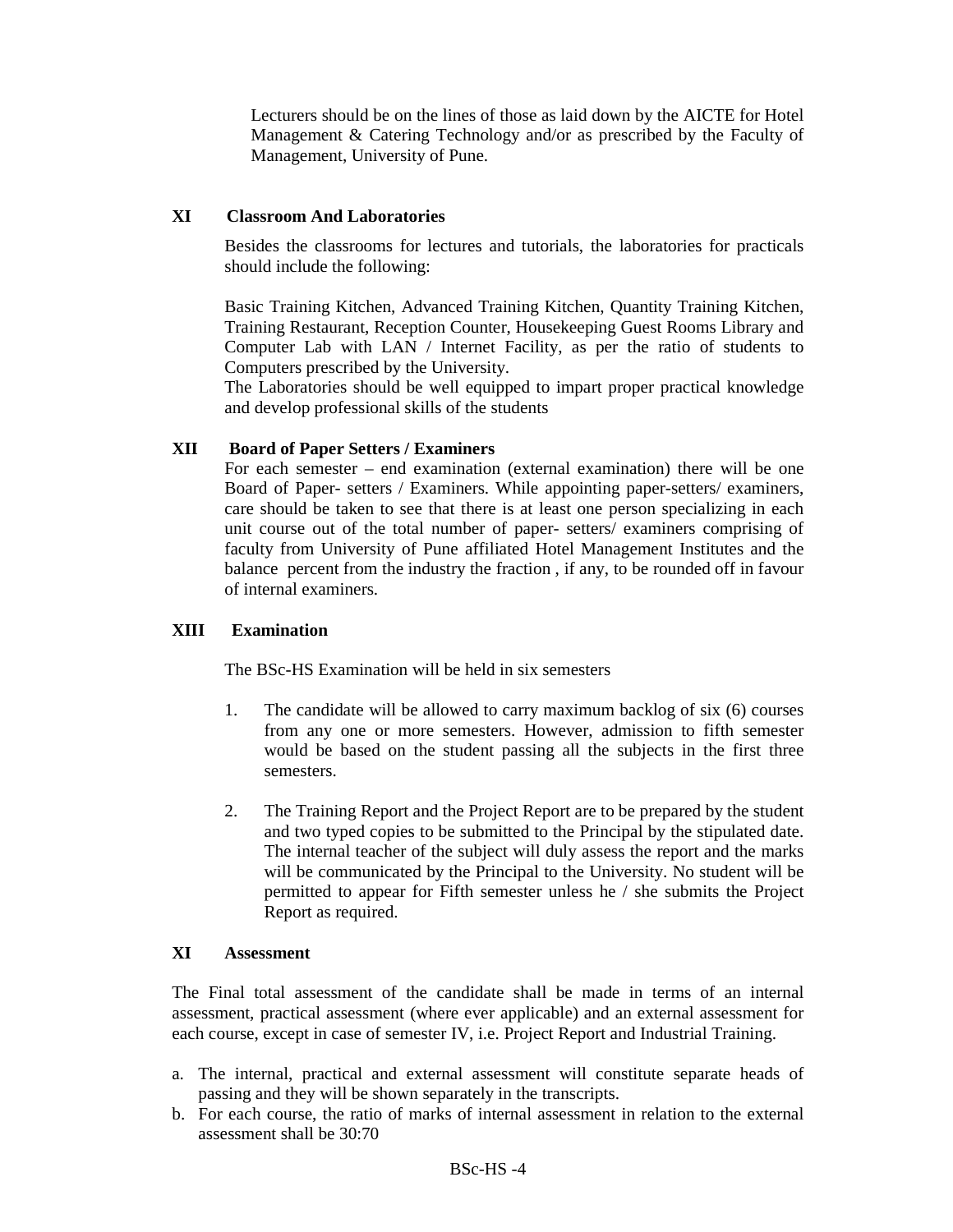Lecturers should be on the lines of those as laid down by the AICTE for Hotel Management & Catering Technology and/or as prescribed by the Faculty of Management, University of Pune.

## XI Classroom And Laboratories

Besides the classrooms for lectures and tutorials, the laboratories for practicals should include the following:

Basic Training Kitchen, Advanced Training Kitchen, Quantity Training Kitchen, Training Restaurant, Reception Counter, Housekeeping Guest Rooms Library and Computer Lab with LAN / Internet Facility, as per the ratio of students to Computers prescribed by the University.
The Laboratories should be well equipped to impart proper practical knowledge and develop professional skills of the students

## XII Board of Paper Setters / Examiners

For each semester – end examination (external examination) there will be one Board of Paper- setters / Examiners. While appointing paper-setters/ examiners, care should be taken to see that there is at least one person specializing in each unit course out of the total number of paper- setters/ examiners comprising of faculty from University of Pune affiliated Hotel Management Institutes and the balance percent from the industry the fraction , if any, to be rounded off in favour of internal examiners.

## XIII Examination

The BSc-HS Examination will be held in six semesters

1. The candidate will be allowed to carry maximum backlog of six (6) courses from any one or more semesters. However, admission to fifth semester would be based on the student passing all the subjects in the first three semesters.

2. The Training Report and the Project Report are to be prepared by the student and two typed copies to be submitted to the Principal by the stipulated date. The internal teacher of the subject will duly assess the report and the marks will be communicated by the Principal to the University. No student will be permitted to appear for Fifth semester unless he / she submits the Project Report as required.

## XI Assessment

The Final total assessment of the candidate shall be made in terms of an internal assessment, practical assessment (where ever applicable) and an external assessment for each course, except in case of semester IV, i.e. Project Report and Industrial Training.

a. The internal, practical and external assessment will constitute separate heads of passing and they will be shown separately in the transcripts.
b. For each course, the ratio of marks of internal assessment in relation to the external assessment shall be 30:70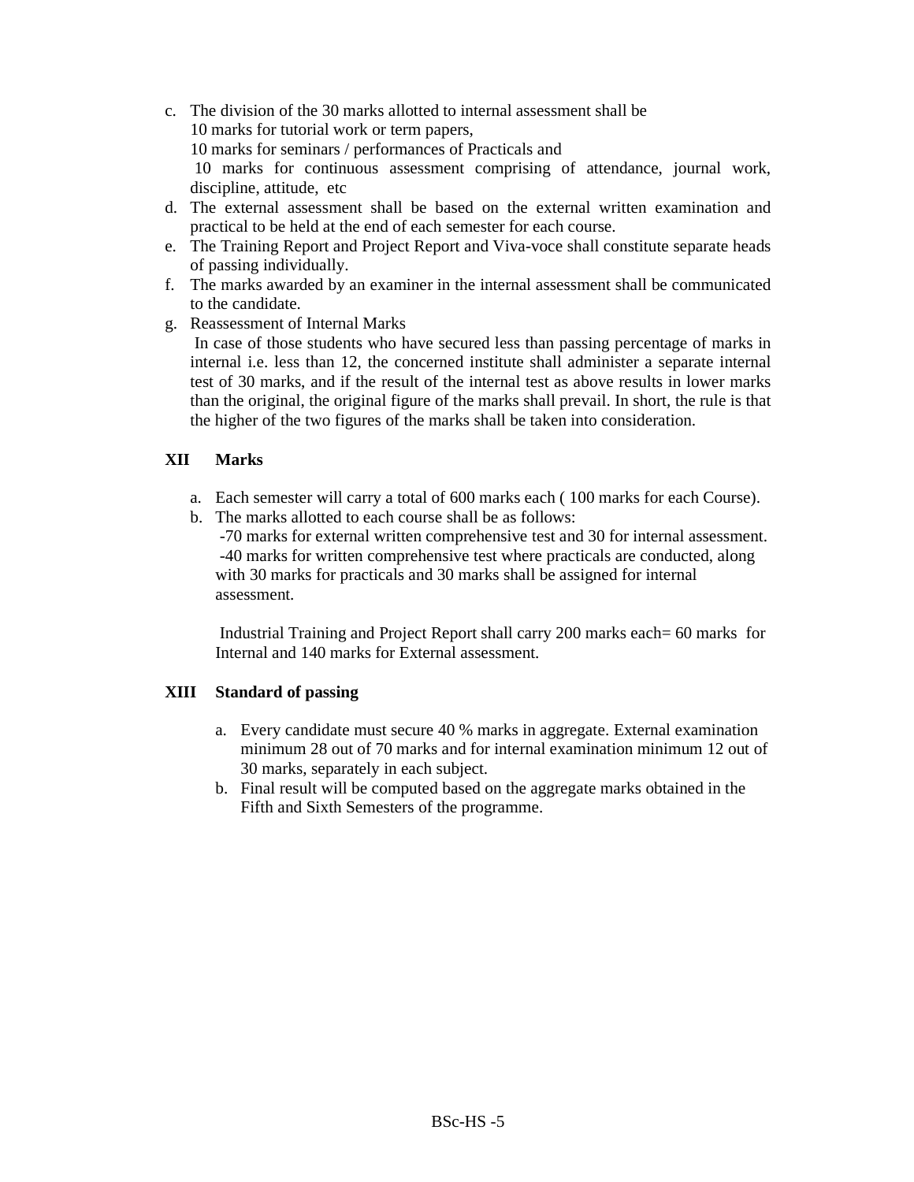c. The division of the 30 marks allotted to internal assessment shall be
   10 marks for tutorial work or term papers,
   10 marks for seminars / performances of Practicals and
   10 marks for continuous assessment comprising of attendance, journal work, discipline, attitude, etc
d. The external assessment shall be based on the external written examination and practical to be held at the end of each semester for each course.
e. The Training Report and Project Report and Viva-voce shall constitute separate heads of passing individually.
f. The marks awarded by an examiner in the internal assessment shall be communicated to the candidate.
g. Reassessment of Internal Marks
   In case of those students who have secured less than passing percentage of marks in internal i.e. less than 12, the concerned institute shall administer a separate internal test of 30 marks, and if the result of the internal test as above results in lower marks than the original, the original figure of the marks shall prevail. In short, the rule is that the higher of the two figures of the marks shall be taken into consideration.

**XII Marks**

a. Each semester will carry a total of 600 marks each ( 100 marks for each Course).
b. The marks allotted to each course shall be as follows:
   -70 marks for external written comprehensive test and 30 for internal assessment.
   -40 marks for written comprehensive test where practicals are conducted, along with 30 marks for practicals and 30 marks shall be assigned for internal assessment.

   Industrial Training and Project Report shall carry 200 marks each= 60 marks for Internal and 140 marks for External assessment.

**XIII Standard of passing**

a. Every candidate must secure 40 % marks in aggregate. External examination minimum 28 out of 70 marks and for internal examination minimum 12 out of 30 marks, separately in each subject.
b. Final result will be computed based on the aggregate marks obtained in the Fifth and Sixth Semesters of the programme.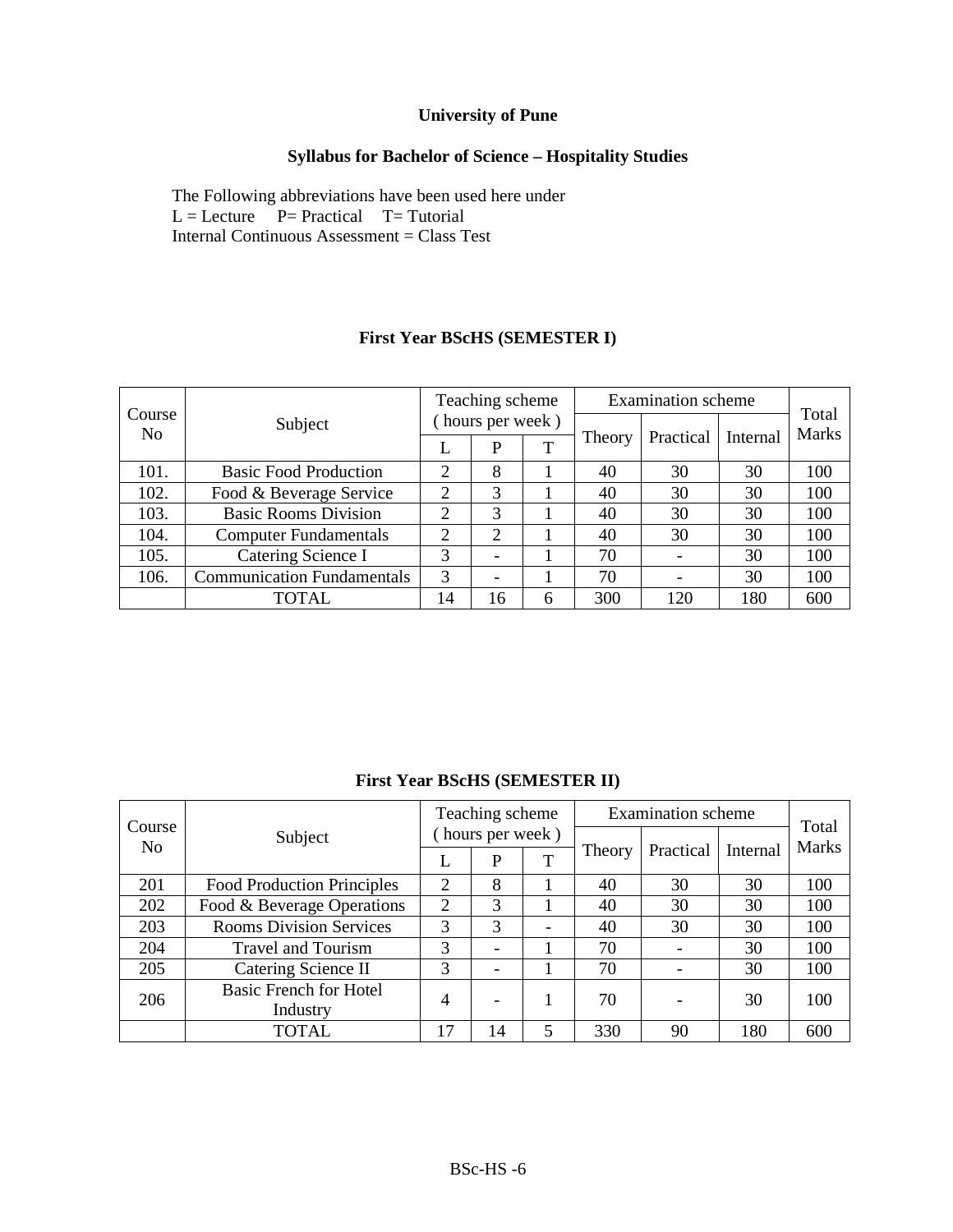**University of Pune**

**Syllabus for Bachelor of Science – Hospitality Studies**

The Following abbreviations have been used here under
L = Lecture P= Practical T= Tutorial
Internal Continuous Assessment = Class Test

**First Year BScHS (SEMESTER I)**

| Course No | Subject | Teaching scheme ( hours per week ) | | | Examination scheme | | | Total Marks |
|---|---|---|---|---|---|---|---|---|
| | | L | P | T | Theory | Practical | Internal | |
| 101. | Basic Food Production | 2 | 8 | 1 | 40 | 30 | 30 | 100 |
| 102. | Food & Beverage Service | 2 | 3 | 1 | 40 | 30 | 30 | 100 |
| 103. | Basic Rooms Division | 2 | 3 | 1 | 40 | 30 | 30 | 100 |
| 104. | Computer Fundamentals | 2 | 2 | 1 | 40 | 30 | 30 | 100 |
| 105. | Catering Science I | 3 | - | 1 | 70 | - | 30 | 100 |
| 106. | Communication Fundamentals | 3 | - | 1 | 70 | - | 30 | 100 |
| | TOTAL | 14 | 16 | 6 | 300 | 120 | 180 | 600 |

**First Year BScHS (SEMESTER II)**

| Course No | Subject | Teaching scheme ( hours per week ) | | | Examination scheme | | | Total Marks |
|---|---|---|---|---|---|---|---|---|
| | | L | P | T | Theory | Practical | Internal | |
| 201 | Food Production Principles | 2 | 8 | 1 | 40 | 30 | 30 | 100 |
| 202 | Food & Beverage Operations | 2 | 3 | 1 | 40 | 30 | 30 | 100 |
| 203 | Rooms Division Services | 3 | 3 | - | 40 | 30 | 30 | 100 |
| 204 | Travel and Tourism | 3 | - | 1 | 70 | - | 30 | 100 |
| 205 | Catering Science II | 3 | - | 1 | 70 | - | 30 | 100 |
| 206 | Basic French for Hotel Industry | 4 | - | 1 | 70 | - | 30 | 100 |
| | TOTAL | 17 | 14 | 5 | 330 | 90 | 180 | 600 |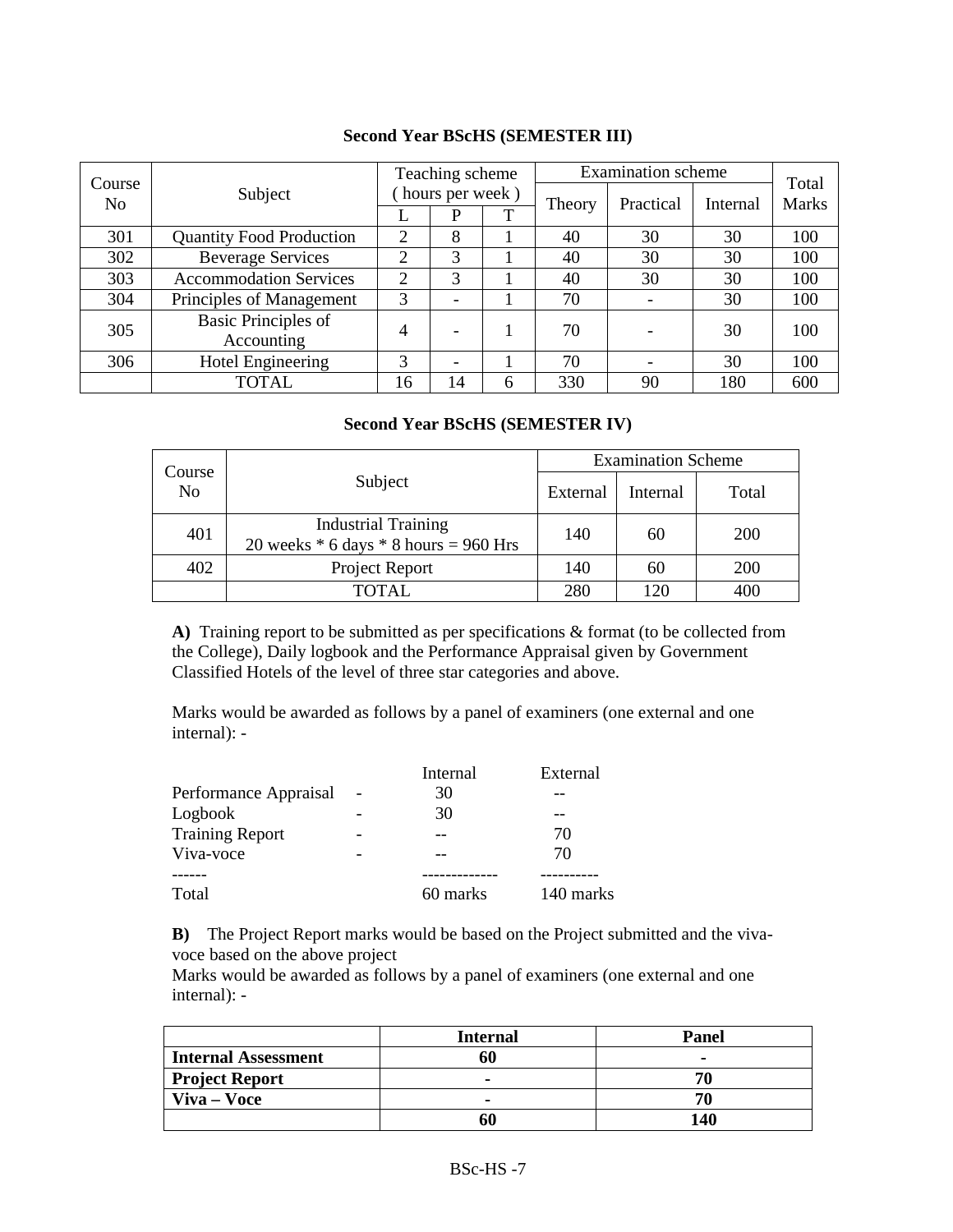### Second Year BScHS (SEMESTER III)

| Course No | Subject | Teaching scheme ( hours per week ) | | | Examination scheme | | | Total Marks |
|---|---|---|---|---|---|---|---|---|
| | | L | P | T | Theory | Practical | Internal | |
| 301 | Quantity Food Production | 2 | 8 | 1 | 40 | 30 | 30 | 100 |
| 302 | Beverage Services | 2 | 3 | 1 | 40 | 30 | 30 | 100 |
| 303 | Accommodation Services | 2 | 3 | 1 | 40 | 30 | 30 | 100 |
| 304 | Principles of Management | 3 | - | 1 | 70 | - | 30 | 100 |
| 305 | Basic Principles of Accounting | 4 | - | 1 | 70 | - | 30 | 100 |
| 306 | Hotel Engineering | 3 | - | 1 | 70 | - | 30 | 100 |
| | TOTAL | 16 | 14 | 6 | 330 | 90 | 180 | 600 |

### Second Year BScHS (SEMESTER IV)

| Course No | Subject | Examination Scheme | | |
|---|---|---|---|---|
| | | External | Internal | Total |
| 401 | Industrial Training<br>20 weeks * 6 days * 8 hours = 960 Hrs | 140 | 60 | 200 |
| 402 | Project Report | 140 | 60 | 200 |
| | TOTAL | 280 | 120 | 400 |

**A)** Training report to be submitted as per specifications & format (to be collected from the College), Daily logbook and the Performance Appraisal given by Government Classified Hotels of the level of three star categories and above.

Marks would be awarded as follows by a panel of examiners (one external and one internal): -

| | | Internal | External |
|---|---|---|---|
| Performance Appraisal | - | 30 | -- |
| Logbook | - | 30 | -- |
| Training Report | - | -- | 70 |
| Viva-voce | - | -- | 70 |
| Total | | 60 marks | 140 marks |

**B)** The Project Report marks would be based on the Project submitted and the viva-voce based on the above project

Marks would be awarded as follows by a panel of examiners (one external and one internal): -

| | **Internal** | **Panel** |
|---|---|---|
| **Internal Assessment** | **60** | **-** |
| **Project Report** | **-** | **70** |
| **Viva – Voce** | **-** | **70** |
| | **60** | **140** |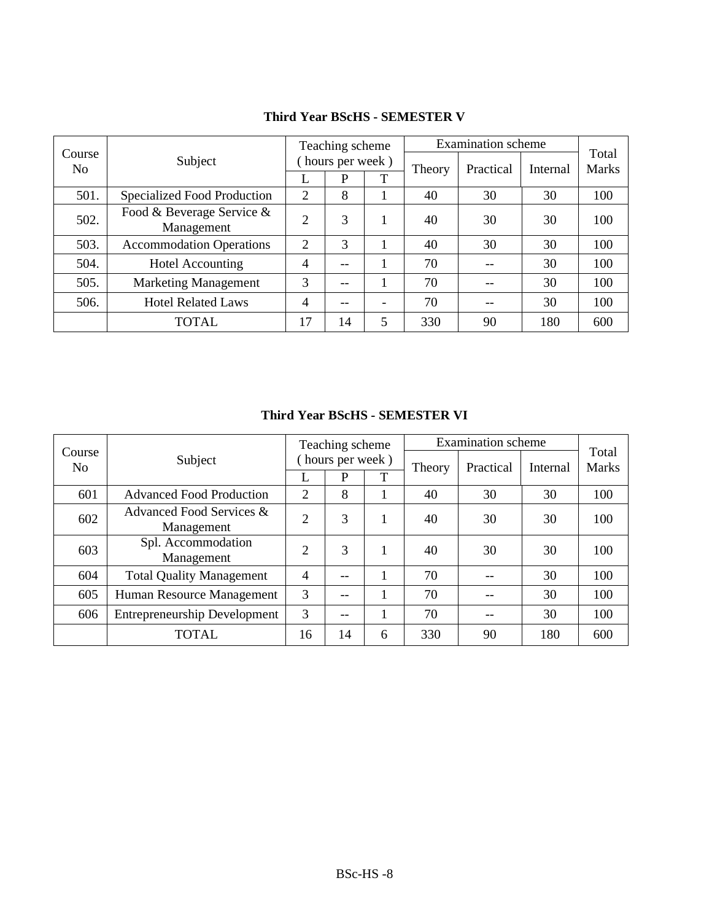**Third Year BScHS - SEMESTER V**

| Course No | Subject | Teaching scheme ( hours per week ) | | | Examination scheme | | | Total Marks |
|---|---|---|---|---|---|---|---|---|
| | | L | P | T | Theory | Practical | Internal | |
| 501. | Specialized Food Production | 2 | 8 | 1 | 40 | 30 | 30 | 100 |
| 502. | Food & Beverage Service & Management | 2 | 3 | 1 | 40 | 30 | 30 | 100 |
| 503. | Accommodation Operations | 2 | 3 | 1 | 40 | 30 | 30 | 100 |
| 504. | Hotel Accounting | 4 | -- | 1 | 70 | -- | 30 | 100 |
| 505. | Marketing Management | 3 | -- | 1 | 70 | -- | 30 | 100 |
| 506. | Hotel Related Laws | 4 | -- | - | 70 | -- | 30 | 100 |
| | TOTAL | 17 | 14 | 5 | 330 | 90 | 180 | 600 |

**Third Year BScHS - SEMESTER VI**

| Course No | Subject | Teaching scheme ( hours per week ) | | | Examination scheme | | | Total Marks |
|---|---|---|---|---|---|---|---|---|
| | | L | P | T | Theory | Practical | Internal | |
| 601 | Advanced Food Production | 2 | 8 | 1 | 40 | 30 | 30 | 100 |
| 602 | Advanced Food Services & Management | 2 | 3 | 1 | 40 | 30 | 30 | 100 |
| 603 | Spl. Accommodation Management | 2 | 3 | 1 | 40 | 30 | 30 | 100 |
| 604 | Total Quality Management | 4 | -- | 1 | 70 | -- | 30 | 100 |
| 605 | Human Resource Management | 3 | -- | 1 | 70 | -- | 30 | 100 |
| 606 | Entrepreneurship Development | 3 | -- | 1 | 70 | -- | 30 | 100 |
| | TOTAL | 16 | 14 | 6 | 330 | 90 | 180 | 600 |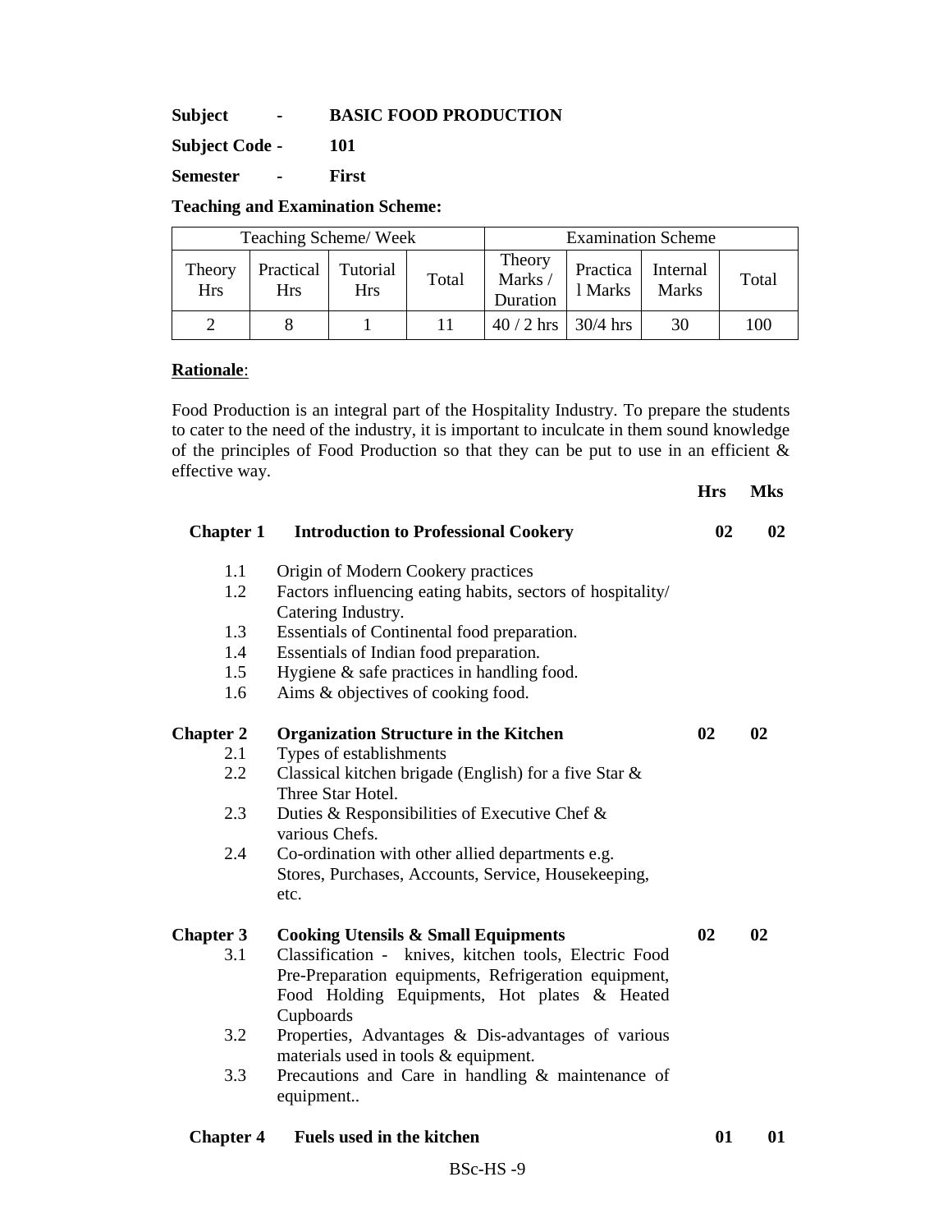**Subject - BASIC FOOD PRODUCTION**

**Subject Code - 101**

**Semester - First**

**Teaching and Examination Scheme:**

| Teaching Scheme/ Week | | | | Examination Scheme | | | |
|---|---|---|---|---|---|---|---|
| Theory Hrs | Practical Hrs | Tutorial Hrs | Total | Theory Marks / Duration | Practical Marks | Internal Marks | Total |
| 2 | 8 | 1 | 11 | 40 / 2 hrs | 30/4 hrs | 30 | 100 |

**Rationale**:

Food Production is an integral part of the Hospitality Industry. To prepare the students to cater to the need of the industry, it is important to inculcate in them sound knowledge of the principles of Food Production so that they can be put to use in an efficient & effective way.

| | | **Hrs** | **Mks** |
|---|---|---|---|
| **Chapter 1** | **Introduction to Professional Cookery** | **02** | **02** |
| 1.1 | Origin of Modern Cookery practices | | |
| 1.2 | Factors influencing eating habits, sectors of hospitality/ Catering Industry. | | |
| 1.3 | Essentials of Continental food preparation. | | |
| 1.4 | Essentials of Indian food preparation. | | |
| 1.5 | Hygiene & safe practices in handling food. | | |
| 1.6 | Aims & objectives of cooking food. | | |
| **Chapter 2** | **Organization Structure in the Kitchen** | **02** | **02** |
| 2.1 | Types of establishments | | |
| 2.2 | Classical kitchen brigade (English) for a five Star & Three Star Hotel. | | |
| 2.3 | Duties & Responsibilities of Executive Chef & various Chefs. | | |
| 2.4 | Co-ordination with other allied departments e.g. Stores, Purchases, Accounts, Service, Housekeeping, etc. | | |
| **Chapter 3** | **Cooking Utensils & Small Equipments** | **02** | **02** |
| 3.1 | Classification - knives, kitchen tools, Electric Food Pre-Preparation equipments, Refrigeration equipment, Food Holding Equipments, Hot plates & Heated Cupboards | | |
| 3.2 | Properties, Advantages & Dis-advantages of various materials used in tools & equipment. | | |
| 3.3 | Precautions and Care in handling & maintenance of equipment.. | | |
| **Chapter 4** | **Fuels used in the kitchen** | **01** | **01** |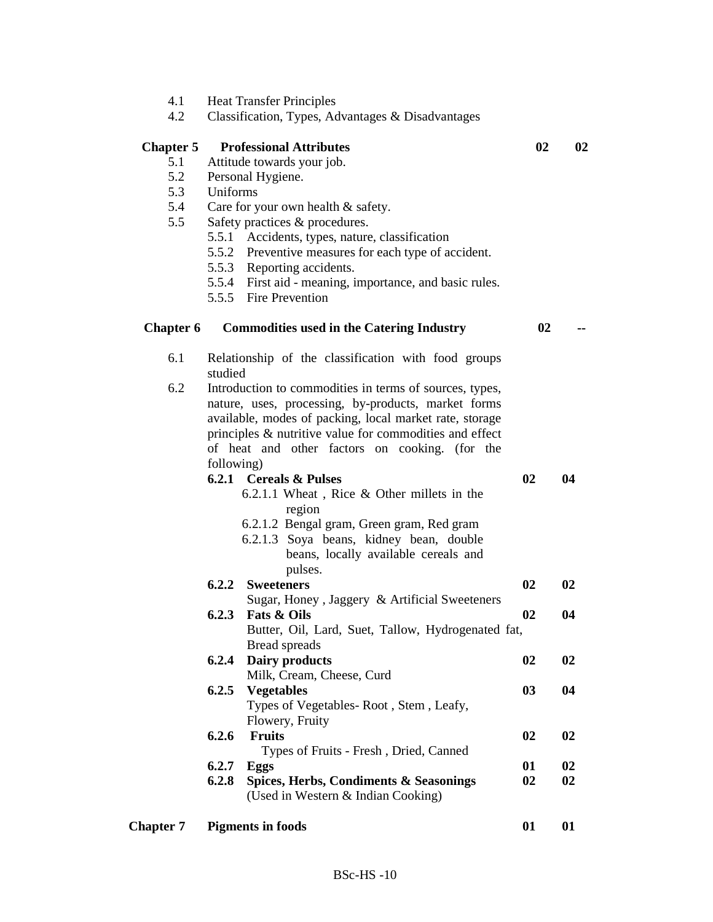| | | | |
|---|---|---|---|
| 4.1 | Heat Transfer Principles | | |
| 4.2 | Classification, Types, Advantages & Disadvantages | | |
| **Chapter 5** | **Professional Attributes** | **02** | **02** |
| 5.1 | Attitude towards your job. | | |
| 5.2 | Personal Hygiene. | | |
| 5.3 | Uniforms | | |
| 5.4 | Care for your own health & safety. | | |
| 5.5 | Safety practices & procedures. | | |
| | 5.5.1 Accidents, types, nature, classification | | |
| | 5.5.2 Preventive measures for each type of accident. | | |
| | 5.5.3 Reporting accidents. | | |
| | 5.5.4 First aid - meaning, importance, and basic rules. | | |
| | 5.5.5 Fire Prevention | | |
| **Chapter 6** | **Commodities used in the Catering Industry** | **02** | **--** |
| 6.1 | Relationship of the classification with food groups studied | | |
| 6.2 | Introduction to commodities in terms of sources, types, nature, uses, processing, by-products, market forms available, modes of packing, local market rate, storage principles & nutritive value for commodities and effect of heat and other factors on cooking. (for the following) | | |
| | **6.2.1 Cereals & Pulses** | **02** | **04** |
| | 6.2.1.1 Wheat , Rice & Other millets in the region | | |
| | 6.2.1.2 Bengal gram, Green gram, Red gram | | |
| | 6.2.1.3 Soya beans, kidney bean, double beans, locally available cereals and pulses. | | |
| | **6.2.2 Sweeteners** | **02** | **02** |
| | Sugar, Honey , Jaggery & Artificial Sweeteners | | |
| | **6.2.3 Fats & Oils** | **02** | **04** |
| | Butter, Oil, Lard, Suet, Tallow, Hydrogenated fat, Bread spreads | | |
| | **6.2.4 Dairy products** | **02** | **02** |
| | Milk, Cream, Cheese, Curd | | |
| | **6.2.5 Vegetables** | **03** | **04** |
| | Types of Vegetables- Root , Stem , Leafy, Flowery, Fruity | | |
| | **6.2.6 Fruits** | **02** | **02** |
| | Types of Fruits - Fresh , Dried, Canned | | |
| | **6.2.7 Eggs** | **01** | **02** |
| | **6.2.8 Spices, Herbs, Condiments & Seasonings** (Used in Western & Indian Cooking) | **02** | **02** |
| **Chapter 7** | **Pigments in foods** | **01** | **01** |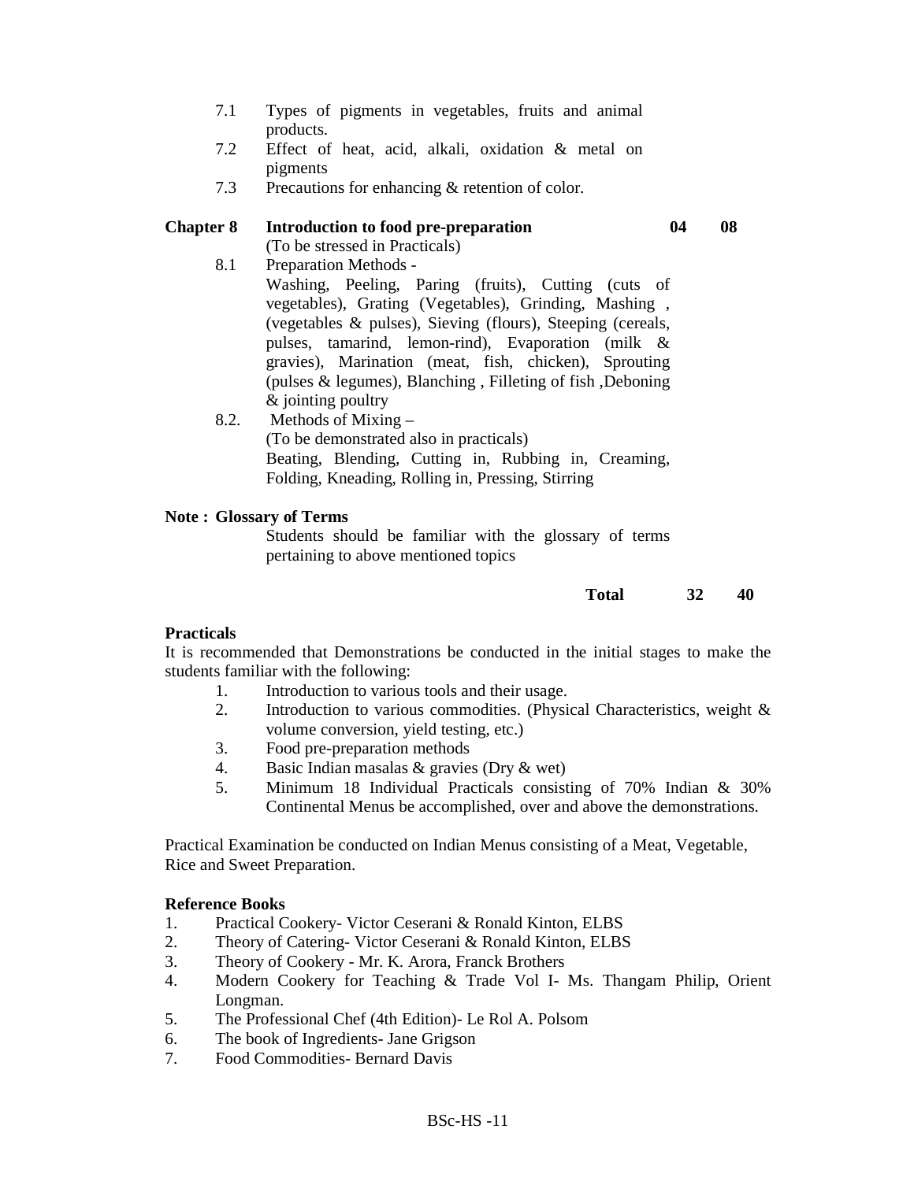7.1 Types of pigments in vegetables, fruits and animal products.
7.2 Effect of heat, acid, alkali, oxidation & metal on pigments
7.3 Precautions for enhancing & retention of color.

**Chapter 8 Introduction to food pre-preparation** **04** **08**

(To be stressed in Practicals)

8.1 Preparation Methods -
Washing, Peeling, Paring (fruits), Cutting (cuts of vegetables), Grating (Vegetables), Grinding, Mashing , (vegetables & pulses), Sieving (flours), Steeping (cereals, pulses, tamarind, lemon-rind), Evaporation (milk & gravies), Marination (meat, fish, chicken), Sprouting (pulses & legumes), Blanching , Filleting of fish ,Deboning & jointing poultry

8.2. Methods of Mixing –
(To be demonstrated also in practicals)
Beating, Blending, Cutting in, Rubbing in, Creaming, Folding, Kneading, Rolling in, Pressing, Stirring

**Note : Glossary of Terms**

Students should be familiar with the glossary of terms pertaining to above mentioned topics

**Total** **32** **40**

**Practicals**

It is recommended that Demonstrations be conducted in the initial stages to make the students familiar with the following:

1. Introduction to various tools and their usage.
2. Introduction to various commodities. (Physical Characteristics, weight & volume conversion, yield testing, etc.)
3. Food pre-preparation methods
4. Basic Indian masalas & gravies (Dry & wet)
5. Minimum 18 Individual Practicals consisting of 70% Indian & 30% Continental Menus be accomplished, over and above the demonstrations.

Practical Examination be conducted on Indian Menus consisting of a Meat, Vegetable, Rice and Sweet Preparation.

**Reference Books**

1. Practical Cookery- Victor Ceserani & Ronald Kinton, ELBS
2. Theory of Catering- Victor Ceserani & Ronald Kinton, ELBS
3. Theory of Cookery - Mr. K. Arora, Franck Brothers
4. Modern Cookery for Teaching & Trade Vol I- Ms. Thangam Philip, Orient Longman.
5. The Professional Chef (4th Edition)- Le Rol A. Polsom
6. The book of Ingredients- Jane Grigson
7. Food Commodities- Bernard Davis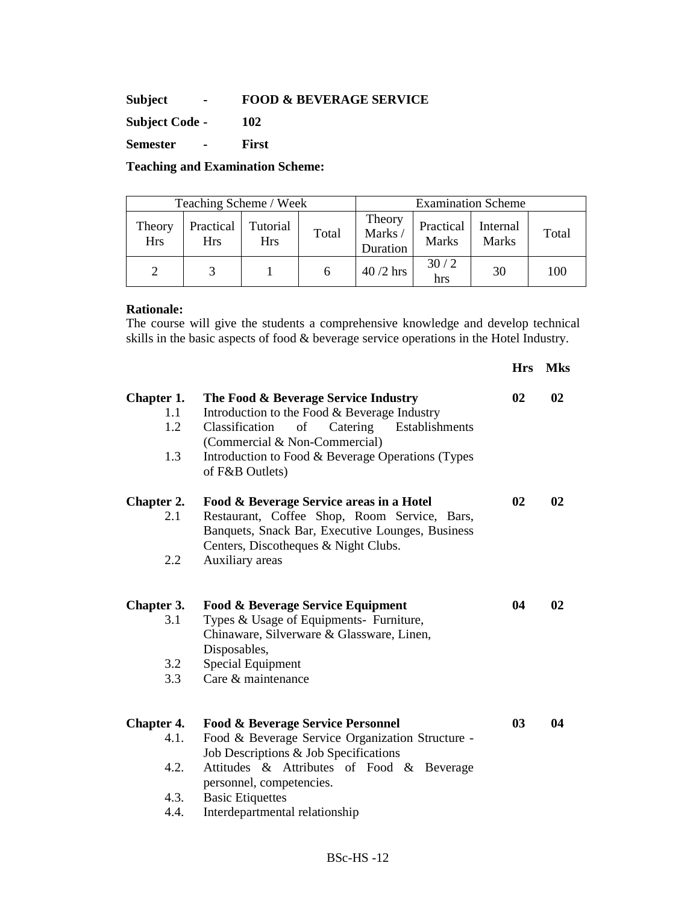**Subject - FOOD & BEVERAGE SERVICE**

**Subject Code - 102**

**Semester - First**

**Teaching and Examination Scheme:**

| Teaching Scheme / Week | | | | Examination Scheme | | | |
|---|---|---|---|---|---|---|---|
| Theory Hrs | Practical Hrs | Tutorial Hrs | Total | Theory Marks / Duration | Practical Marks | Internal Marks | Total |
| 2 | 3 | 1 | 6 | 40 /2 hrs | 30 / 2 hrs | 30 | 100 |

**Rationale:**
The course will give the students a comprehensive knowledge and develop technical skills in the basic aspects of food & beverage service operations in the Hotel Industry.

| | | **Hrs** | **Mks** |
|---|---|---|---|
| **Chapter 1.** | **The Food & Beverage Service Industry** | **02** | **02** |
| 1.1 | Introduction to the Food & Beverage Industry | | |
| 1.2 | Classification of Catering Establishments (Commercial & Non-Commercial) | | |
| 1.3 | Introduction to Food & Beverage Operations (Types of F&B Outlets) | | |
| **Chapter 2.** | **Food & Beverage Service areas in a Hotel** | **02** | **02** |
| 2.1 | Restaurant, Coffee Shop, Room Service, Bars, Banquets, Snack Bar, Executive Lounges, Business Centers, Discotheques & Night Clubs. | | |
| 2.2 | Auxiliary areas | | |
| **Chapter 3.** | **Food & Beverage Service Equipment** | **04** | **02** |
| 3.1 | Types & Usage of Equipments- Furniture, Chinaware, Silverware & Glassware, Linen, Disposables, | | |
| 3.2 | Special Equipment | | |
| 3.3 | Care & maintenance | | |
| **Chapter 4.** | **Food & Beverage Service Personnel** | **03** | **04** |
| 4.1. | Food & Beverage Service Organization Structure - Job Descriptions & Job Specifications | | |
| 4.2. | Attitudes & Attributes of Food & Beverage personnel, competencies. | | |
| 4.3. | Basic Etiquettes | | |
| 4.4. | Interdepartmental relationship | | |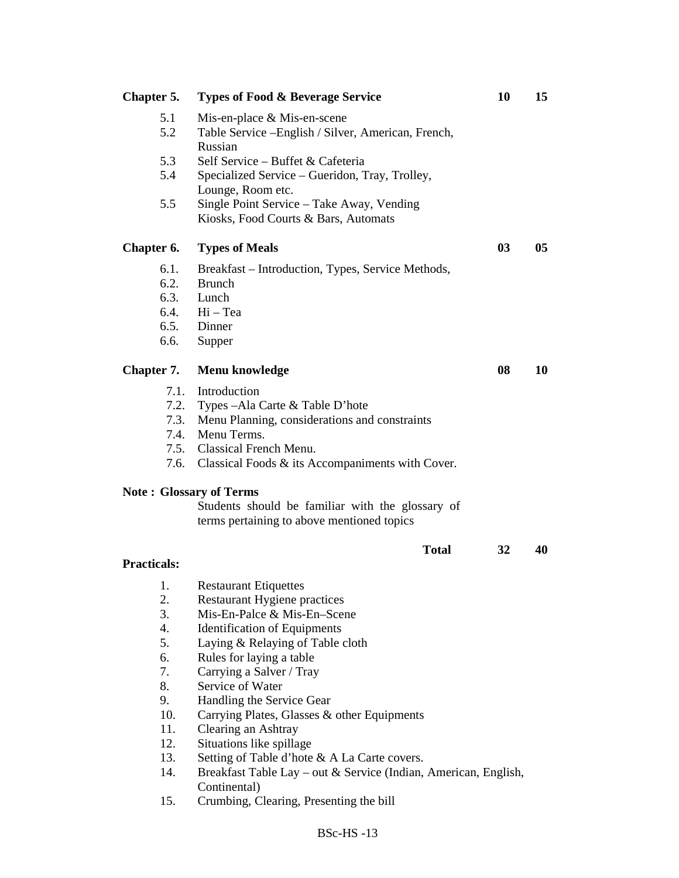| | | | |
|---|---|---|---|
| **Chapter 5.** | **Types of Food & Beverage Service** | **10** | **15** |
| 5.1 | Mis-en-place & Mis-en-scene | | |
| 5.2 | Table Service –English / Silver, American, French, Russian | | |
| 5.3 | Self Service – Buffet & Cafeteria | | |
| 5.4 | Specialized Service – Gueridon, Tray, Trolley, Lounge, Room etc. | | |
| 5.5 | Single Point Service – Take Away, Vending Kiosks, Food Courts & Bars, Automats | | |
| **Chapter 6.** | **Types of Meals** | **03** | **05** |
| 6.1. | Breakfast – Introduction, Types, Service Methods, | | |
| 6.2. | Brunch | | |
| 6.3. | Lunch | | |
| 6.4. | Hi – Tea | | |
| 6.5. | Dinner | | |
| 6.6. | Supper | | |
| **Chapter 7.** | **Menu knowledge** | **08** | **10** |
| 7.1. | Introduction | | |
| 7.2. | Types –Ala Carte & Table D'hote | | |
| 7.3. | Menu Planning, considerations and constraints | | |
| 7.4. | Menu Terms. | | |
| 7.5. | Classical French Menu. | | |
| 7.6. | Classical Foods & its Accompaniments with Cover. | | |

**Note : Glossary of Terms**

Students should be familiar with the glossary of terms pertaining to above mentioned topics

| | | | |
|---|---|---|---|
| | **Total** | **32** | **40** |

**Practicals:**

1. Restaurant Etiquettes
2. Restaurant Hygiene practices
3. Mis-En-Palce & Mis-En–Scene
4. Identification of Equipments
5. Laying & Relaying of Table cloth
6. Rules for laying a table
7. Carrying a Salver / Tray
8. Service of Water
9. Handling the Service Gear
10. Carrying Plates, Glasses & other Equipments
11. Clearing an Ashtray
12. Situations like spillage
13. Setting of Table d'hote & A La Carte covers.
14. Breakfast Table Lay – out & Service (Indian, American, English, Continental)
15. Crumbing, Clearing, Presenting the bill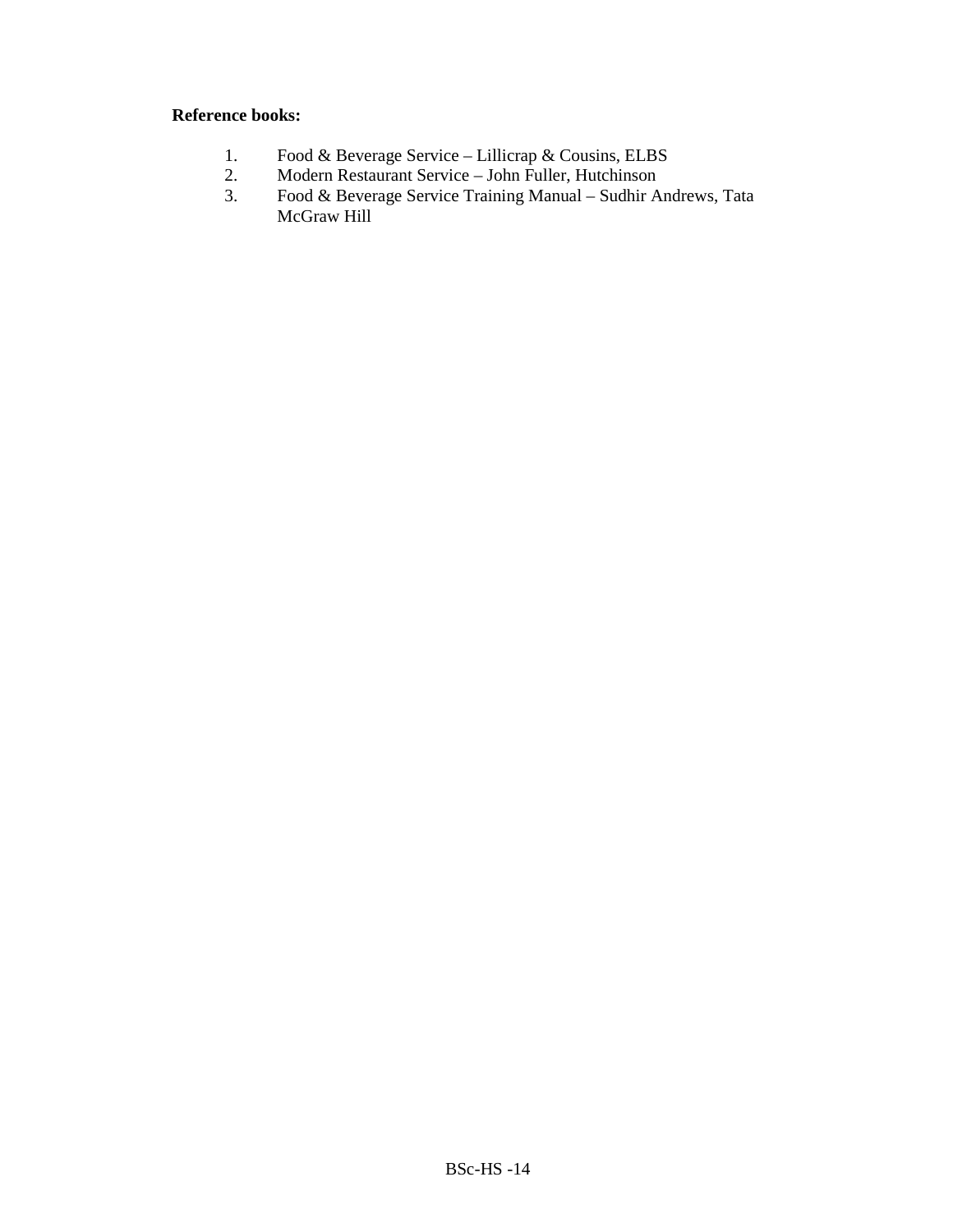**Reference books:**

1. Food & Beverage Service – Lillicrap & Cousins, ELBS
2. Modern Restaurant Service – John Fuller, Hutchinson
3. Food & Beverage Service Training Manual – Sudhir Andrews, Tata McGraw Hill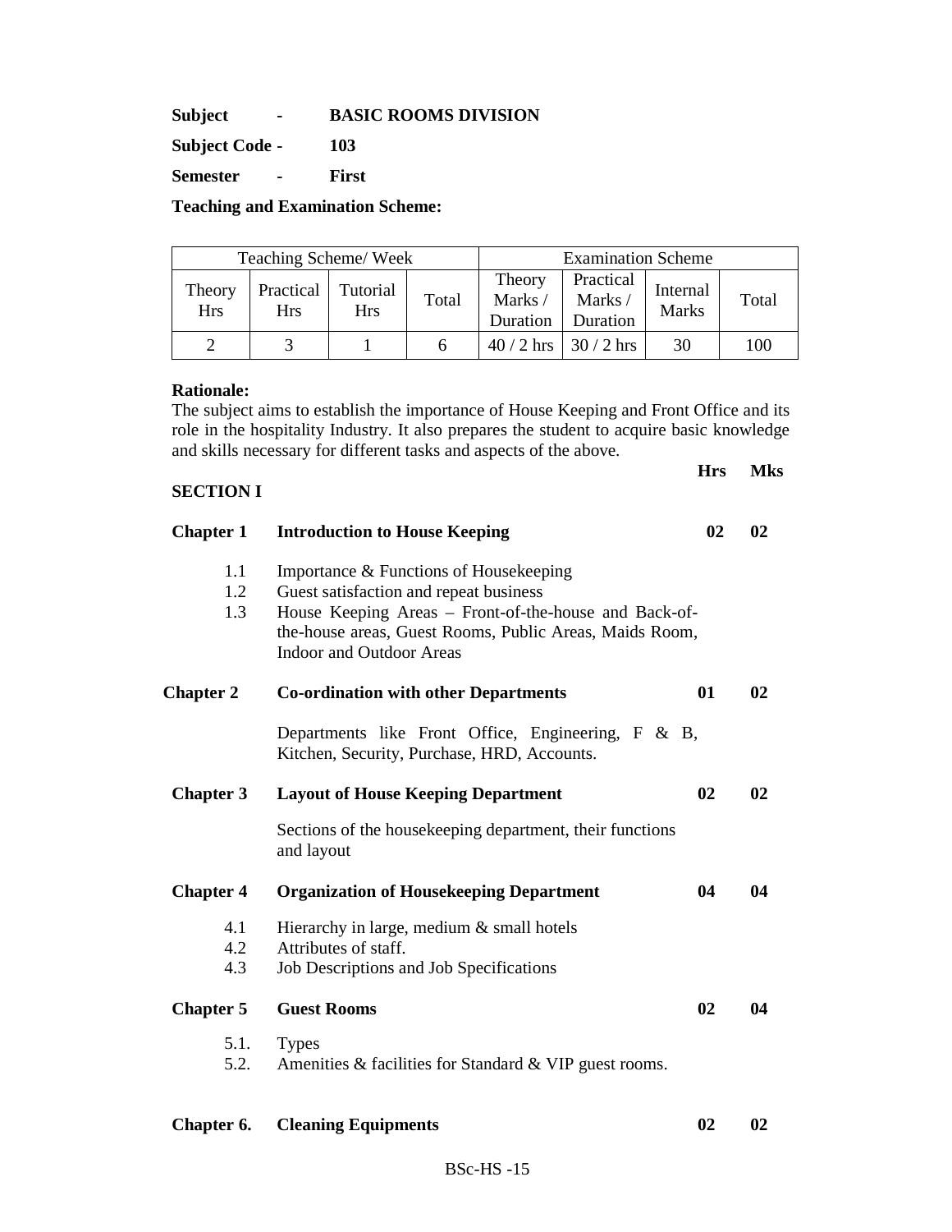**Subject - BASIC ROOMS DIVISION**

**Subject Code - 103**

**Semester - First**

**Teaching and Examination Scheme:**

| Teaching Scheme/ Week | | | | Examination Scheme | | | |
|---|---|---|---|---|---|---|---|
| Theory Hrs | Practical Hrs | Tutorial Hrs | Total | Theory Marks / Duration | Practical Marks / Duration | Internal Marks | Total |
| 2 | 3 | 1 | 6 | 40 / 2 hrs | 30 / 2 hrs | 30 | 100 |

**Rationale:**

The subject aims to establish the importance of House Keeping and Front Office and its role in the hospitality Industry. It also prepares the student to acquire basic knowledge and skills necessary for different tasks and aspects of the above.

**SECTION I**

| | | Hrs | Mks |
|---|---|---|---|
| **Chapter 1** | **Introduction to House Keeping** | **02** | **02** |
| 1.1 | Importance & Functions of Housekeeping | | |
| 1.2 | Guest satisfaction and repeat business | | |
| 1.3 | House Keeping Areas – Front-of-the-house and Back-of-the-house areas, Guest Rooms, Public Areas, Maids Room, Indoor and Outdoor Areas | | |
| **Chapter 2** | **Co-ordination with other Departments** | **01** | **02** |
| | Departments like Front Office, Engineering, F & B, Kitchen, Security, Purchase, HRD, Accounts. | | |
| **Chapter 3** | **Layout of House Keeping Department** | **02** | **02** |
| | Sections of the housekeeping department, their functions and layout | | |
| **Chapter 4** | **Organization of Housekeeping Department** | **04** | **04** |
| 4.1 | Hierarchy in large, medium & small hotels | | |
| 4.2 | Attributes of staff. | | |
| 4.3 | Job Descriptions and Job Specifications | | |
| **Chapter 5** | **Guest Rooms** | **02** | **04** |
| 5.1. | Types | | |
| 5.2. | Amenities & facilities for Standard & VIP guest rooms. | | |
| **Chapter 6.** | **Cleaning Equipments** | **02** | **02** |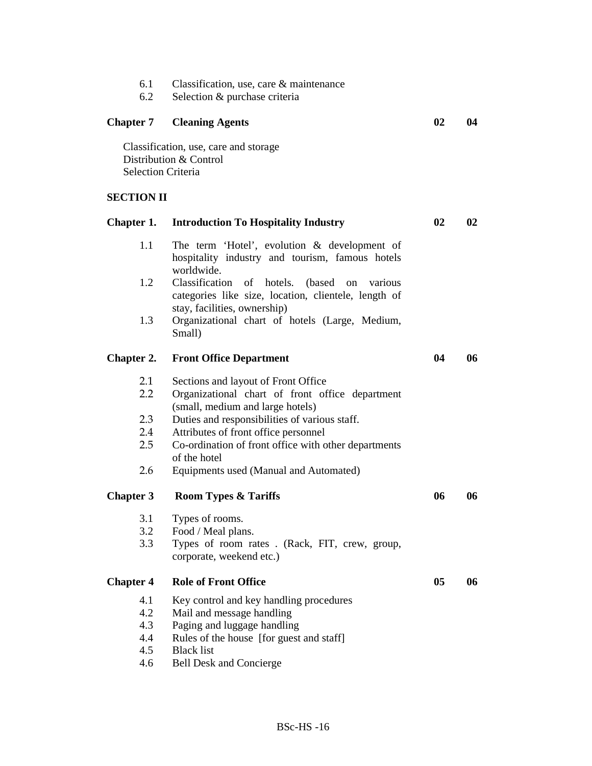6.1 Classification, use, care & maintenance
6.2 Selection & purchase criteria

| | | | |
|---|---|---|---|
| **Chapter 7** | **Cleaning Agents** | **02** | **04** |

Classification, use, care and storage
Distribution & Control
Selection Criteria

**SECTION II**

| | | | |
|---|---|---|---|
| **Chapter 1.** | **Introduction To Hospitality Industry** | **02** | **02** |
| 1.1 | The term 'Hotel', evolution & development of hospitality industry and tourism, famous hotels worldwide. | | |
| 1.2 | Classification of hotels. (based on various categories like size, location, clientele, length of stay, facilities, ownership) | | |
| 1.3 | Organizational chart of hotels (Large, Medium, Small) | | |
| **Chapter 2.** | **Front Office Department** | **04** | **06** |
| 2.1 | Sections and layout of Front Office | | |
| 2.2 | Organizational chart of front office department (small, medium and large hotels) | | |
| 2.3 | Duties and responsibilities of various staff. | | |
| 2.4 | Attributes of front office personnel | | |
| 2.5 | Co-ordination of front office with other departments of the hotel | | |
| 2.6 | Equipments used (Manual and Automated) | | |
| **Chapter 3** | **Room Types & Tariffs** | **06** | **06** |
| 3.1 | Types of rooms. | | |
| 3.2 | Food / Meal plans. | | |
| 3.3 | Types of room rates . (Rack, FIT, crew, group, corporate, weekend etc.) | | |
| **Chapter 4** | **Role of Front Office** | **05** | **06** |
| 4.1 | Key control and key handling procedures | | |
| 4.2 | Mail and message handling | | |
| 4.3 | Paging and luggage handling | | |
| 4.4 | Rules of the house [for guest and staff] | | |
| 4.5 | Black list | | |
| 4.6 | Bell Desk and Concierge | | |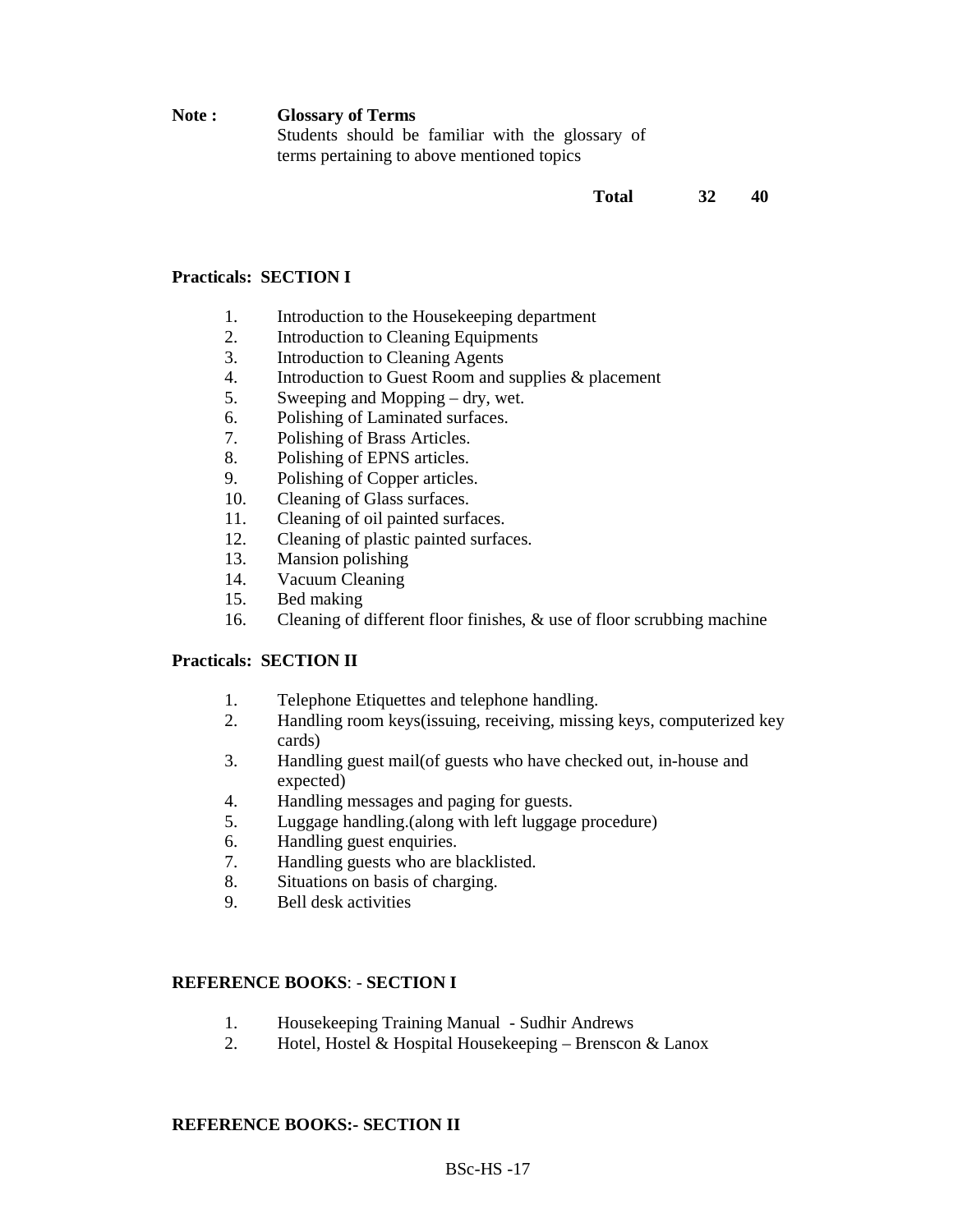**Note :** **Glossary of Terms**
Students should be familiar with the glossary of terms pertaining to above mentioned topics

| | | |
|---|---|---|
| **Total** | **32** | **40** |

**Practicals: SECTION I**

1. Introduction to the Housekeeping department
2. Introduction to Cleaning Equipments
3. Introduction to Cleaning Agents
4. Introduction to Guest Room and supplies & placement
5. Sweeping and Mopping – dry, wet.
6. Polishing of Laminated surfaces.
7. Polishing of Brass Articles.
8. Polishing of EPNS articles.
9. Polishing of Copper articles.
10. Cleaning of Glass surfaces.
11. Cleaning of oil painted surfaces.
12. Cleaning of plastic painted surfaces.
13. Mansion polishing
14. Vacuum Cleaning
15. Bed making
16. Cleaning of different floor finishes, & use of floor scrubbing machine

**Practicals: SECTION II**

1. Telephone Etiquettes and telephone handling.
2. Handling room keys(issuing, receiving, missing keys, computerized key cards)
3. Handling guest mail(of guests who have checked out, in-house and expected)
4. Handling messages and paging for guests.
5. Luggage handling.(along with left luggage procedure)
6. Handling guest enquiries.
7. Handling guests who are blacklisted.
8. Situations on basis of charging.
9. Bell desk activities

**REFERENCE BOOKS**: - **SECTION I**

1. Housekeeping Training Manual - Sudhir Andrews
2. Hotel, Hostel & Hospital Housekeeping – Brenscon & Lanox

**REFERENCE BOOKS:- SECTION II**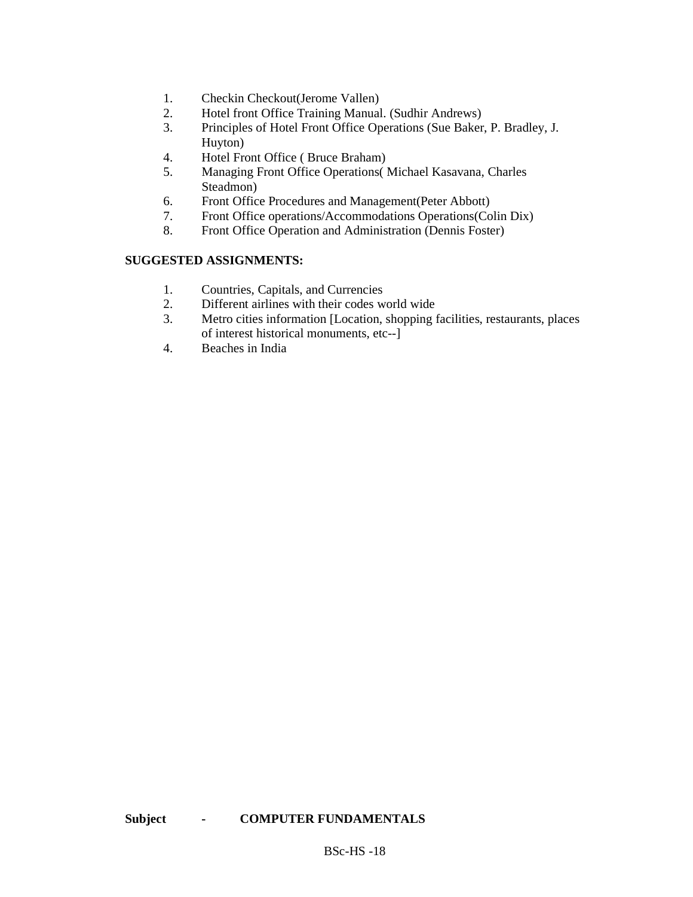1. Checkin Checkout(Jerome Vallen)
2. Hotel front Office Training Manual. (Sudhir Andrews)
3. Principles of Hotel Front Office Operations (Sue Baker, P. Bradley, J. Huyton)
4. Hotel Front Office ( Bruce Braham)
5. Managing Front Office Operations( Michael Kasavana, Charles Steadmon)
6. Front Office Procedures and Management(Peter Abbott)
7. Front Office operations/Accommodations Operations(Colin Dix)
8. Front Office Operation and Administration (Dennis Foster)

**SUGGESTED ASSIGNMENTS:**

1. Countries, Capitals, and Currencies
2. Different airlines with their codes world wide
3. Metro cities information [Location, shopping facilities, restaurants, places of interest historical monuments, etc--]
4. Beaches in India

**Subject - COMPUTER FUNDAMENTALS**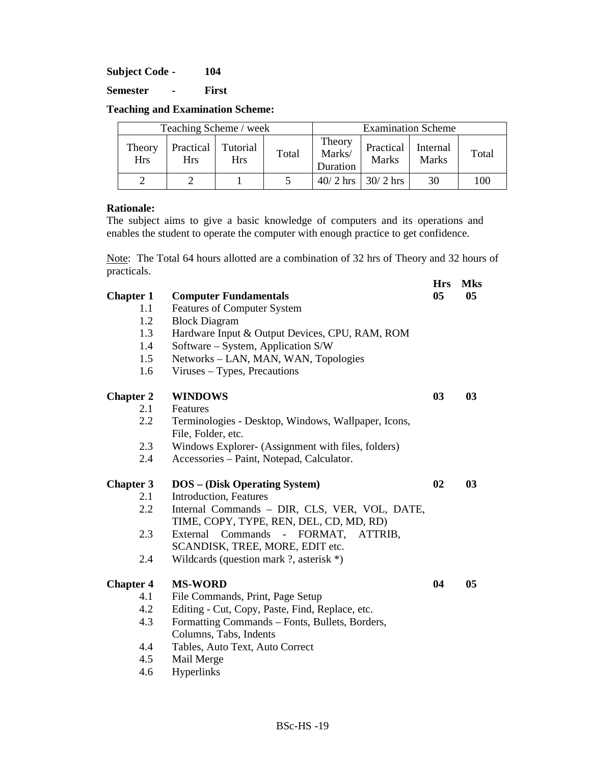**Subject Code -** **104**

**Semester** **-** **First**

**Teaching and Examination Scheme:**

| Teaching Scheme / week | | | | Examination Scheme | | | |
|---|---|---|---|---|---|---|---|
| Theory Hrs | Practical Hrs | Tutorial Hrs | Total | Theory Marks/ Duration | Practical Marks | Internal Marks | Total |
| 2 | 2 | 1 | 5 | 40/ 2 hrs | 30/ 2 hrs | 30 | 100 |

**Rationale:**
The subject aims to give a basic knowledge of computers and its operations and enables the student to operate the computer with enough practice to get confidence.

Note: The Total 64 hours allotted are a combination of 32 hrs of Theory and 32 hours of practicals.

| | | **Hrs** | **Mks** |
|---|---|---|---|
| **Chapter 1** | **Computer Fundamentals** | **05** | **05** |
| 1.1 | Features of Computer System | | |
| 1.2 | Block Diagram | | |
| 1.3 | Hardware Input & Output Devices, CPU, RAM, ROM | | |
| 1.4 | Software – System, Application S/W | | |
| 1.5 | Networks – LAN, MAN, WAN, Topologies | | |
| 1.6 | Viruses – Types, Precautions | | |
| **Chapter 2** | **WINDOWS** | **03** | **03** |
| 2.1 | Features | | |
| 2.2 | Terminologies - Desktop, Windows, Wallpaper, Icons, File, Folder, etc. | | |
| 2.3 | Windows Explorer- (Assignment with files, folders) | | |
| 2.4 | Accessories – Paint, Notepad, Calculator. | | |
| **Chapter 3** | **DOS – (Disk Operating System)** | **02** | **03** |
| 2.1 | Introduction, Features | | |
| 2.2 | Internal Commands – DIR, CLS, VER, VOL, DATE, TIME, COPY, TYPE, REN, DEL, CD, MD, RD) | | |
| 2.3 | External Commands - FORMAT, ATTRIB, SCANDISK, TREE, MORE, EDIT etc. | | |
| 2.4 | Wildcards (question mark ?, asterisk *) | | |
| **Chapter 4** | **MS-WORD** | **04** | **05** |
| 4.1 | File Commands, Print, Page Setup | | |
| 4.2 | Editing - Cut, Copy, Paste, Find, Replace, etc. | | |
| 4.3 | Formatting Commands – Fonts, Bullets, Borders, Columns, Tabs, Indents | | |
| 4.4 | Tables, Auto Text, Auto Correct | | |
| 4.5 | Mail Merge | | |
| 4.6 | Hyperlinks | | |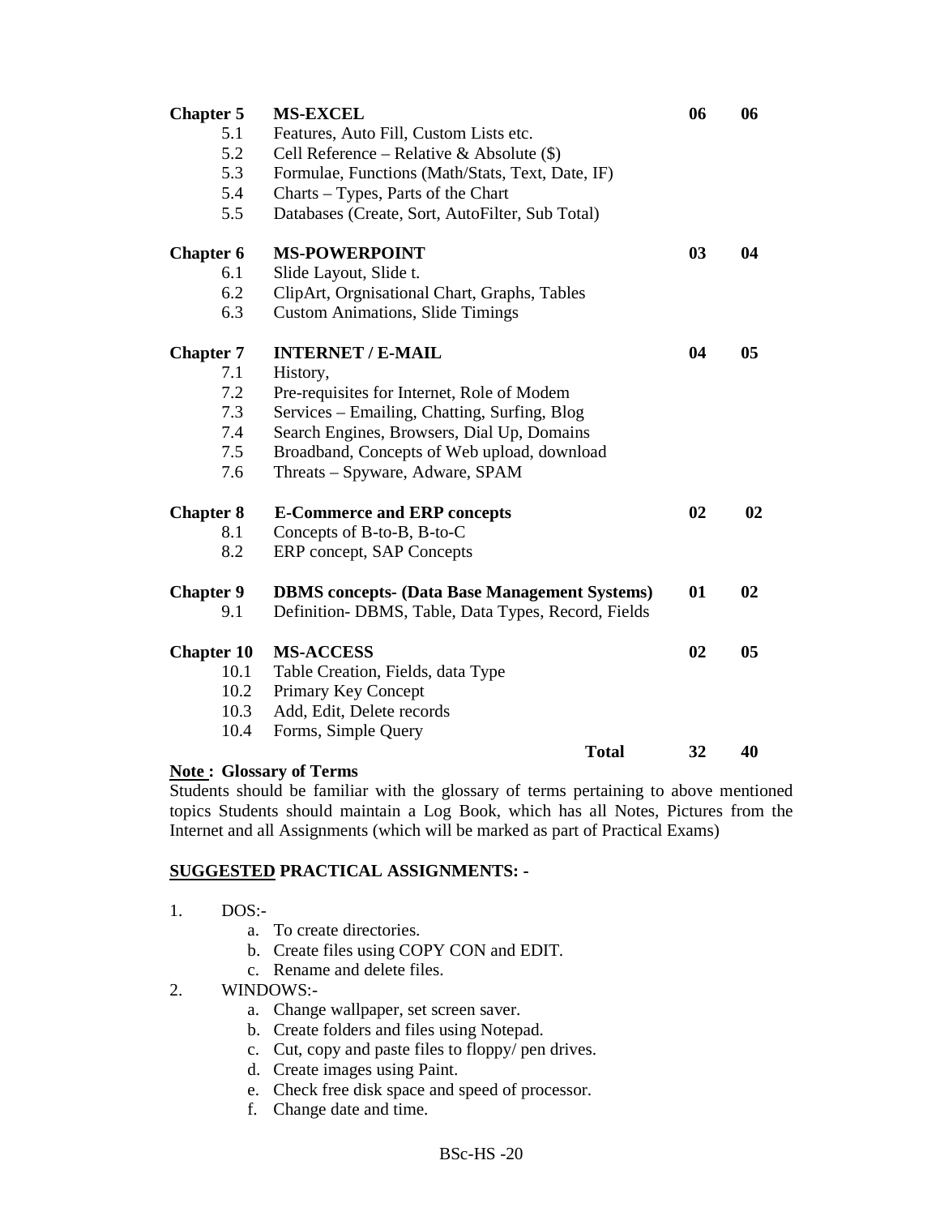| | | | |
|---|---|---|---|
| **Chapter 5** | **MS-EXCEL** | **06** | **06** |
| 5.1 | Features, Auto Fill, Custom Lists etc. | | |
| 5.2 | Cell Reference – Relative & Absolute ($) | | |
| 5.3 | Formulae, Functions (Math/Stats, Text, Date, IF) | | |
| 5.4 | Charts – Types, Parts of the Chart | | |
| 5.5 | Databases (Create, Sort, AutoFilter, Sub Total) | | |
| **Chapter 6** | **MS-POWERPOINT** | **03** | **04** |
| 6.1 | Slide Layout, Slide t. | | |
| 6.2 | ClipArt, Orgnisational Chart, Graphs, Tables | | |
| 6.3 | Custom Animations, Slide Timings | | |
| **Chapter 7** | **INTERNET / E-MAIL** | **04** | **05** |
| 7.1 | History, | | |
| 7.2 | Pre-requisites for Internet, Role of Modem | | |
| 7.3 | Services – Emailing, Chatting, Surfing, Blog | | |
| 7.4 | Search Engines, Browsers, Dial Up, Domains | | |
| 7.5 | Broadband, Concepts of Web upload, download | | |
| 7.6 | Threats – Spyware, Adware, SPAM | | |
| **Chapter 8** | **E-Commerce and ERP concepts** | **02** | **02** |
| 8.1 | Concepts of B-to-B, B-to-C | | |
| 8.2 | ERP concept, SAP Concepts | | |
| **Chapter 9** | **DBMS concepts- (Data Base Management Systems)** | **01** | **02** |
| 9.1 | Definition- DBMS, Table, Data Types, Record, Fields | | |
| **Chapter 10** | **MS-ACCESS** | **02** | **05** |
| 10.1 | Table Creation, Fields, data Type | | |
| 10.2 | Primary Key Concept | | |
| 10.3 | Add, Edit, Delete records | | |
| 10.4 | Forms, Simple Query | | |
| | **Total** | **32** | **40** |

**Note : Glossary of Terms**

Students should be familiar with the glossary of terms pertaining to above mentioned topics Students should maintain a Log Book, which has all Notes, Pictures from the Internet and all Assignments (which will be marked as part of Practical Exams)

**SUGGESTED PRACTICAL ASSIGNMENTS: -**

1. DOS:-
   a. To create directories.
   b. Create files using COPY CON and EDIT.
   c. Rename and delete files.
2. WINDOWS:-
   a. Change wallpaper, set screen saver.
   b. Create folders and files using Notepad.
   c. Cut, copy and paste files to floppy/ pen drives.
   d. Create images using Paint.
   e. Check free disk space and speed of processor.
   f. Change date and time.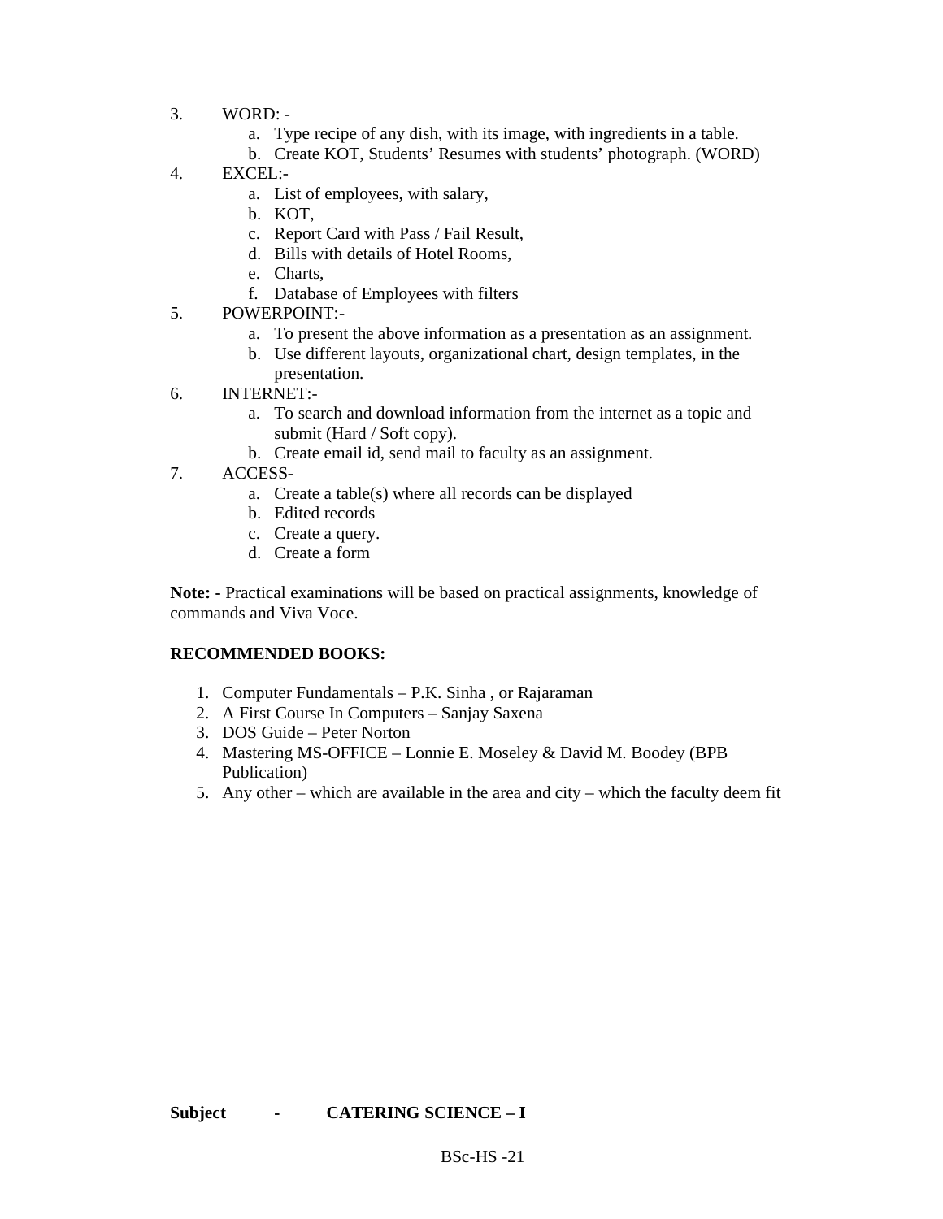3. WORD: -
    a. Type recipe of any dish, with its image, with ingredients in a table.
    b. Create KOT, Students' Resumes with students' photograph. (WORD)
4. EXCEL:-
    a. List of employees, with salary,
    b. KOT,
    c. Report Card with Pass / Fail Result,
    d. Bills with details of Hotel Rooms,
    e. Charts,
    f. Database of Employees with filters
5. POWERPOINT:-
    a. To present the above information as a presentation as an assignment.
    b. Use different layouts, organizational chart, design templates, in the presentation.
6. INTERNET:-
    a. To search and download information from the internet as a topic and submit (Hard / Soft copy).
    b. Create email id, send mail to faculty as an assignment.
7. ACCESS-
    a. Create a table(s) where all records can be displayed
    b. Edited records
    c. Create a query.
    d. Create a form

**Note: -** Practical examinations will be based on practical assignments, knowledge of commands and Viva Voce.

**RECOMMENDED BOOKS:**

1. Computer Fundamentals – P.K. Sinha , or Rajaraman
2. A First Course In Computers – Sanjay Saxena
3. DOS Guide – Peter Norton
4. Mastering MS-OFFICE – Lonnie E. Moseley & David M. Boodey (BPB Publication)
5. Any other – which are available in the area and city – which the faculty deem fit

**Subject - CATERING SCIENCE – I**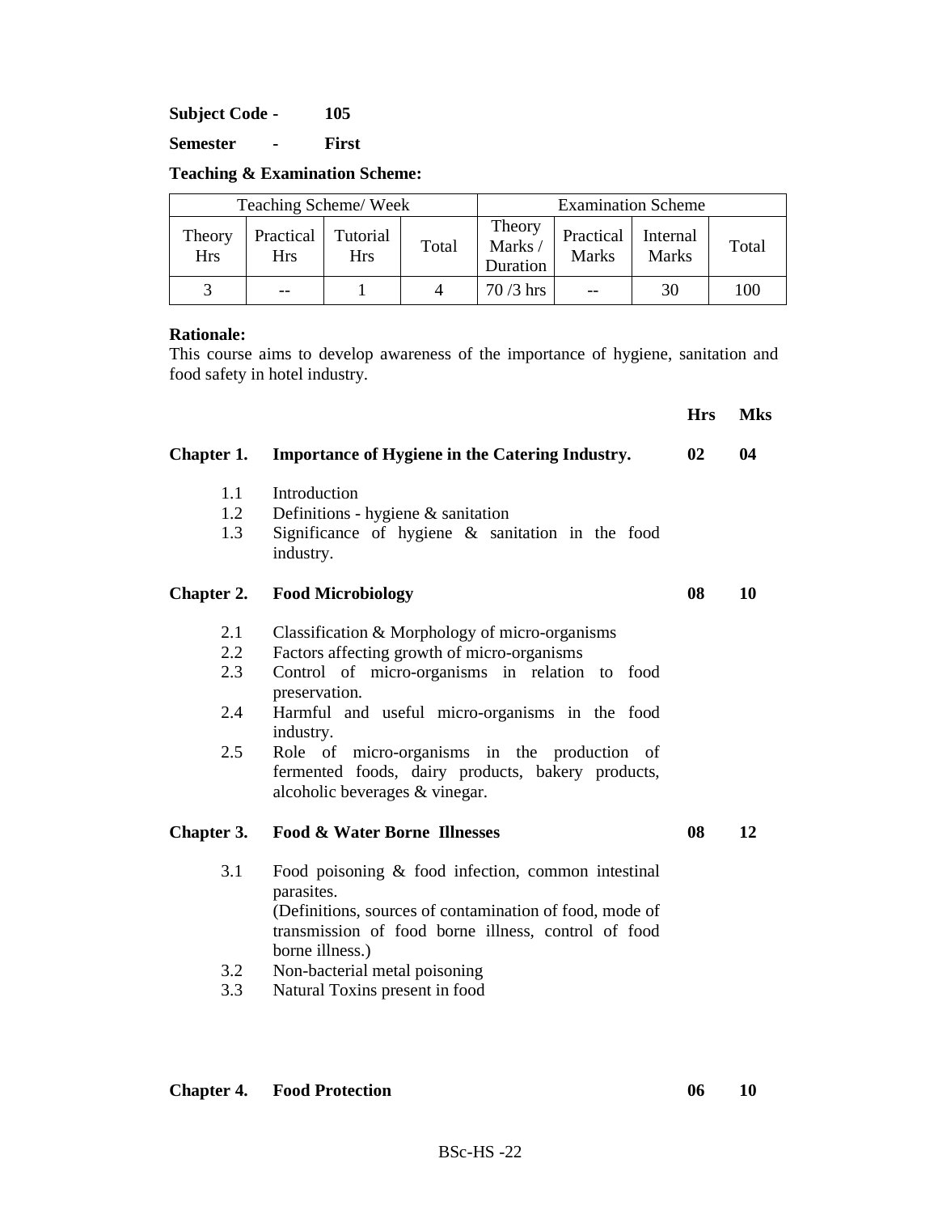**Subject Code - 105**

**Semester - First**

**Teaching & Examination Scheme:**

| Teaching Scheme/ Week | | | | Examination Scheme | | | |
|---|---|---|---|---|---|---|---|
| Theory Hrs | Practical Hrs | Tutorial Hrs | Total | Theory Marks / Duration | Practical Marks | Internal Marks | Total |
| 3 | -- | 1 | 4 | 70 /3 hrs | -- | 30 | 100 |

**Rationale:**
This course aims to develop awareness of the importance of hygiene, sanitation and food safety in hotel industry.

| | | Hrs | Mks |
|---|---|---|---|
| **Chapter 1.** | **Importance of Hygiene in the Catering Industry.** | **02** | **04** |

1.1 Introduction
1.2 Definitions - hygiene & sanitation
1.3 Significance of hygiene & sanitation in the food industry.

| | | | |
|---|---|---|---|
| **Chapter 2.** | **Food Microbiology** | **08** | **10** |

2.1 Classification & Morphology of micro-organisms
2.2 Factors affecting growth of micro-organisms
2.3 Control of micro-organisms in relation to food preservation.
2.4 Harmful and useful micro-organisms in the food industry.
2.5 Role of micro-organisms in the production of fermented foods, dairy products, bakery products, alcoholic beverages & vinegar.

| | | | |
|---|---|---|---|
| **Chapter 3.** | **Food & Water Borne Illnesses** | **08** | **12** |

3.1 Food poisoning & food infection, common intestinal parasites.
(Definitions, sources of contamination of food, mode of transmission of food borne illness, control of food borne illness.)
3.2 Non-bacterial metal poisoning
3.3 Natural Toxins present in food

| | | | |
|---|---|---|---|
| **Chapter 4.** | **Food Protection** | **06** | **10** |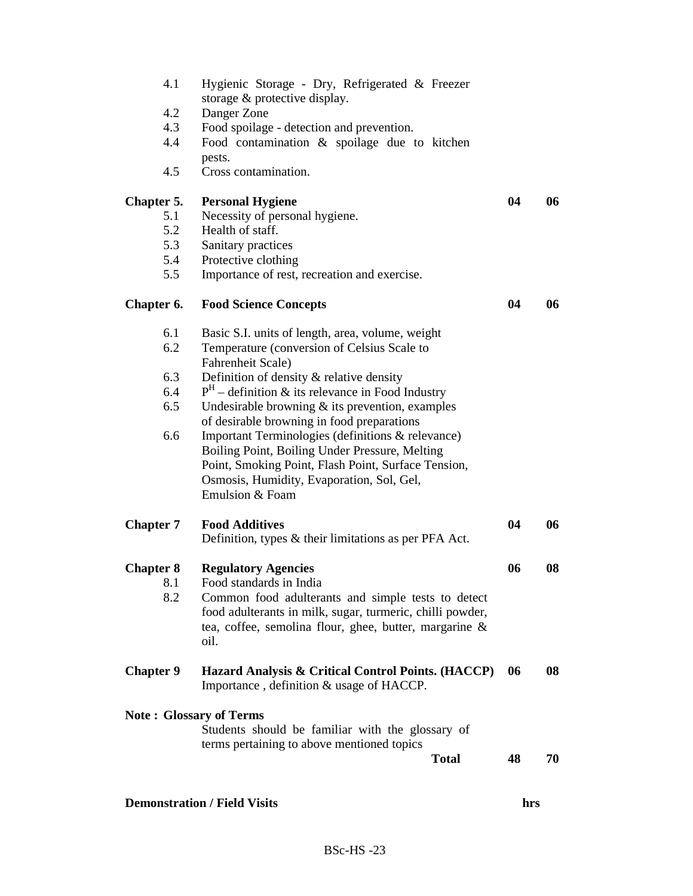| | | | |
|---|---|---|---|
| 4.1 | Hygienic Storage - Dry, Refrigerated & Freezer storage & protective display. | | |
| 4.2 | Danger Zone | | |
| 4.3 | Food spoilage - detection and prevention. | | |
| 4.4 | Food contamination & spoilage due to kitchen pests. | | |
| 4.5 | Cross contamination. | | |
| **Chapter 5.** | **Personal Hygiene** | **04** | **06** |
| 5.1 | Necessity of personal hygiene. | | |
| 5.2 | Health of staff. | | |
| 5.3 | Sanitary practices | | |
| 5.4 | Protective clothing | | |
| 5.5 | Importance of rest, recreation and exercise. | | |
| **Chapter 6.** | **Food Science Concepts** | **04** | **06** |
| 6.1 | Basic S.I. units of length, area, volume, weight | | |
| 6.2 | Temperature (conversion of Celsius Scale to Fahrenheit Scale) | | |
| 6.3 | Definition of density & relative density | | |
| 6.4 | $P^H$ – definition & its relevance in Food Industry | | |
| 6.5 | Undesirable browning & its prevention, examples of desirable browning in food preparations | | |
| 6.6 | Important Terminologies (definitions & relevance) Boiling Point, Boiling Under Pressure, Melting Point, Smoking Point, Flash Point, Surface Tension, Osmosis, Humidity, Evaporation, Sol, Gel, Emulsion & Foam | | |
| **Chapter 7** | **Food Additives**<br>Definition, types & their limitations as per PFA Act. | **04** | **06** |
| **Chapter 8** | **Regulatory Agencies** | **06** | **08** |
| 8.1 | Food standards in India | | |
| 8.2 | Common food adulterants and simple tests to detect food adulterants in milk, sugar, turmeric, chilli powder, tea, coffee, semolina flour, ghee, butter, margarine & oil. | | |
| **Chapter 9** | **Hazard Analysis & Critical Control Points. (HACCP)**<br>Importance , definition & usage of HACCP. | **06** | **08** |
| **Note : Glossary of Terms** | Students should be familiar with the glossary of terms pertaining to above mentioned topics | | |
| | **Total** | **48** | **70** |

**Demonstration / Field Visits** **hrs**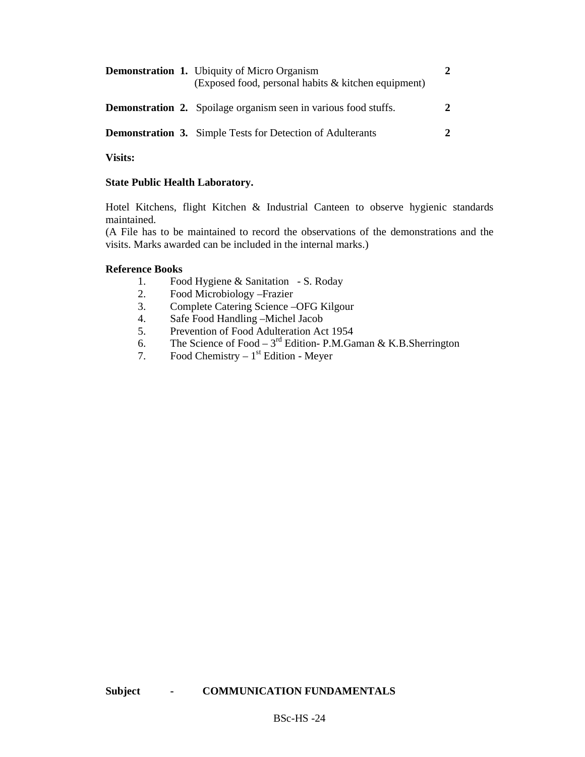| | | |
|---|---|---|
| **Demonstration 1.** | Ubiquity of Micro Organism (Exposed food, personal habits & kitchen equipment) | **2** |
| **Demonstration 2.** | Spoilage organism seen in various food stuffs. | **2** |
| **Demonstration 3.** | Simple Tests for Detection of Adulterants | **2** |

**Visits:**

**State Public Health Laboratory.**

Hotel Kitchens, flight Kitchen & Industrial Canteen to observe hygienic standards maintained.
(A File has to be maintained to record the observations of the demonstrations and the visits. Marks awarded can be included in the internal marks.)

**Reference Books**

1. Food Hygiene & Sanitation - S. Roday
2. Food Microbiology –Frazier
3. Complete Catering Science –OFG Kilgour
4. Safe Food Handling –Michel Jacob
5. Prevention of Food Adulteration Act 1954
6. The Science of Food – 3rd Edition- P.M.Gaman & K.B.Sherrington
7. Food Chemistry – 1st Edition - Meyer

**Subject - COMMUNICATION FUNDAMENTALS**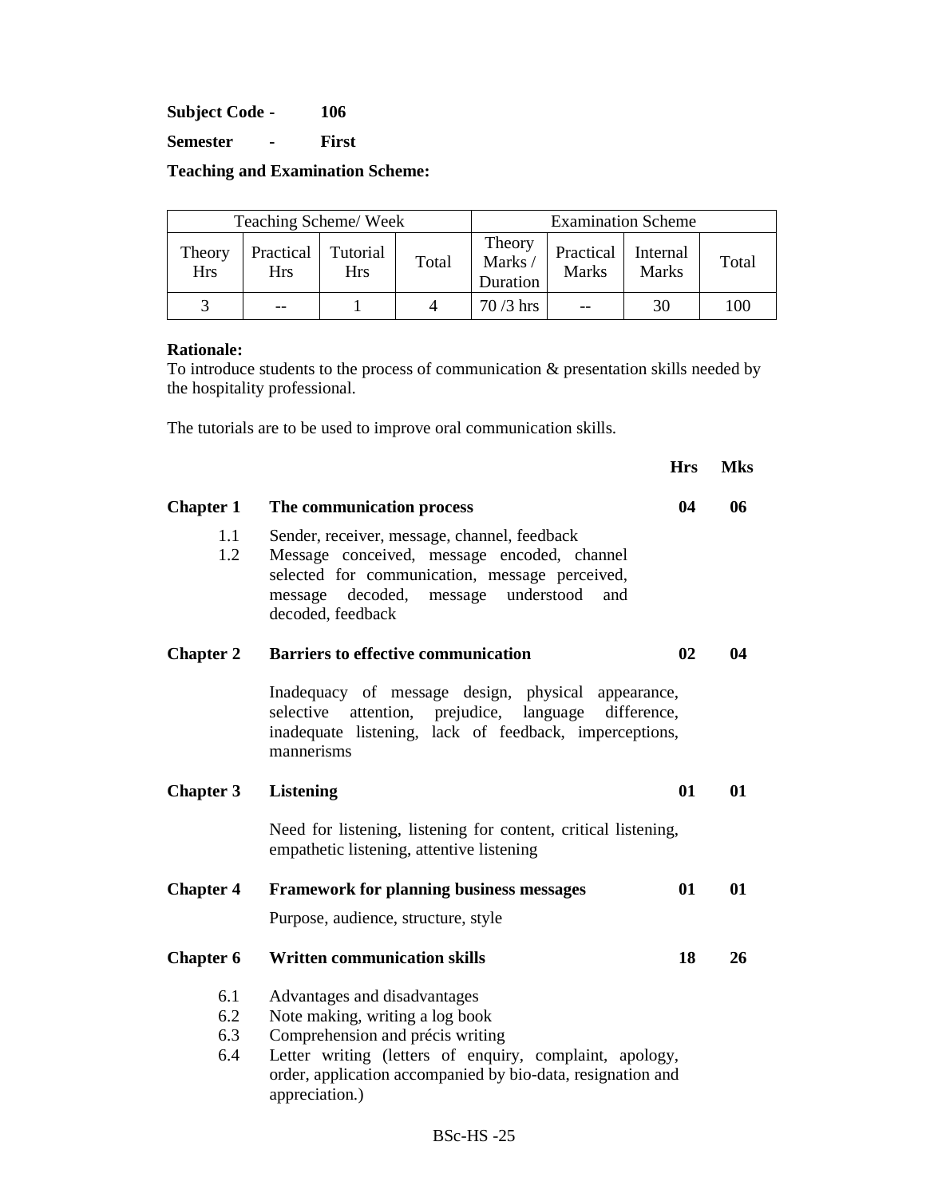**Subject Code -** **106**

**Semester** **-** **First**

**Teaching and Examination Scheme:**

| Teaching Scheme/ Week | | | | Examination Scheme | | | |
|---|---|---|---|---|---|---|---|
| Theory Hrs | Practical Hrs | Tutorial Hrs | Total | Theory Marks / Duration | Practical Marks | Internal Marks | Total |
| 3 | -- | 1 | 4 | 70 /3 hrs | -- | 30 | 100 |

**Rationale:**
To introduce students to the process of communication & presentation skills needed by the hospitality professional.

The tutorials are to be used to improve oral communication skills.

| | | **Hrs** | **Mks** |
|---|---|---|---|
| **Chapter 1** | **The communication process** | **04** | **06** |
| 1.1 | Sender, receiver, message, channel, feedback | | |
| 1.2 | Message conceived, message encoded, channel selected for communication, message perceived, message decoded, message understood and decoded, feedback | | |
| **Chapter 2** | **Barriers to effective communication** | **02** | **04** |
| | Inadequacy of message design, physical appearance, selective attention, prejudice, language difference, inadequate listening, lack of feedback, imperceptions, mannerisms | | |
| **Chapter 3** | **Listening** | **01** | **01** |
| | Need for listening, listening for content, critical listening, empathetic listening, attentive listening | | |
| **Chapter 4** | **Framework for planning business messages** | **01** | **01** |
| | Purpose, audience, structure, style | | |
| **Chapter 6** | **Written communication skills** | **18** | **26** |
| 6.1 | Advantages and disadvantages | | |
| 6.2 | Note making, writing a log book | | |
| 6.3 | Comprehension and précis writing | | |
| 6.4 | Letter writing (letters of enquiry, complaint, apology, order, application accompanied by bio-data, resignation and appreciation.) | | |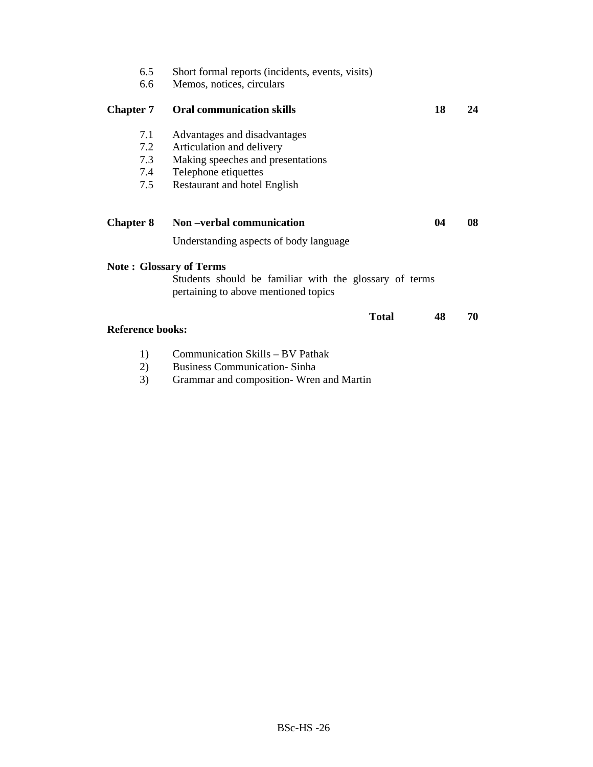| | | | |
|---|---|---|---|
| 6.5 | Short formal reports (incidents, events, visits) | | |
| 6.6 | Memos, notices, circulars | | |
| **Chapter 7** | **Oral communication skills** | **18** | **24** |
| 7.1 | Advantages and disadvantages | | |
| 7.2 | Articulation and delivery | | |
| 7.3 | Making speeches and presentations | | |
| 7.4 | Telephone etiquettes | | |
| 7.5 | Restaurant and hotel English | | |
| **Chapter 8** | **Non –verbal communication** | **04** | **08** |
| | Understanding aspects of body language | | |

**Note : Glossary of Terms**

Students should be familiar with the glossary of terms pertaining to above mentioned topics

| | | | |
|---|---|---|---|
| | **Total** | **48** | **70** |

**Reference books:**

1) Communication Skills – BV Pathak
2) Business Communication- Sinha
3) Grammar and composition- Wren and Martin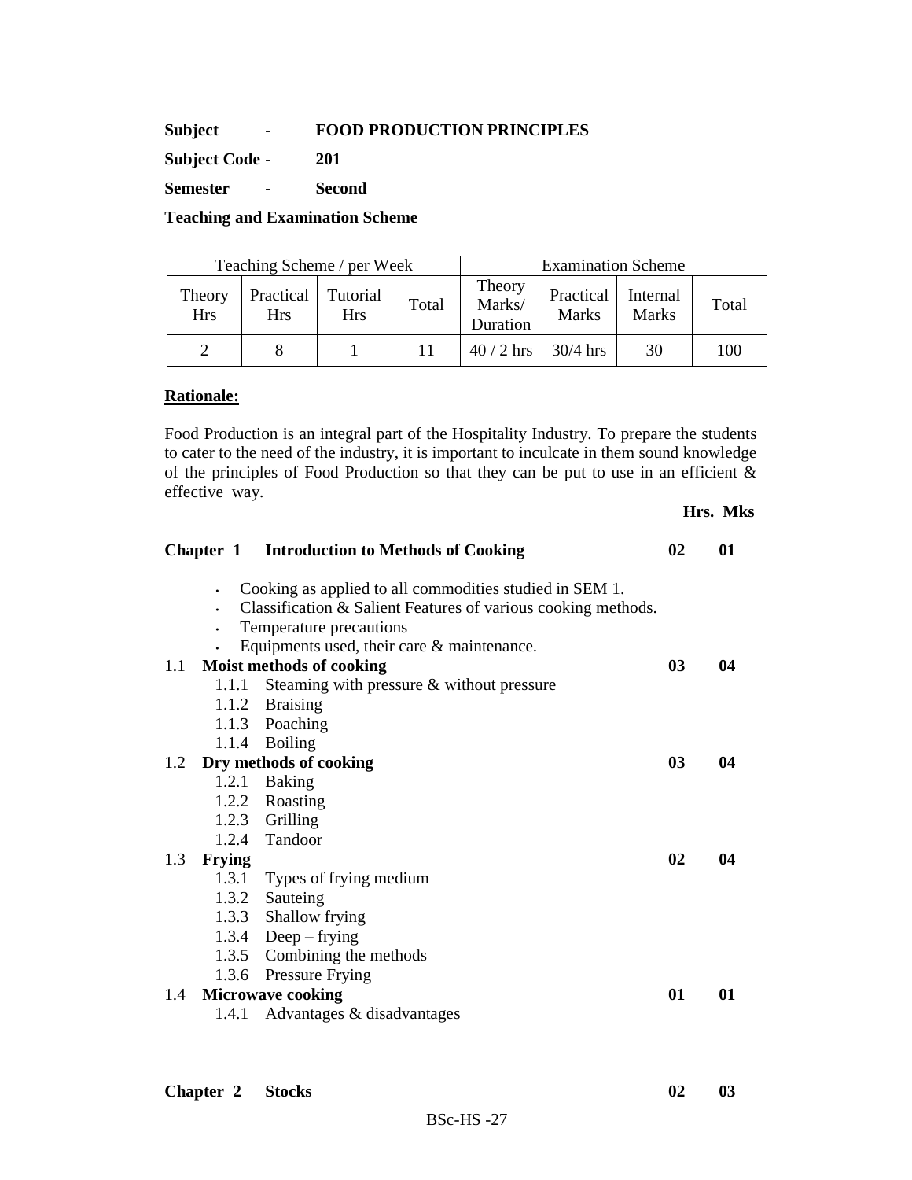**Subject - FOOD PRODUCTION PRINCIPLES**

**Subject Code - 201**

**Semester - Second**

**Teaching and Examination Scheme**

| Teaching Scheme / per Week | | | | Examination Scheme | | | |
|---|---|---|---|---|---|---|---|
| Theory Hrs | Practical Hrs | Tutorial Hrs | Total | Theory Marks/ Duration | Practical Marks | Internal Marks | Total |
| 2 | 8 | 1 | 11 | 40 / 2 hrs | 30/4 hrs | 30 | 100 |

**Rationale:**

Food Production is an integral part of the Hospitality Industry. To prepare the students to cater to the need of the industry, it is important to inculcate in them sound knowledge of the principles of Food Production so that they can be put to use in an efficient & effective way.

| | | Hrs. | Mks |
|---|---|---|---|
| **Chapter 1** | **Introduction to Methods of Cooking** | **02** | **01** |

- Cooking as applied to all commodities studied in SEM 1.
- Classification & Salient Features of various cooking methods.
- Temperature precautions
- Equipments used, their care & maintenance.

| | | Hrs. | Mks |
|---|---|---|---|
| 1.1 | **Moist methods of cooking** | **03** | **04** |
| | 1.1.1 Steaming with pressure & without pressure | | |
| | 1.1.2 Braising | | |
| | 1.1.3 Poaching | | |
| | 1.1.4 Boiling | | |
| 1.2 | **Dry methods of cooking** | **03** | **04** |
| | 1.2.1 Baking | | |
| | 1.2.2 Roasting | | |
| | 1.2.3 Grilling | | |
| | 1.2.4 Tandoor | | |
| 1.3 | **Frying** | **02** | **04** |
| | 1.3.1 Types of frying medium | | |
| | 1.3.2 Sauteing | | |
| | 1.3.3 Shallow frying | | |
| | 1.3.4 Deep – frying | | |
| | 1.3.5 Combining the methods | | |
| | 1.3.6 Pressure Frying | | |
| 1.4 | **Microwave cooking** | **01** | **01** |
| | 1.4.1 Advantages & disadvantages | | |

| | | Hrs. | Mks |
|---|---|---|---|
| **Chapter 2** | **Stocks** | **02** | **03** |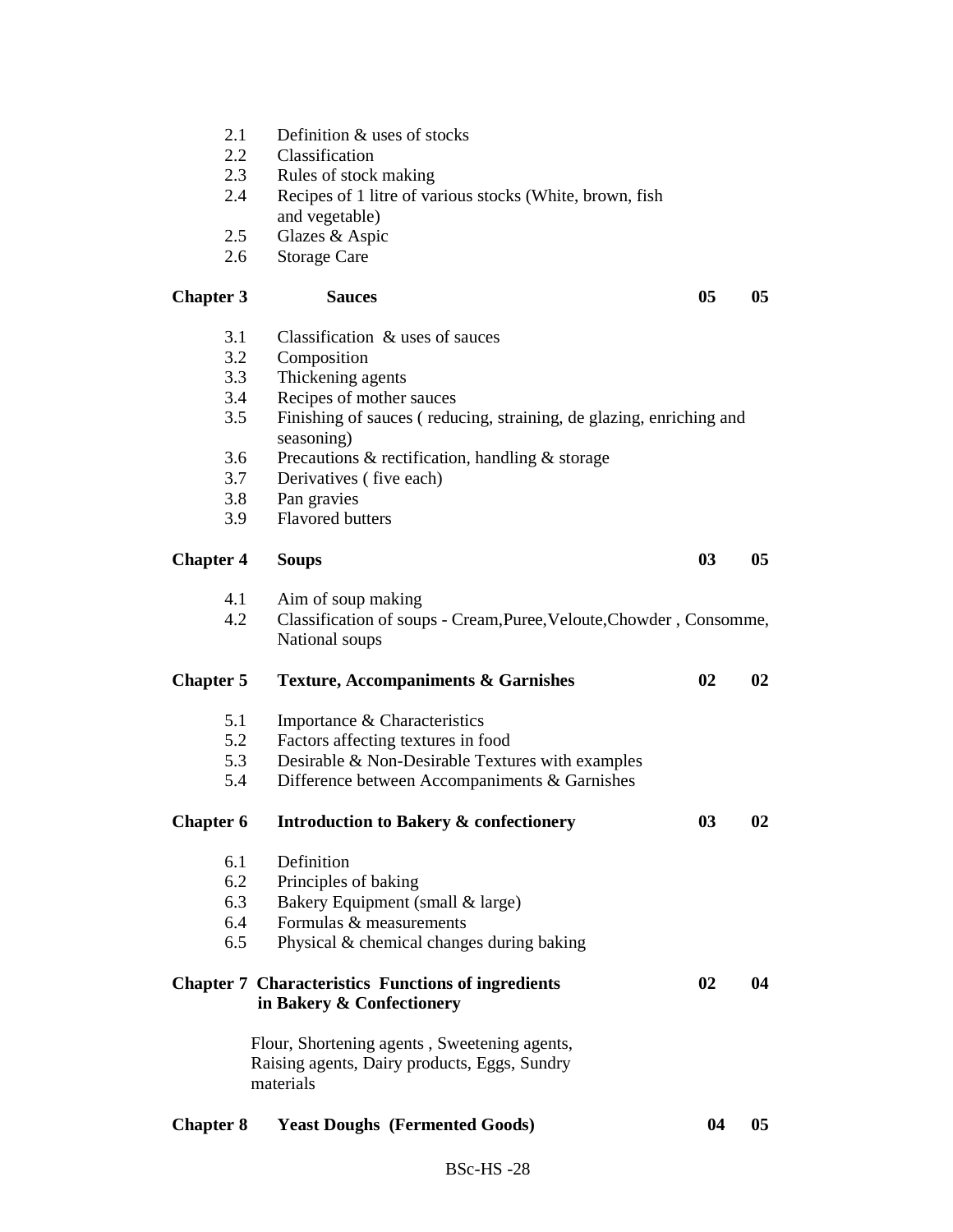2.1 Definition & uses of stocks
2.2 Classification
2.3 Rules of stock making
2.4 Recipes of 1 litre of various stocks (White, brown, fish and vegetable)
2.5 Glazes & Aspic
2.6 Storage Care

| | | | |
|---|---|---|---|
| **Chapter 3** | **Sauces** | **05** | **05** |

3.1 Classification & uses of sauces
3.2 Composition
3.3 Thickening agents
3.4 Recipes of mother sauces
3.5 Finishing of sauces ( reducing, straining, de glazing, enriching and seasoning)
3.6 Precautions & rectification, handling & storage
3.7 Derivatives ( five each)
3.8 Pan gravies
3.9 Flavored butters

| | | | |
|---|---|---|---|
| **Chapter 4** | **Soups** | **03** | **05** |

4.1 Aim of soup making
4.2 Classification of soups - Cream,Puree,Veloute,Chowder , Consomme, National soups

| | | | |
|---|---|---|---|
| **Chapter 5** | **Texture, Accompaniments & Garnishes** | **02** | **02** |

5.1 Importance & Characteristics
5.2 Factors affecting textures in food
5.3 Desirable & Non-Desirable Textures with examples
5.4 Difference between Accompaniments & Garnishes

| | | | |
|---|---|---|---|
| **Chapter 6** | **Introduction to Bakery & confectionery** | **03** | **02** |

6.1 Definition
6.2 Principles of baking
6.3 Bakery Equipment (small & large)
6.4 Formulas & measurements
6.5 Physical & chemical changes during baking

| | | | |
|---|---|---|---|
| **Chapter 7** | **Characteristics Functions of ingredients in Bakery & Confectionery** | **02** | **04** |

Flour, Shortening agents , Sweetening agents, Raising agents, Dairy products, Eggs, Sundry materials

| | | | |
|---|---|---|---|
| **Chapter 8** | **Yeast Doughs (Fermented Goods)** | **04** | **05** |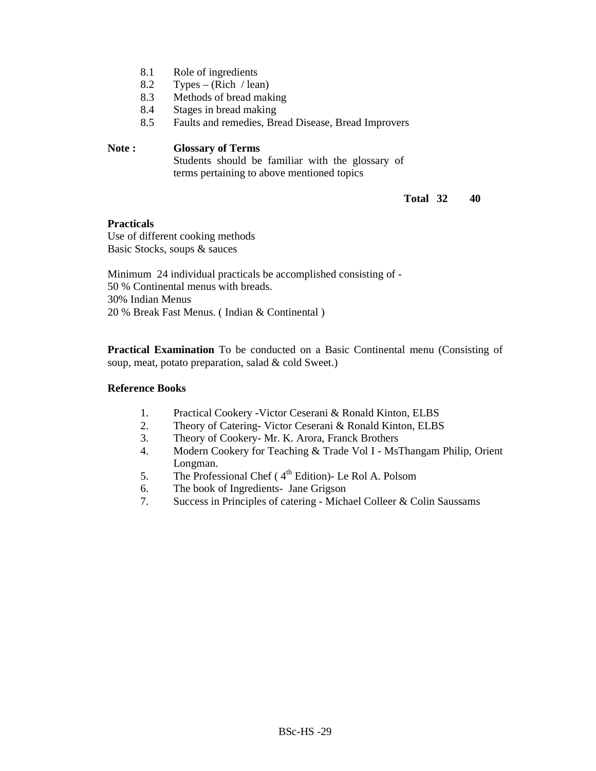8.1 Role of ingredients
8.2 Types – (Rich / lean)
8.3 Methods of bread making
8.4 Stages in bread making
8.5 Faults and remedies, Bread Disease, Bread Improvers

**Note :** **Glossary of Terms**
Students should be familiar with the glossary of terms pertaining to above mentioned topics

**Total 32 40**

**Practicals**

Use of different cooking methods
Basic Stocks, soups & sauces

Minimum 24 individual practicals be accomplished consisting of -
50 % Continental menus with breads.
30% Indian Menus
20 % Break Fast Menus. ( Indian & Continental )

**Practical Examination** To be conducted on a Basic Continental menu (Consisting of soup, meat, potato preparation, salad & cold Sweet.)

**Reference Books**

1. Practical Cookery -Victor Ceserani & Ronald Kinton, ELBS
2. Theory of Catering- Victor Ceserani & Ronald Kinton, ELBS
3. Theory of Cookery- Mr. K. Arora, Franck Brothers
4. Modern Cookery for Teaching & Trade Vol I - MsThangam Philip, Orient Longman.
5. The Professional Chef ( 4th Edition)- Le Rol A. Polsom
6. The book of Ingredients- Jane Grigson
7. Success in Principles of catering - Michael Colleer & Colin Saussams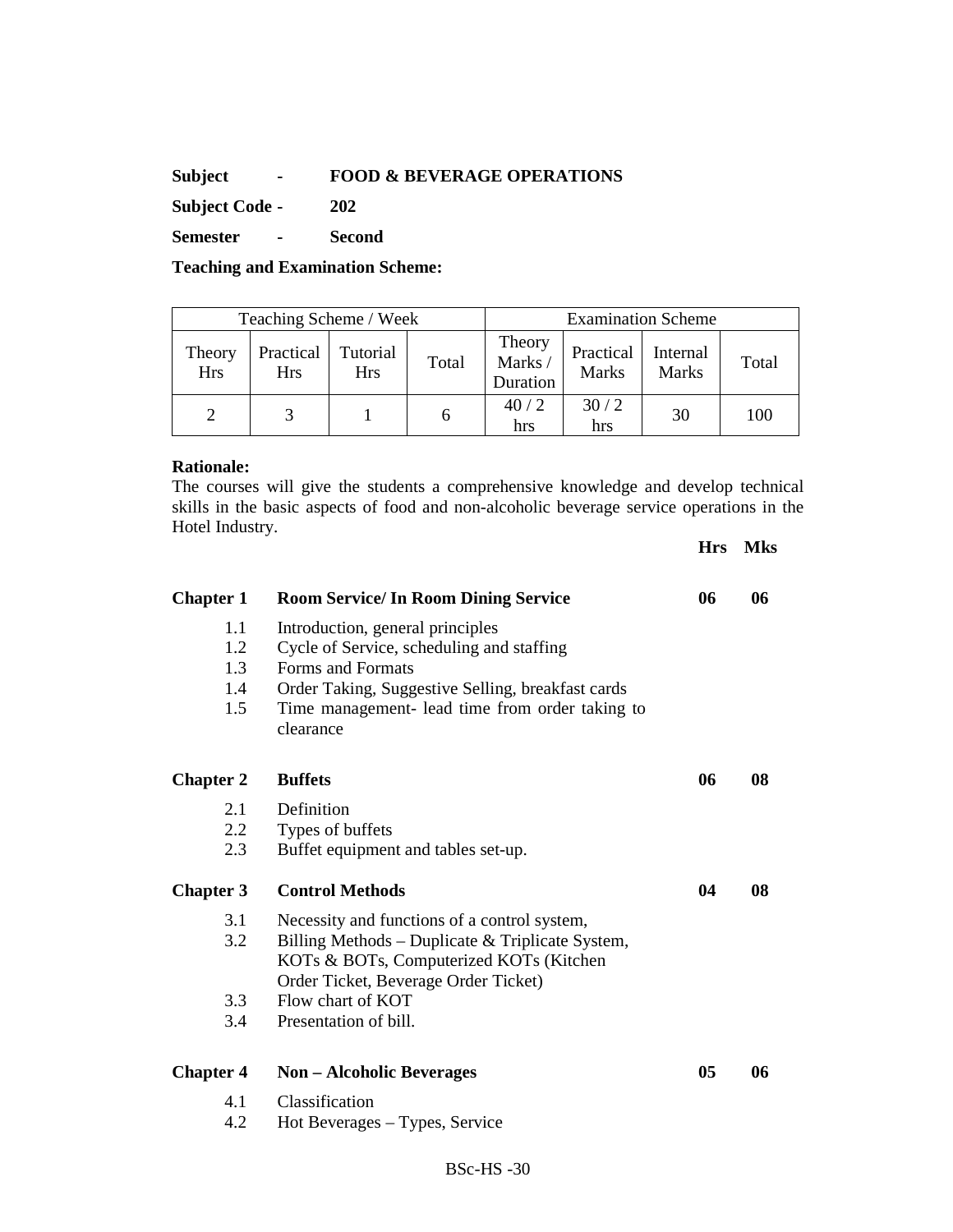**Subject - FOOD & BEVERAGE OPERATIONS**

**Subject Code - 202**

**Semester - Second**

**Teaching and Examination Scheme:**

| Teaching Scheme / Week | | | | Examination Scheme | | | |
|---|---|---|---|---|---|---|---|
| Theory Hrs | Practical Hrs | Tutorial Hrs | Total | Theory Marks / Duration | Practical Marks | Internal Marks | Total |
| 2 | 3 | 1 | 6 | 40 / 2 hrs | 30 / 2 hrs | 30 | 100 |

**Rationale:**
The courses will give the students a comprehensive knowledge and develop technical skills in the basic aspects of food and non-alcoholic beverage service operations in the Hotel Industry.

| | | **Hrs** | **Mks** |
|---|---|---|---|
| **Chapter 1** | **Room Service/ In Room Dining Service** | **06** | **06** |
| 1.1 | Introduction, general principles | | |
| 1.2 | Cycle of Service, scheduling and staffing | | |
| 1.3 | Forms and Formats | | |
| 1.4 | Order Taking, Suggestive Selling, breakfast cards | | |
| 1.5 | Time management- lead time from order taking to clearance | | |
| **Chapter 2** | **Buffets** | **06** | **08** |
| 2.1 | Definition | | |
| 2.2 | Types of buffets | | |
| 2.3 | Buffet equipment and tables set-up. | | |
| **Chapter 3** | **Control Methods** | **04** | **08** |
| 3.1 | Necessity and functions of a control system, | | |
| 3.2 | Billing Methods – Duplicate & Triplicate System, KOTs & BOTs, Computerized KOTs (Kitchen Order Ticket, Beverage Order Ticket) | | |
| 3.3 | Flow chart of KOT | | |
| 3.4 | Presentation of bill. | | |
| **Chapter 4** | **Non – Alcoholic Beverages** | **05** | **06** |
| 4.1 | Classification | | |
| 4.2 | Hot Beverages – Types, Service | | |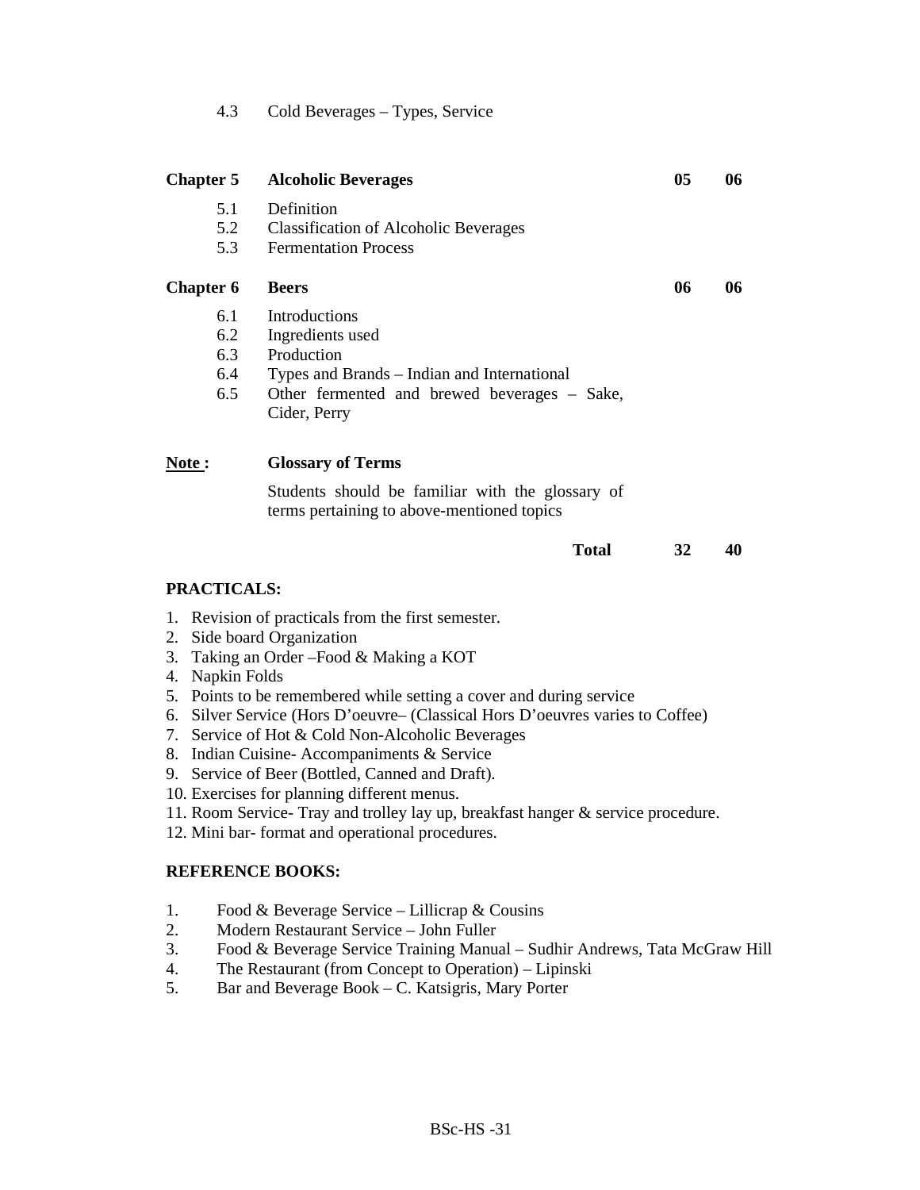| | | | |
|---|---|---|---|
| 4.3 | Cold Beverages – Types, Service | | |
| **Chapter 5** | **Alcoholic Beverages** | **05** | **06** |
| 5.1 | Definition | | |
| 5.2 | Classification of Alcoholic Beverages | | |
| 5.3 | Fermentation Process | | |
| **Chapter 6** | **Beers** | **06** | **06** |
| 6.1 | Introductions | | |
| 6.2 | Ingredients used | | |
| 6.3 | Production | | |
| 6.4 | Types and Brands – Indian and International | | |
| 6.5 | Other fermented and brewed beverages – Sake, Cider, Perry | | |
| **Note :** | **Glossary of Terms** | | |
| | Students should be familiar with the glossary of terms pertaining to above-mentioned topics | | |
| | **Total** | **32** | **40** |

**PRACTICALS:**

1. Revision of practicals from the first semester.
2. Side board Organization
3. Taking an Order –Food & Making a KOT
4. Napkin Folds
5. Points to be remembered while setting a cover and during service
6. Silver Service (Hors D'oeuvre– (Classical Hors D'oeuvres varies to Coffee)
7. Service of Hot & Cold Non-Alcoholic Beverages
8. Indian Cuisine- Accompaniments & Service
9. Service of Beer (Bottled, Canned and Draft).
10. Exercises for planning different menus.
11. Room Service- Tray and trolley lay up, breakfast hanger & service procedure.
12. Mini bar- format and operational procedures.

**REFERENCE BOOKS:**

1. Food & Beverage Service – Lillicrap & Cousins
2. Modern Restaurant Service – John Fuller
3. Food & Beverage Service Training Manual – Sudhir Andrews, Tata McGraw Hill
4. The Restaurant (from Concept to Operation) – Lipinski
5. Bar and Beverage Book – C. Katsigris, Mary Porter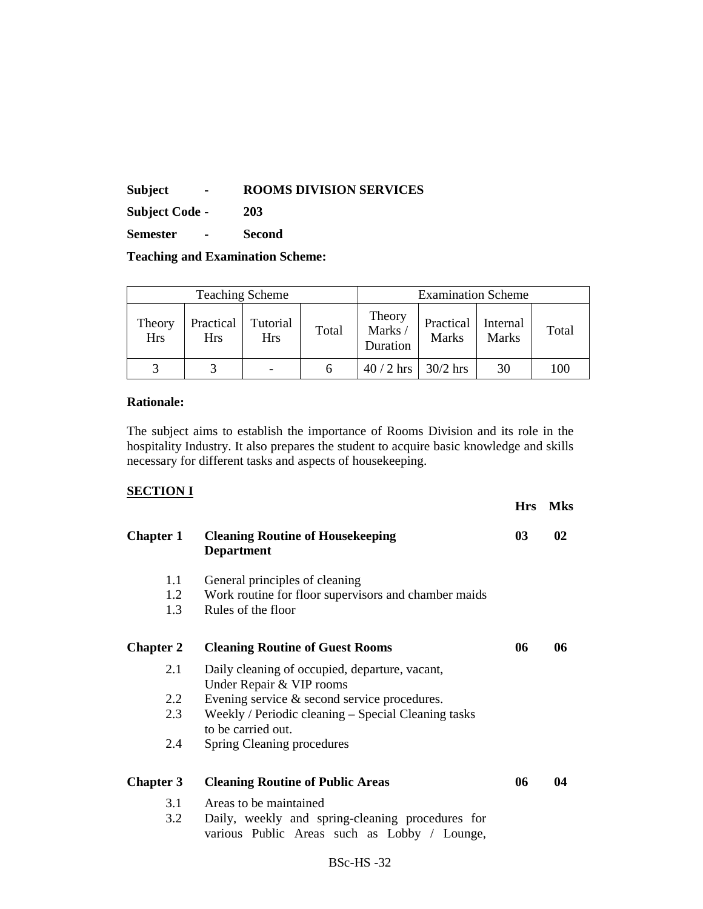**Subject - ROOMS DIVISION SERVICES**

**Subject Code - 203**

**Semester - Second**

**Teaching and Examination Scheme:**

| Teaching Scheme | | | | Examination Scheme | | | |
|---|---|---|---|---|---|---|---|
| Theory Hrs | Practical Hrs | Tutorial Hrs | Total | Theory Marks / Duration | Practical Marks | Internal Marks | Total |
| 3 | 3 | - | 6 | 40 / 2 hrs | 30/2 hrs | 30 | 100 |

**Rationale:**

The subject aims to establish the importance of Rooms Division and its role in the hospitality Industry. It also prepares the student to acquire basic knowledge and skills necessary for different tasks and aspects of housekeeping.

**SECTION I**

| | | Hrs | Mks |
|---|---|---|---|
| **Chapter 1** | **Cleaning Routine of Housekeeping Department** | **03** | **02** |
| 1.1 | General principles of cleaning | | |
| 1.2 | Work routine for floor supervisors and chamber maids | | |
| 1.3 | Rules of the floor | | |
| **Chapter 2** | **Cleaning Routine of Guest Rooms** | **06** | **06** |
| 2.1 | Daily cleaning of occupied, departure, vacant, Under Repair & VIP rooms | | |
| 2.2 | Evening service & second service procedures. | | |
| 2.3 | Weekly / Periodic cleaning – Special Cleaning tasks to be carried out. | | |
| 2.4 | Spring Cleaning procedures | | |
| **Chapter 3** | **Cleaning Routine of Public Areas** | **06** | **04** |
| 3.1 | Areas to be maintained | | |
| 3.2 | Daily, weekly and spring-cleaning procedures for various Public Areas such as Lobby / Lounge, | | |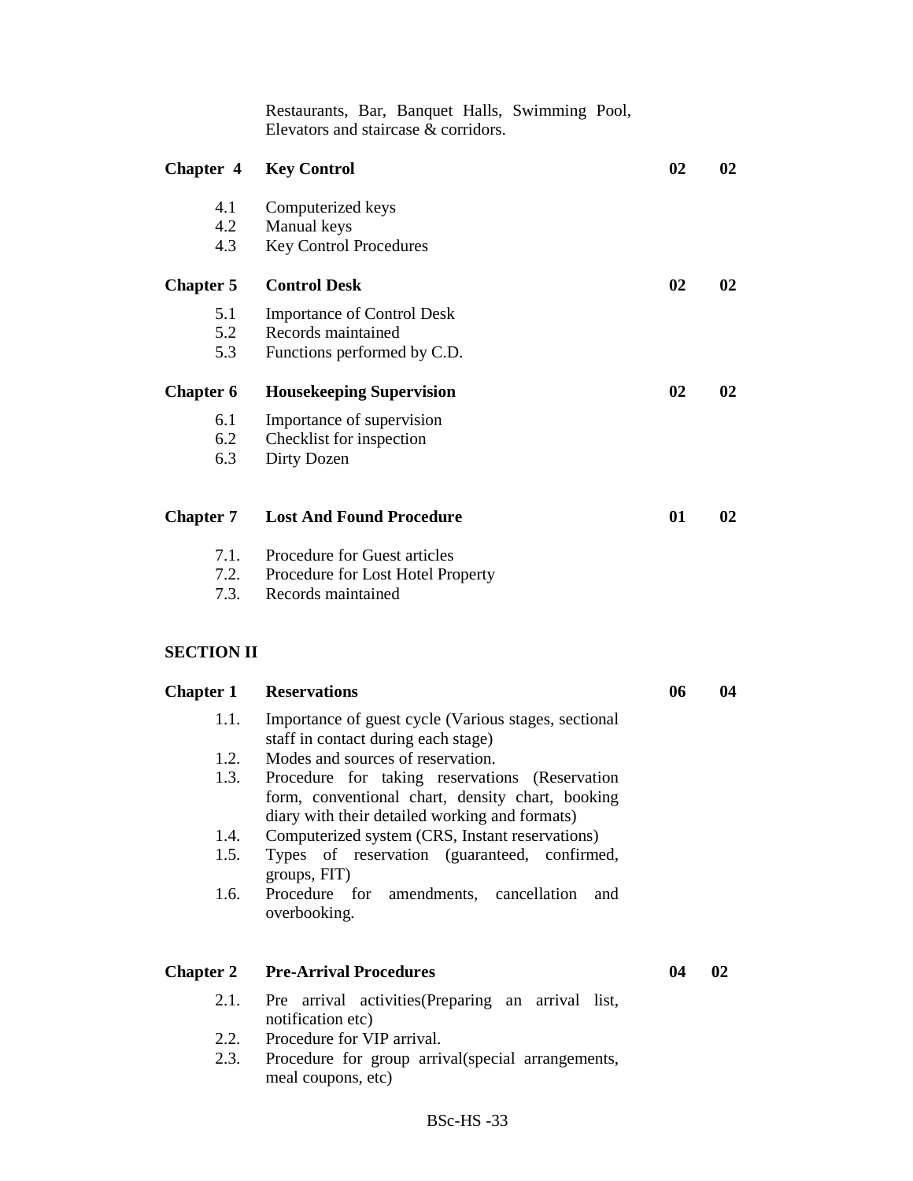| | | | |
|---|---|---|---|
| | Restaurants, Bar, Banquet Halls, Swimming Pool, Elevators and staircase & corridors. | | |
| **Chapter 4** | **Key Control** | **02** | **02** |
| 4.1 | Computerized keys | | |
| 4.2 | Manual keys | | |
| 4.3 | Key Control Procedures | | |
| **Chapter 5** | **Control Desk** | **02** | **02** |
| 5.1 | Importance of Control Desk | | |
| 5.2 | Records maintained | | |
| 5.3 | Functions performed by C.D. | | |
| **Chapter 6** | **Housekeeping Supervision** | **02** | **02** |
| 6.1 | Importance of supervision | | |
| 6.2 | Checklist for inspection | | |
| 6.3 | Dirty Dozen | | |
| **Chapter 7** | **Lost And Found Procedure** | **01** | **02** |
| 7.1. | Procedure for Guest articles | | |
| 7.2. | Procedure for Lost Hotel Property | | |
| 7.3. | Records maintained | | |

**SECTION II**

| | | | |
|---|---|---|---|
| **Chapter 1** | **Reservations** | **06** | **04** |
| 1.1. | Importance of guest cycle (Various stages, sectional staff in contact during each stage) | | |
| 1.2. | Modes and sources of reservation. | | |
| 1.3. | Procedure for taking reservations (Reservation form, conventional chart, density chart, booking diary with their detailed working and formats) | | |
| 1.4. | Computerized system (CRS, Instant reservations) | | |
| 1.5. | Types of reservation (guaranteed, confirmed, groups, FIT) | | |
| 1.6. | Procedure for amendments, cancellation and overbooking. | | |
| **Chapter 2** | **Pre-Arrival Procedures** | **04** | **02** |
| 2.1. | Pre arrival activities(Preparing an arrival list, notification etc) | | |
| 2.2. | Procedure for VIP arrival. | | |
| 2.3. | Procedure for group arrival(special arrangements, meal coupons, etc) | | |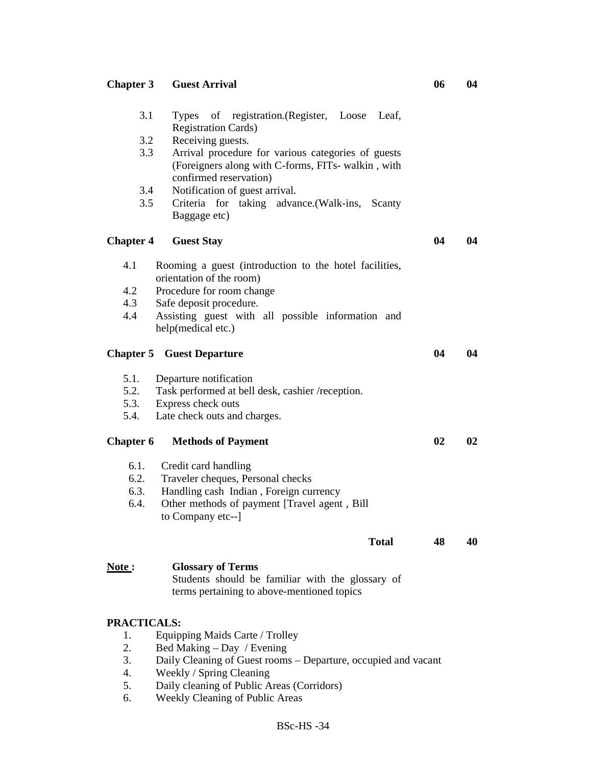| | | | |
|---|---|---|---|
| **Chapter 3** | **Guest Arrival** | **06** | **04** |
| | 3.1 Types of registration.(Register, Loose Leaf, Registration Cards)<br>3.2 Receiving guests.<br>3.3 Arrival procedure for various categories of guests (Foreigners along with C-forms, FITs- walkin , with confirmed reservation)<br>3.4 Notification of guest arrival.<br>3.5 Criteria for taking advance.(Walk-ins, Scanty Baggage etc) | | |
| **Chapter 4** | **Guest Stay** | **04** | **04** |
| | 4.1 Rooming a guest (introduction to the hotel facilities, orientation of the room)<br>4.2 Procedure for room change<br>4.3 Safe deposit procedure.<br>4.4 Assisting guest with all possible information and help(medical etc.) | | |
| **Chapter 5** | **Guest Departure** | **04** | **04** |
| | 5.1. Departure notification<br>5.2. Task performed at bell desk, cashier /reception.<br>5.3. Express check outs<br>5.4. Late check outs and charges. | | |
| **Chapter 6** | **Methods of Payment** | **02** | **02** |
| | 6.1. Credit card handling<br>6.2. Traveler cheques, Personal checks<br>6.3. Handling cash Indian , Foreign currency<br>6.4. Other methods of payment [Travel agent , Bill to Company etc--] | | |
| | **Total** | **48** | **40** |

**<u>Note :</u>** **Glossary of Terms**

Students should be familiar with the glossary of terms pertaining to above-mentioned topics

**PRACTICALS:**

1. Equipping Maids Carte / Trolley
2. Bed Making – Day / Evening
3. Daily Cleaning of Guest rooms – Departure, occupied and vacant
4. Weekly / Spring Cleaning
5. Daily cleaning of Public Areas (Corridors)
6. Weekly Cleaning of Public Areas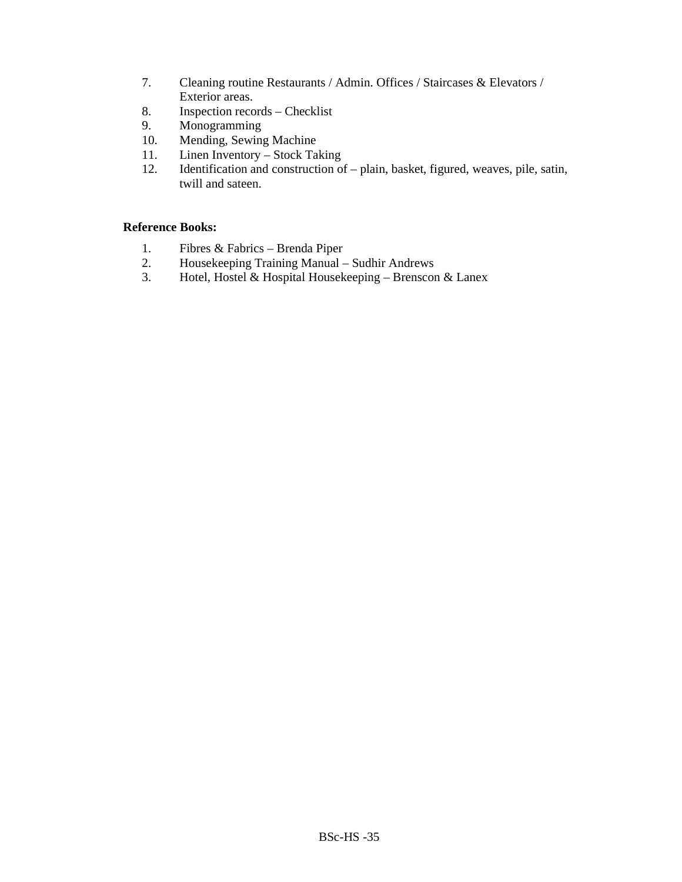7. Cleaning routine Restaurants / Admin. Offices / Staircases & Elevators / Exterior areas.
8. Inspection records – Checklist
9. Monogramming
10. Mending, Sewing Machine
11. Linen Inventory – Stock Taking
12. Identification and construction of – plain, basket, figured, weaves, pile, satin, twill and sateen.

**Reference Books:**

1. Fibres & Fabrics – Brenda Piper
2. Housekeeping Training Manual – Sudhir Andrews
3. Hotel, Hostel & Hospital Housekeeping – Brenscon & Lanex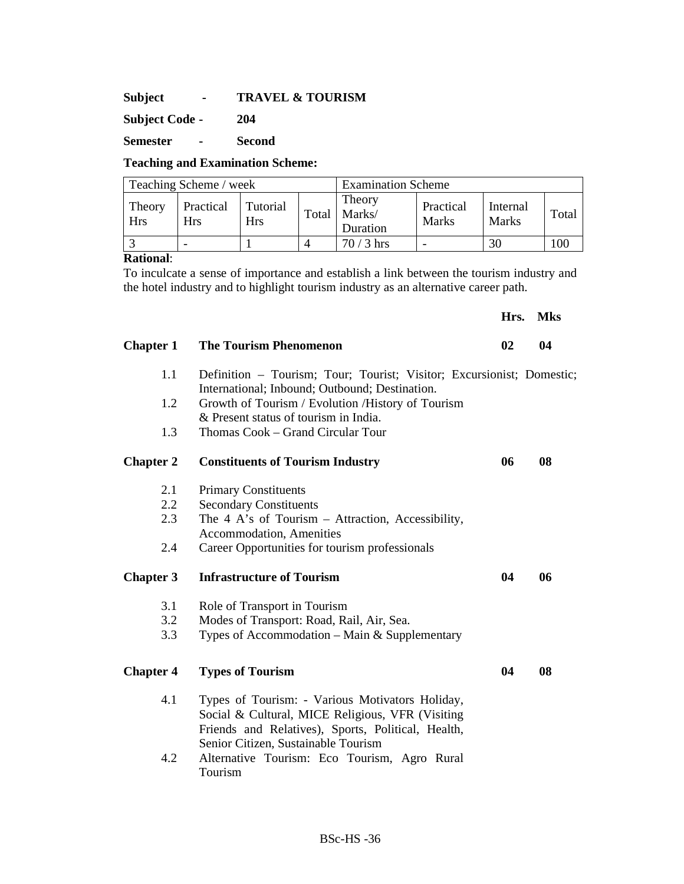**Subject - TRAVEL & TOURISM**

**Subject Code - 204**

**Semester - Second**

**Teaching and Examination Scheme:**

| Teaching Scheme / week | | | | Examination Scheme | | | |
|---|---|---|---|---|---|---|---|
| Theory Hrs | Practical Hrs | Tutorial Hrs | Total | Theory Marks/ Duration | Practical Marks | Internal Marks | Total |
| 3 | - | 1 | 4 | 70 / 3 hrs | - | 30 | 100 |

**Rational**:

To inculcate a sense of importance and establish a link between the tourism industry and the hotel industry and to highlight tourism industry as an alternative career path.

| | | **Hrs.** | **Mks** |
|---|---|---|---|
| **Chapter 1** | **The Tourism Phenomenon** | **02** | **04** |
| 1.1 | Definition – Tourism; Tour; Tourist; Visitor; Excursionist; Domestic; International; Inbound; Outbound; Destination. | | |
| 1.2 | Growth of Tourism / Evolution /History of Tourism & Present status of tourism in India. | | |
| 1.3 | Thomas Cook – Grand Circular Tour | | |
| **Chapter 2** | **Constituents of Tourism Industry** | **06** | **08** |
| 2.1 | Primary Constituents | | |
| 2.2 | Secondary Constituents | | |
| 2.3 | The 4 A's of Tourism – Attraction, Accessibility, Accommodation, Amenities | | |
| 2.4 | Career Opportunities for tourism professionals | | |
| **Chapter 3** | **Infrastructure of Tourism** | **04** | **06** |
| 3.1 | Role of Transport in Tourism | | |
| 3.2 | Modes of Transport: Road, Rail, Air, Sea. | | |
| 3.3 | Types of Accommodation – Main & Supplementary | | |
| **Chapter 4** | **Types of Tourism** | **04** | **08** |
| 4.1 | Types of Tourism: - Various Motivators Holiday, Social & Cultural, MICE Religious, VFR (Visiting Friends and Relatives), Sports, Political, Health, Senior Citizen, Sustainable Tourism | | |
| 4.2 | Alternative Tourism: Eco Tourism, Agro Rural Tourism | | |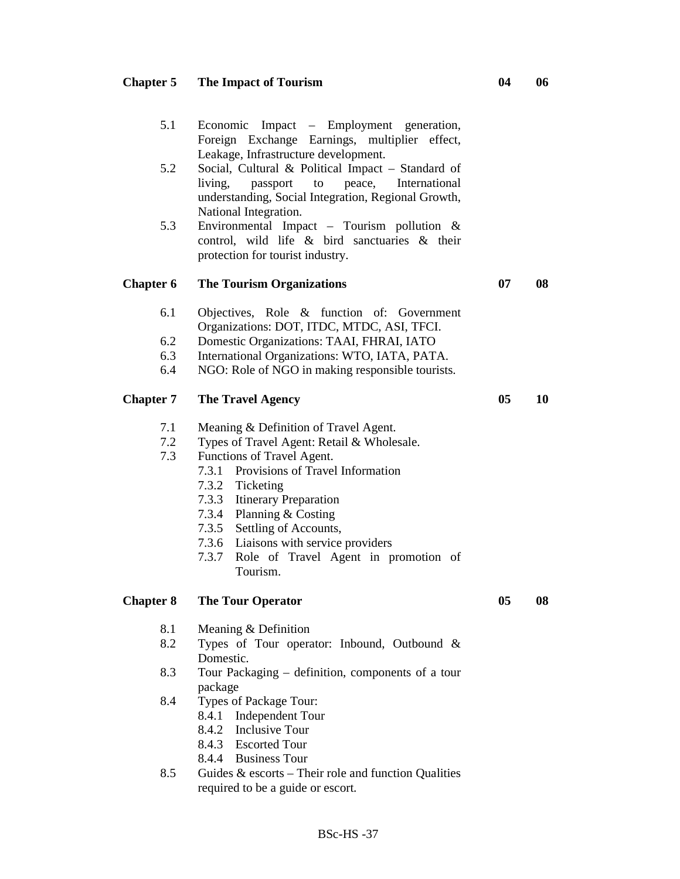| Chapter | Title | | |
|---|---|---|---|
| **Chapter 5** | **The Impact of Tourism** | **04** | **06** |
| 5.1 | Economic Impact – Employment generation, Foreign Exchange Earnings, multiplier effect, Leakage, Infrastructure development. | | |
| 5.2 | Social, Cultural & Political Impact – Standard of living, passport to peace, International understanding, Social Integration, Regional Growth, National Integration. | | |
| 5.3 | Environmental Impact – Tourism pollution & control, wild life & bird sanctuaries & their protection for tourist industry. | | |
| **Chapter 6** | **The Tourism Organizations** | **07** | **08** |
| 6.1 | Objectives, Role & function of: Government Organizations: DOT, ITDC, MTDC, ASI, TFCI. | | |
| 6.2 | Domestic Organizations: TAAI, FHRAI, IATO | | |
| 6.3 | International Organizations: WTO, IATA, PATA. | | |
| 6.4 | NGO: Role of NGO in making responsible tourists. | | |
| **Chapter 7** | **The Travel Agency** | **05** | **10** |
| 7.1 | Meaning & Definition of Travel Agent. | | |
| 7.2 | Types of Travel Agent: Retail & Wholesale. | | |
| 7.3 | Functions of Travel Agent. | | |
| | 7.3.1 Provisions of Travel Information | | |
| | 7.3.2 Ticketing | | |
| | 7.3.3 Itinerary Preparation | | |
| | 7.3.4 Planning & Costing | | |
| | 7.3.5 Settling of Accounts, | | |
| | 7.3.6 Liaisons with service providers | | |
| | 7.3.7 Role of Travel Agent in promotion of Tourism. | | |
| **Chapter 8** | **The Tour Operator** | **05** | **08** |
| 8.1 | Meaning & Definition | | |
| 8.2 | Types of Tour operator: Inbound, Outbound & Domestic. | | |
| 8.3 | Tour Packaging – definition, components of a tour package | | |
| 8.4 | Types of Package Tour: | | |
| | 8.4.1 Independent Tour | | |
| | 8.4.2 Inclusive Tour | | |
| | 8.4.3 Escorted Tour | | |
| | 8.4.4 Business Tour | | |
| 8.5 | Guides & escorts – Their role and function Qualities required to be a guide or escort. | | |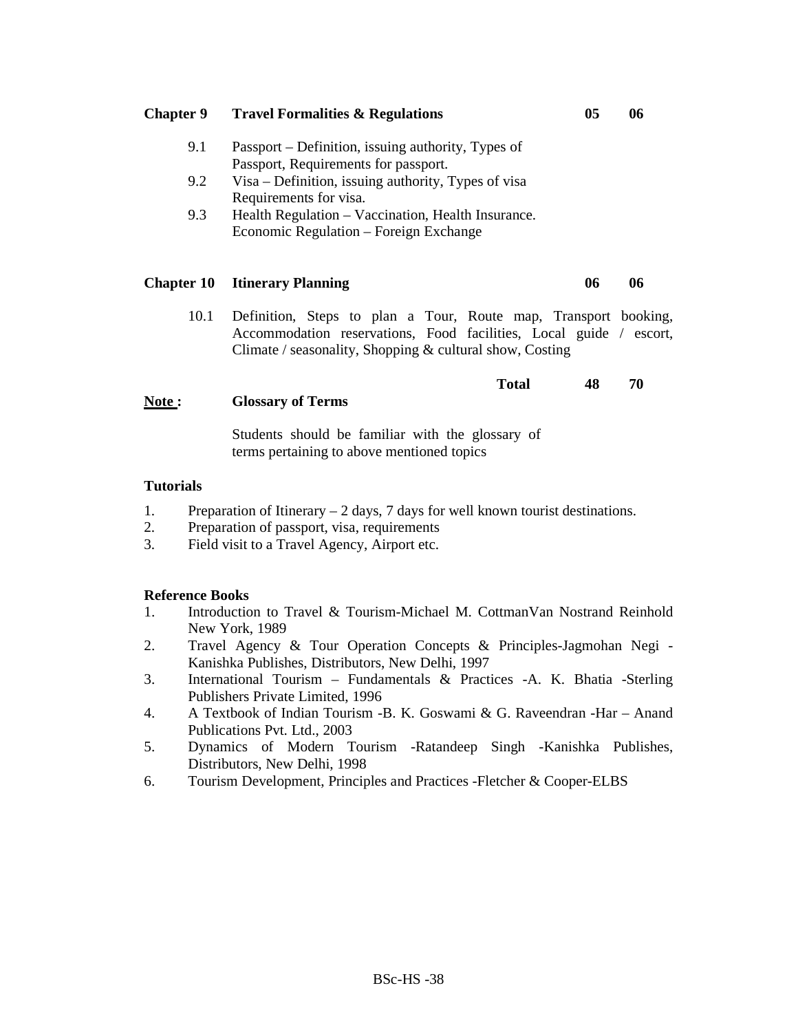| | | | |
|---|---|---|---|
| **Chapter 9** | **Travel Formalities & Regulations** | **05** | **06** |
| 9.1 | Passport – Definition, issuing authority, Types of Passport, Requirements for passport. | | |
| 9.2 | Visa – Definition, issuing authority, Types of visa Requirements for visa. | | |
| 9.3 | Health Regulation – Vaccination, Health Insurance. Economic Regulation – Foreign Exchange | | |
| **Chapter 10** | **Itinerary Planning** | **06** | **06** |
| 10.1 | Definition, Steps to plan a Tour, Route map, Transport booking, Accommodation reservations, Food facilities, Local guide / escort, Climate / seasonality, Shopping & cultural show, Costing | | |
| | **Total** | **48** | **70** |

<u>**Note :**</u> **Glossary of Terms**

Students should be familiar with the glossary of terms pertaining to above mentioned topics

**Tutorials**

1. Preparation of Itinerary – 2 days, 7 days for well known tourist destinations.
2. Preparation of passport, visa, requirements
3. Field visit to a Travel Agency, Airport etc.

**Reference Books**

1. Introduction to Travel & Tourism-Michael M. CottmanVan Nostrand Reinhold New York, 1989
2. Travel Agency & Tour Operation Concepts & Principles-Jagmohan Negi - Kanishka Publishes, Distributors, New Delhi, 1997
3. International Tourism – Fundamentals & Practices -A. K. Bhatia -Sterling Publishers Private Limited, 1996
4. A Textbook of Indian Tourism -B. K. Goswami & G. Raveendran -Har – Anand Publications Pvt. Ltd., 2003
5. Dynamics of Modern Tourism -Ratandeep Singh -Kanishka Publishes, Distributors, New Delhi, 1998
6. Tourism Development, Principles and Practices -Fletcher & Cooper-ELBS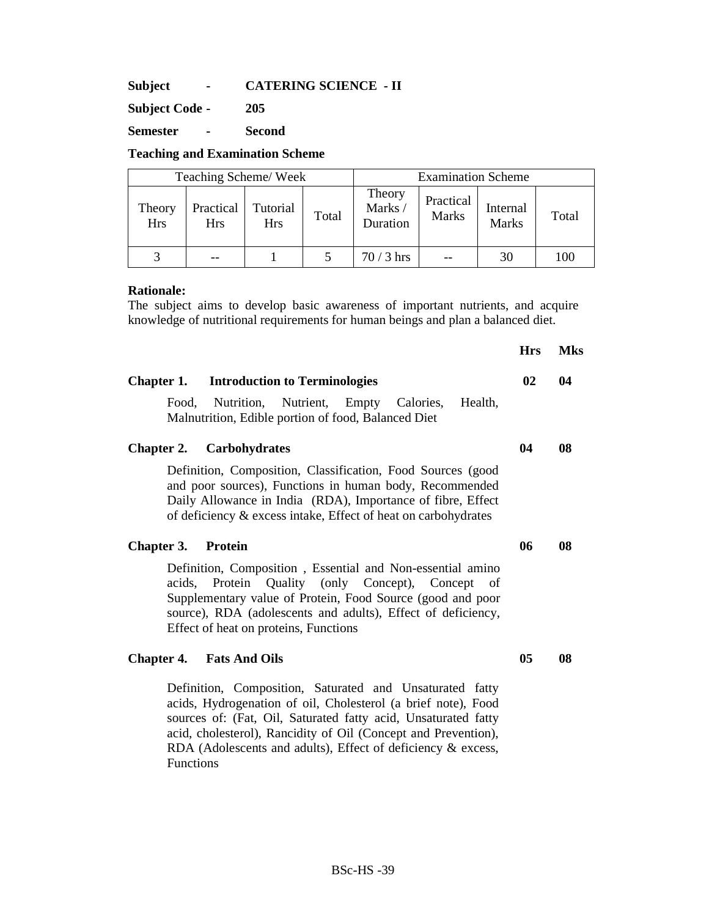**Subject - CATERING SCIENCE - II**

**Subject Code - 205**

**Semester - Second**

**Teaching and Examination Scheme**

| Teaching Scheme/ Week | | | | Examination Scheme | | | |
|---|---|---|---|---|---|---|---|
| Theory Hrs | Practical Hrs | Tutorial Hrs | Total | Theory Marks / Duration | Practical Marks | Internal Marks | Total |
| 3 | -- | 1 | 5 | 70 / 3 hrs | -- | 30 | 100 |

**Rationale:**
The subject aims to develop basic awareness of important nutrients, and acquire knowledge of nutritional requirements for human beings and plan a balanced diet.

| | Hrs | Mks |
|---|---|---|
| **Chapter 1. Introduction to Terminologies** | **02** | **04** |
| Food, Nutrition, Nutrient, Empty Calories, Health, Malnutrition, Edible portion of food, Balanced Diet | | |
| **Chapter 2. Carbohydrates** | **04** | **08** |
| Definition, Composition, Classification, Food Sources (good and poor sources), Functions in human body, Recommended Daily Allowance in India (RDA), Importance of fibre, Effect of deficiency & excess intake, Effect of heat on carbohydrates | | |
| **Chapter 3. Protein** | **06** | **08** |
| Definition, Composition , Essential and Non-essential amino acids, Protein Quality (only Concept), Concept of Supplementary value of Protein, Food Source (good and poor source), RDA (adolescents and adults), Effect of deficiency, Effect of heat on proteins, Functions | | |
| **Chapter 4. Fats And Oils** | **05** | **08** |
| Definition, Composition, Saturated and Unsaturated fatty acids, Hydrogenation of oil, Cholesterol (a brief note), Food sources of: (Fat, Oil, Saturated fatty acid, Unsaturated fatty acid, cholesterol), Rancidity of Oil (Concept and Prevention), RDA (Adolescents and adults), Effect of deficiency & excess, Functions | | |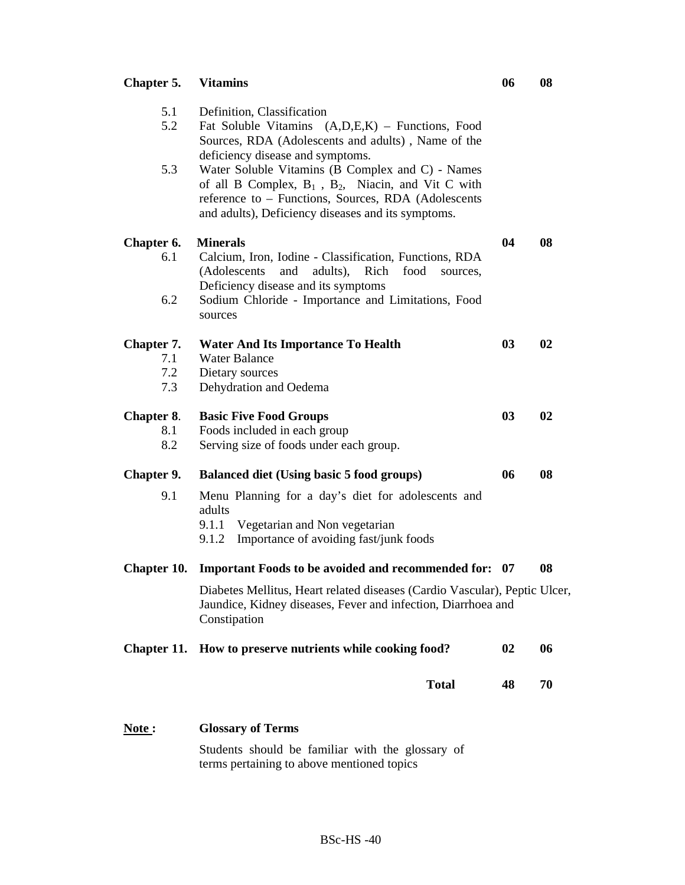| Chapter | Topic | | |
|---|---|---|---|
| **Chapter 5.** | **Vitamins** | **06** | **08** |
| 5.1 | Definition, Classification | | |
| 5.2 | Fat Soluble Vitamins (A,D,E,K) – Functions, Food Sources, RDA (Adolescents and adults) , Name of the deficiency disease and symptoms. | | |
| 5.3 | Water Soluble Vitamins (B Complex and C) - Names of all B Complex, $B_1$ , $B_2$, Niacin, and Vit C with reference to – Functions, Sources, RDA (Adolescents and adults), Deficiency diseases and its symptoms. | | |
| **Chapter 6.** | **Minerals** | **04** | **08** |
| 6.1 | Calcium, Iron, Iodine - Classification, Functions, RDA (Adolescents and adults), Rich food sources, Deficiency disease and its symptoms | | |
| 6.2 | Sodium Chloride - Importance and Limitations, Food sources | | |
| **Chapter 7.** | **Water And Its Importance To Health** | **03** | **02** |
| 7.1 | Water Balance | | |
| 7.2 | Dietary sources | | |
| 7.3 | Dehydration and Oedema | | |
| **Chapter 8**. | **Basic Five Food Groups** | **03** | **02** |
| 8.1 | Foods included in each group | | |
| 8.2 | Serving size of foods under each group. | | |
| **Chapter 9.** | **Balanced diet (Using basic 5 food groups)** | **06** | **08** |
| 9.1 | Menu Planning for a day's diet for adolescents and adults<br>9.1.1 Vegetarian and Non vegetarian<br>9.1.2 Importance of avoiding fast/junk foods | | |
| **Chapter 10.** | **Important Foods to be avoided and recommended for:** | **07** | **08** |
| | Diabetes Mellitus, Heart related diseases (Cardio Vascular), Peptic Ulcer, Jaundice, Kidney diseases, Fever and infection, Diarrhoea and Constipation | | |
| **Chapter 11.** | **How to preserve nutrients while cooking food?** | **02** | **06** |
| | **Total** | **48** | **70** |

**<u>Note :</u>** **Glossary of Terms**

Students should be familiar with the glossary of terms pertaining to above mentioned topics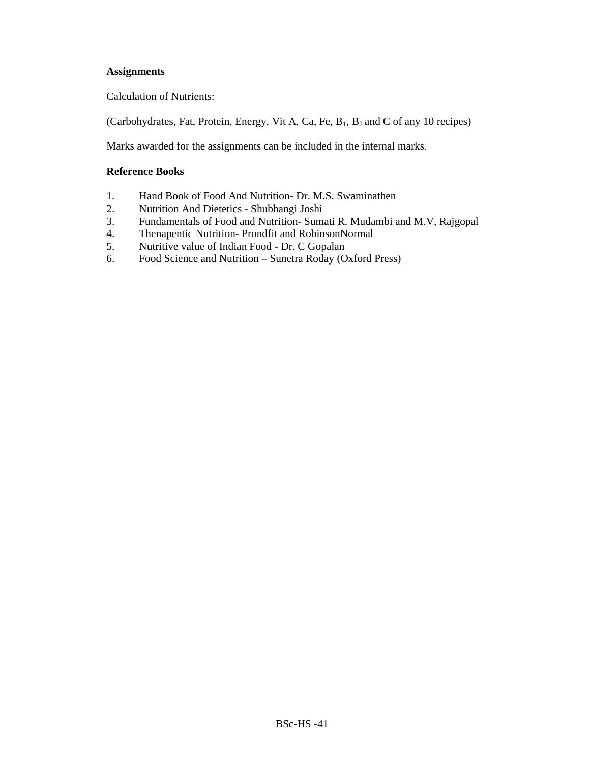**Assignments**

Calculation of Nutrients:

(Carbohydrates, Fat, Protein, Energy, Vit A, Ca, Fe, $B_1$, $B_2$ and C of any 10 recipes)

Marks awarded for the assignments can be included in the internal marks.

**Reference Books**

1. Hand Book of Food And Nutrition- Dr. M.S. Swaminathen
2. Nutrition And Dietetics - Shubhangi Joshi
3. Fundamentals of Food and Nutrition- Sumati R. Mudambi and M.V, Rajgopal
4. Thenapentic Nutrition- Prondfit and RobinsonNormal
5. Nutritive value of Indian Food - Dr. C Gopalan
6. Food Science and Nutrition – Sunetra Roday (Oxford Press)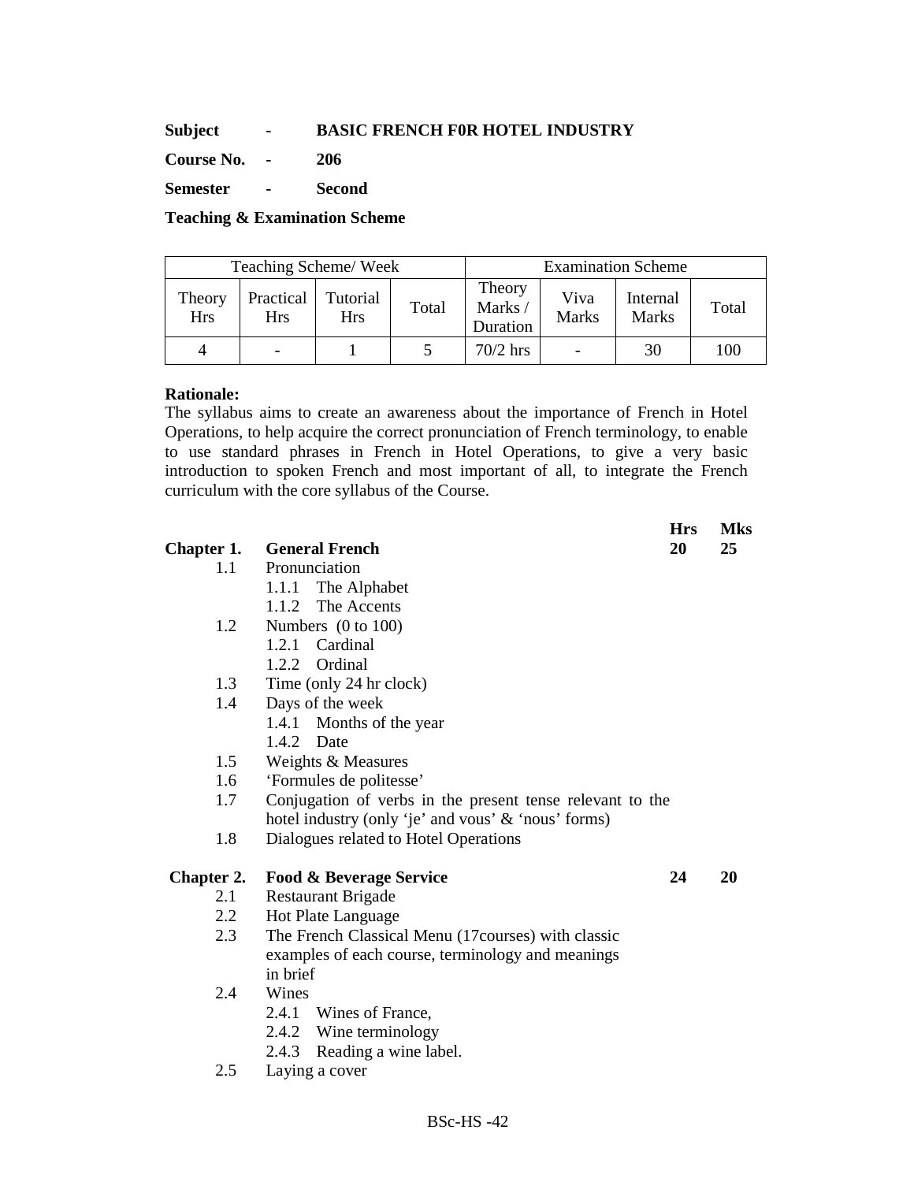**Subject** - **BASIC FRENCH F0R HOTEL INDUSTRY**

**Course No.** - **206**

**Semester** - **Second**

**Teaching & Examination Scheme**

| Teaching Scheme/ Week | | | | Examination Scheme | | | |
|---|---|---|---|---|---|---|---|
| Theory Hrs | Practical Hrs | Tutorial Hrs | Total | Theory Marks / Duration | Viva Marks | Internal Marks | Total |
| 4 | - | 1 | 5 | 70/2 hrs | - | 30 | 100 |

**Rationale:**
The syllabus aims to create an awareness about the importance of French in Hotel Operations, to help acquire the correct pronunciation of French terminology, to enable to use standard phrases in French in Hotel Operations, to give a very basic introduction to spoken French and most important of all, to integrate the French curriculum with the core syllabus of the Course.

| | | Hrs | Mks |
|---|---|---|---|
| **Chapter 1.** | **General French** | **20** | **25** |

- 1.1 Pronunciation
  - 1.1.1 The Alphabet
  - 1.1.2 The Accents
- 1.2 Numbers (0 to 100)
  - 1.2.1 Cardinal
  - 1.2.2 Ordinal
- 1.3 Time (only 24 hr clock)
- 1.4 Days of the week
  - 1.4.1 Months of the year
  - 1.4.2 Date
- 1.5 Weights & Measures
- 1.6 'Formules de politesse'
- 1.7 Conjugation of verbs in the present tense relevant to the hotel industry (only 'je' and vous' & 'nous' forms)
- 1.8 Dialogues related to Hotel Operations

| | | Hrs | Mks |
|---|---|---|---|
| **Chapter 2.** | **Food & Beverage Service** | **24** | **20** |

- 2.1 Restaurant Brigade
- 2.2 Hot Plate Language
- 2.3 The French Classical Menu (17courses) with classic examples of each course, terminology and meanings in brief
- 2.4 Wines
  - 2.4.1 Wines of France,
  - 2.4.2 Wine terminology
  - 2.4.3 Reading a wine label.
- 2.5 Laying a cover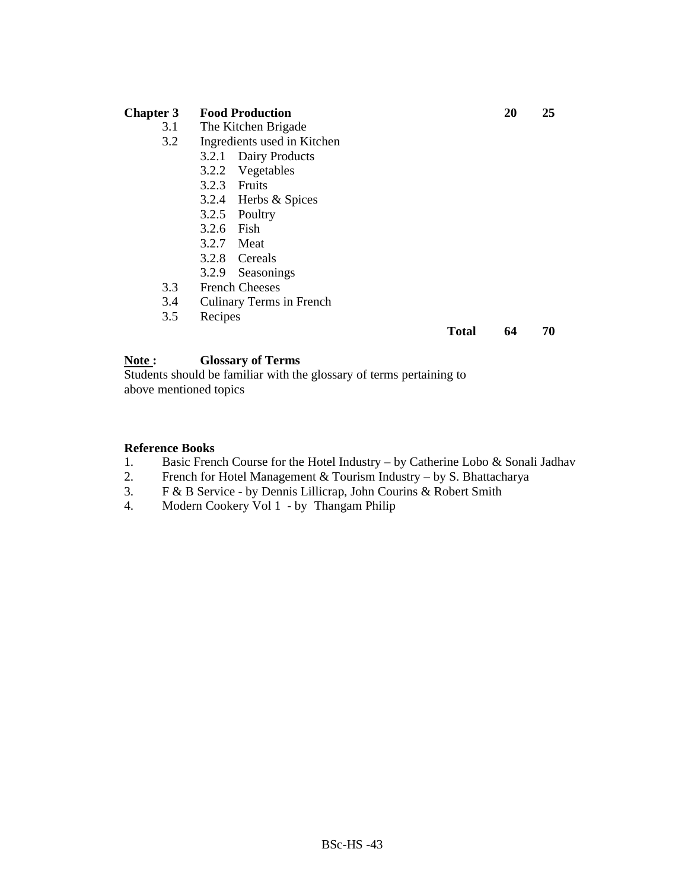| | | | | |
|---|---|---|---|---|
| **Chapter 3** | **Food Production** | | **20** | **25** |
| 3.1 | The Kitchen Brigade | | | |
| 3.2 | Ingredients used in Kitchen | | | |
| | 3.2.1 Dairy Products | | | |
| | 3.2.2 Vegetables | | | |
| | 3.2.3 Fruits | | | |
| | 3.2.4 Herbs & Spices | | | |
| | 3.2.5 Poultry | | | |
| | 3.2.6 Fish | | | |
| | 3.2.7 Meat | | | |
| | 3.2.8 Cereals | | | |
| | 3.2.9 Seasonings | | | |
| 3.3 | French Cheeses | | | |
| 3.4 | Culinary Terms in French | | | |
| 3.5 | Recipes | | | |
| | | **Total** | **64** | **70** |

**Note :** **Glossary of Terms**

Students should be familiar with the glossary of terms pertaining to above mentioned topics

**Reference Books**

1. Basic French Course for the Hotel Industry – by Catherine Lobo & Sonali Jadhav
2. French for Hotel Management & Tourism Industry – by S. Bhattacharya
3. F & B Service - by Dennis Lillicrap, John Courins & Robert Smith
4. Modern Cookery Vol 1 - by Thangam Philip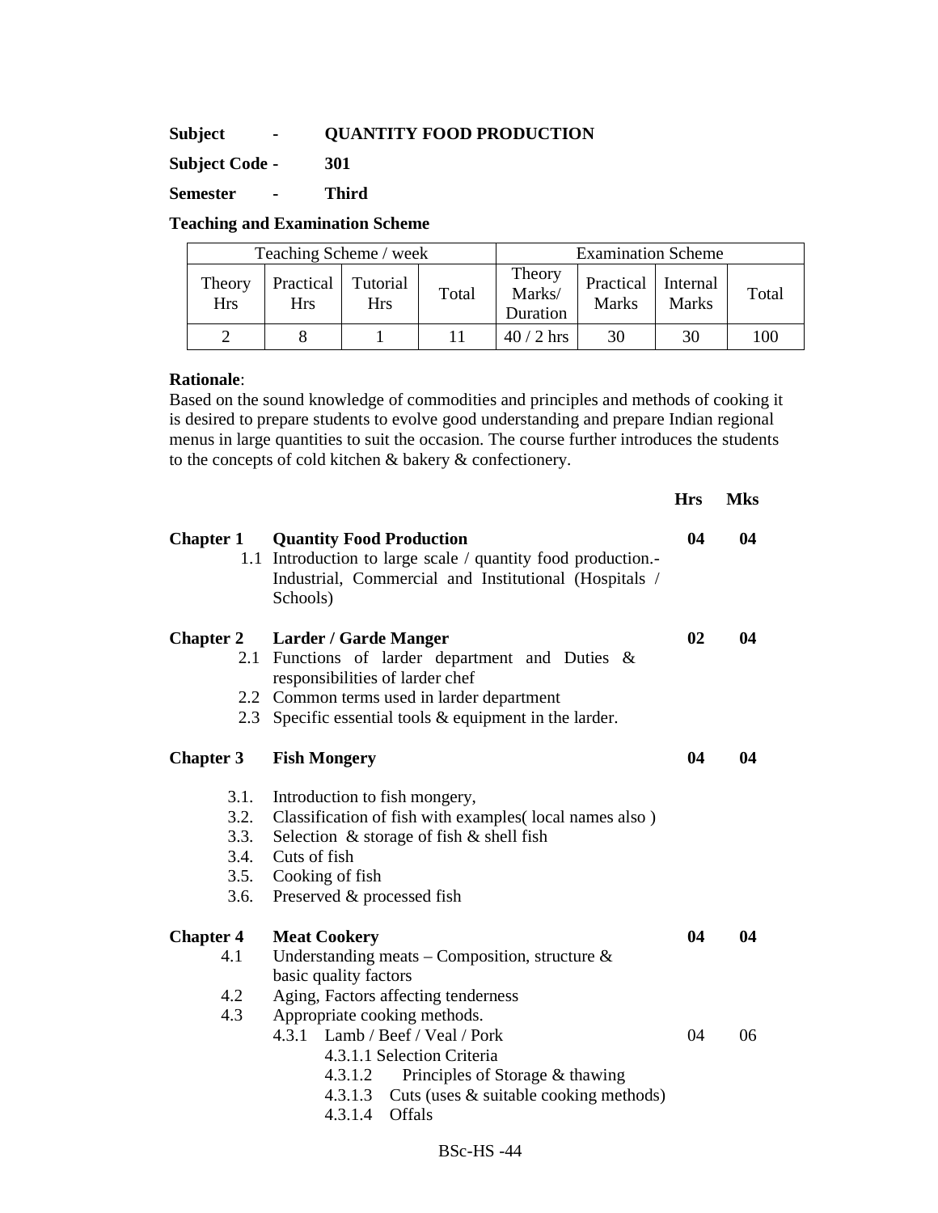**Subject - QUANTITY FOOD PRODUCTION**

**Subject Code - 301**

**Semester - Third**

**Teaching and Examination Scheme**

| Teaching Scheme / week | | | | Examination Scheme | | | |
|---|---|---|---|---|---|---|---|
| Theory Hrs | Practical Hrs | Tutorial Hrs | Total | Theory Marks/ Duration | Practical Marks | Internal Marks | Total |
| 2 | 8 | 1 | 11 | 40 / 2 hrs | 30 | 30 | 100 |

**Rationale**:
Based on the sound knowledge of commodities and principles and methods of cooking it is desired to prepare students to evolve good understanding and prepare Indian regional menus in large quantities to suit the occasion. The course further introduces the students to the concepts of cold kitchen & bakery & confectionery.

| | | **Hrs** | **Mks** |
|---|---|---|---|
| **Chapter 1** | **Quantity Food Production** | **04** | **04** |
| 1.1 | Introduction to large scale / quantity food production.- Industrial, Commercial and Institutional (Hospitals / Schools) | | |
| **Chapter 2** | **Larder / Garde Manger** | **02** | **04** |
| 2.1 | Functions of larder department and Duties & responsibilities of larder chef | | |
| 2.2 | Common terms used in larder department | | |
| 2.3 | Specific essential tools & equipment in the larder. | | |
| **Chapter 3** | **Fish Mongery** | **04** | **04** |
| 3.1. | Introduction to fish mongery, | | |
| 3.2. | Classification of fish with examples( local names also ) | | |
| 3.3. | Selection & storage of fish & shell fish | | |
| 3.4. | Cuts of fish | | |
| 3.5. | Cooking of fish | | |
| 3.6. | Preserved & processed fish | | |
| **Chapter 4** | **Meat Cookery** | **04** | **04** |
| 4.1 | Understanding meats – Composition, structure & basic quality factors | | |
| 4.2 | Aging, Factors affecting tenderness | | |
| 4.3 | Appropriate cooking methods. | | |
| | 4.3.1 Lamb / Beef / Veal / Pork | 04 | 06 |
| | 4.3.1.1 Selection Criteria | | |
| | 4.3.1.2 Principles of Storage & thawing | | |
| | 4.3.1.3 Cuts (uses & suitable cooking methods) | | |
| | 4.3.1.4 Offals | | |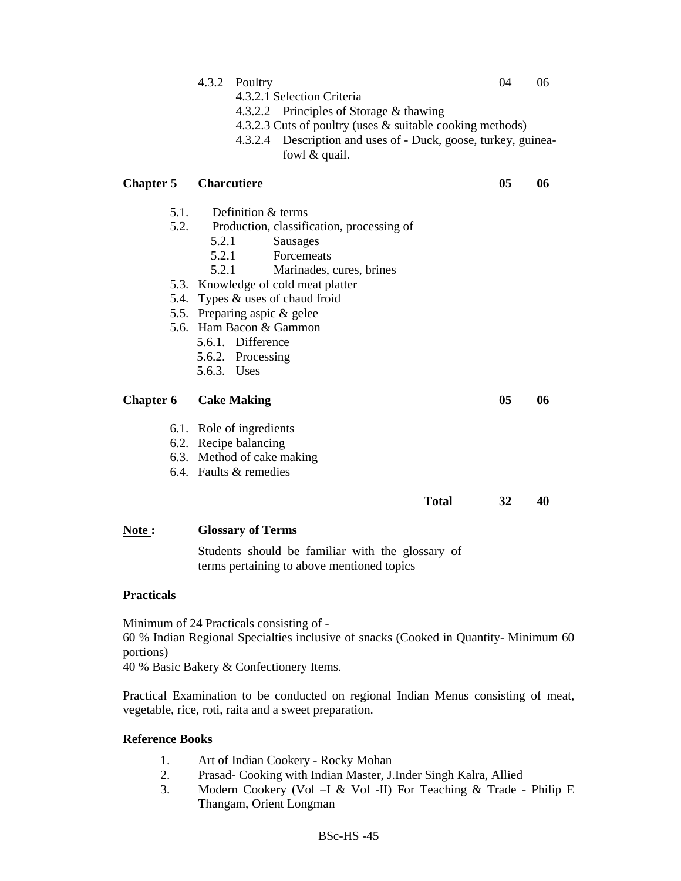4.3.2 Poultry 04 06

- 4.3.2.1 Selection Criteria
- 4.3.2.2 Principles of Storage & thawing
- 4.3.2.3 Cuts of poultry (uses & suitable cooking methods)
- 4.3.2.4 Description and uses of - Duck, goose, turkey, guinea-fowl & quail.

**Chapter 5 Charcutiere** **05** **06**

- 5.1. Definition & terms
- 5.2. Production, classification, processing of
  - 5.2.1 Sausages
  - 5.2.1 Forcemeats
  - 5.2.1 Marinades, cures, brines
- 5.3. Knowledge of cold meat platter
- 5.4. Types & uses of chaud froid
- 5.5. Preparing aspic & gelee
- 5.6. Ham Bacon & Gammon
  - 5.6.1. Difference
  - 5.6.2. Processing
  - 5.6.3. Uses

**Chapter 6 Cake Making** **05** **06**

- 6.1. Role of ingredients
- 6.2. Recipe balancing
- 6.3. Method of cake making
- 6.4. Faults & remedies

**Total** **32** **40**

**Note :** **Glossary of Terms**

Students should be familiar with the glossary of terms pertaining to above mentioned topics

**Practicals**

Minimum of 24 Practicals consisting of -
60 % Indian Regional Specialties inclusive of snacks (Cooked in Quantity- Minimum 60 portions)
40 % Basic Bakery & Confectionery Items.

Practical Examination to be conducted on regional Indian Menus consisting of meat, vegetable, rice, roti, raita and a sweet preparation.

**Reference Books**

1. Art of Indian Cookery - Rocky Mohan
2. Prasad- Cooking with Indian Master, J.Inder Singh Kalra, Allied
3. Modern Cookery (Vol –I & Vol -II) For Teaching & Trade - Philip E Thangam, Orient Longman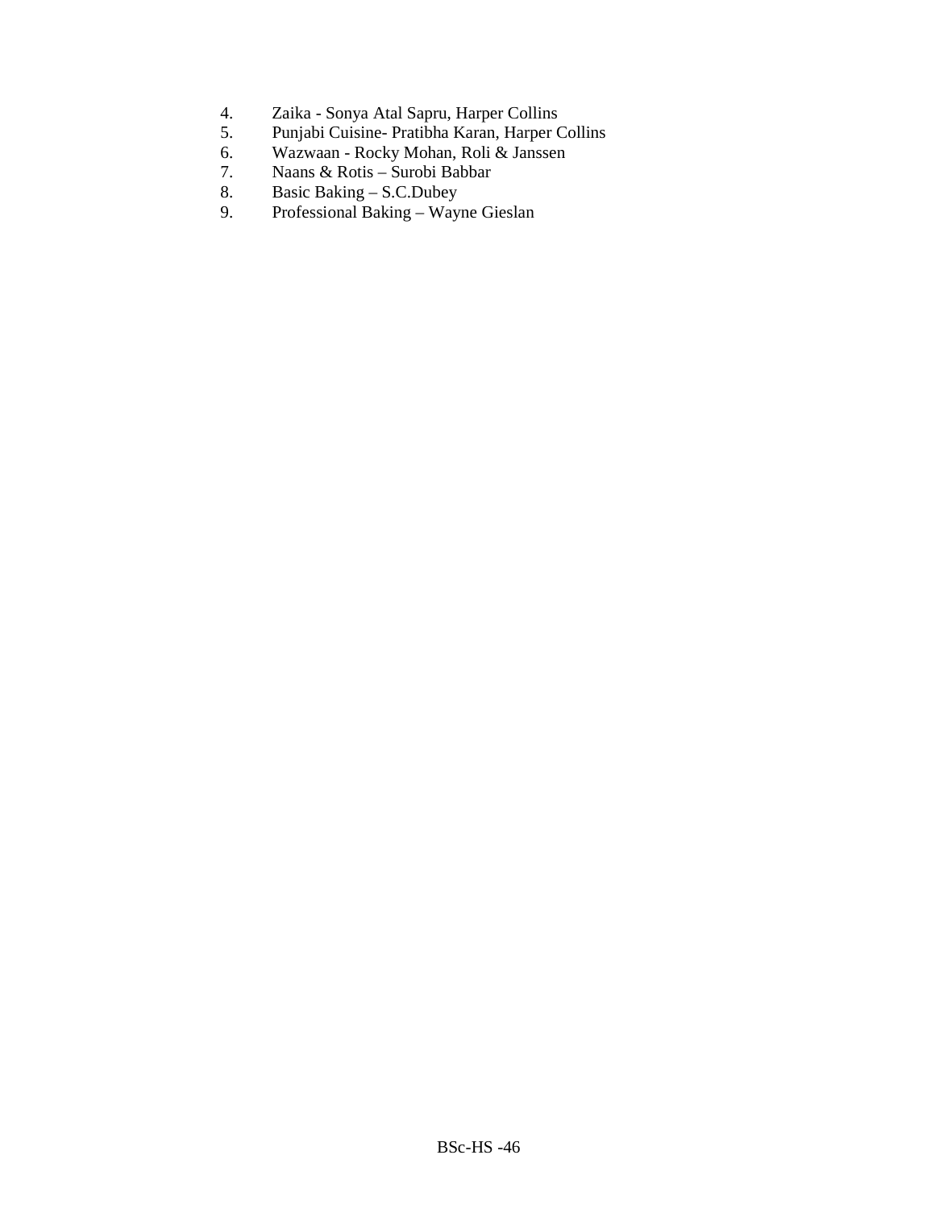4. Zaika - Sonya Atal Sapru, Harper Collins
5. Punjabi Cuisine- Pratibha Karan, Harper Collins
6. Wazwaan - Rocky Mohan, Roli & Janssen
7. Naans & Rotis – Surobi Babbar
8. Basic Baking – S.C.Dubey
9. Professional Baking – Wayne Gieslan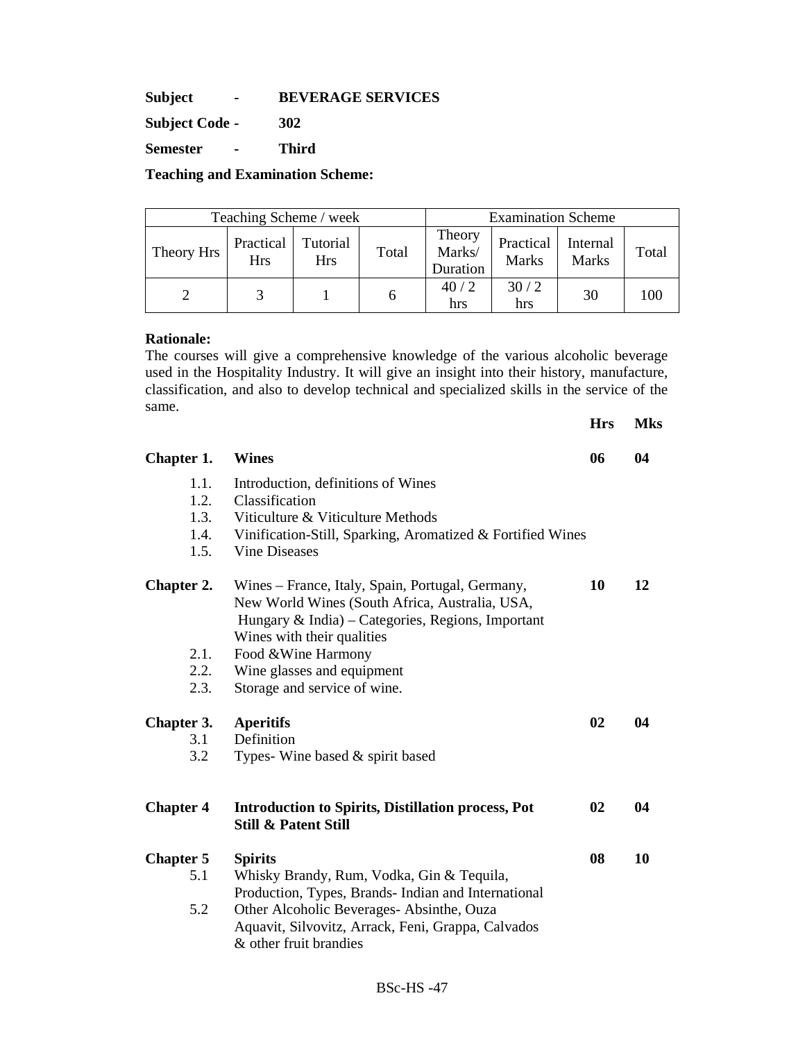**Subject - BEVERAGE SERVICES**

**Subject Code - 302**

**Semester - Third**

**Teaching and Examination Scheme:**

| Teaching Scheme / week | | | | Examination Scheme | | | |
|---|---|---|---|---|---|---|---|
| Theory Hrs | Practical Hrs | Tutorial Hrs | Total | Theory Marks/ Duration | Practical Marks | Internal Marks | Total |
| 2 | 3 | 1 | 6 | 40 / 2 hrs | 30 / 2 hrs | 30 | 100 |

**Rationale:**
The courses will give a comprehensive knowledge of the various alcoholic beverage used in the Hospitality Industry. It will give an insight into their history, manufacture, classification, and also to develop technical and specialized skills in the service of the same.

| | | Hrs | Mks |
|---|---|---|---|
| **Chapter 1.** | **Wines** | **06** | **04** |
| 1.1. | Introduction, definitions of Wines | | |
| 1.2. | Classification | | |
| 1.3. | Viticulture & Viticulture Methods | | |
| 1.4. | Vinification-Still, Sparking, Aromatized & Fortified Wines | | |
| 1.5. | Vine Diseases | | |
| **Chapter 2.** | Wines – France, Italy, Spain, Portugal, Germany, New World Wines (South Africa, Australia, USA, Hungary & India) – Categories, Regions, Important Wines with their qualities | **10** | **12** |
| 2.1. | Food &Wine Harmony | | |
| 2.2. | Wine glasses and equipment | | |
| 2.3. | Storage and service of wine. | | |
| **Chapter 3.** | **Aperitifs** | **02** | **04** |
| 3.1 | Definition | | |
| 3.2 | Types- Wine based & spirit based | | |
| **Chapter 4** | **Introduction to Spirits, Distillation process, Pot Still & Patent Still** | **02** | **04** |
| **Chapter 5** | **Spirits** | **08** | **10** |
| 5.1 | Whisky Brandy, Rum, Vodka, Gin & Tequila, Production, Types, Brands- Indian and International | | |
| 5.2 | Other Alcoholic Beverages- Absinthe, Ouza Aquavit, Silvovitz, Arrack, Feni, Grappa, Calvados & other fruit brandies | | |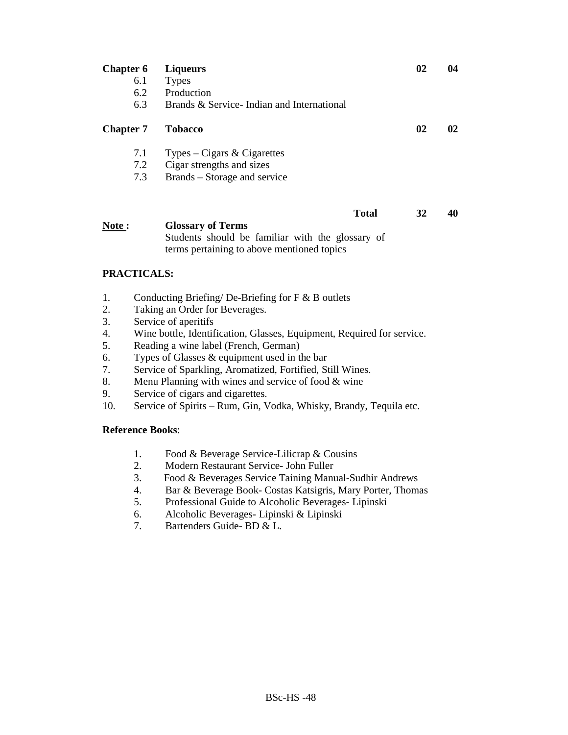| | | | |
|---|---|---|---|
| **Chapter 6** | **Liqueurs** | **02** | **04** |
| 6.1 | Types | | |
| 6.2 | Production | | |
| 6.3 | Brands & Service- Indian and International | | |
| **Chapter 7** | **Tobacco** | **02** | **02** |
| 7.1 | Types – Cigars & Cigarettes | | |
| 7.2 | Cigar strengths and sizes | | |
| 7.3 | Brands – Storage and service | | |
| | **Total** | **32** | **40** |

**Note :** **Glossary of Terms**
Students should be familiar with the glossary of terms pertaining to above mentioned topics

**PRACTICALS:**

1. Conducting Briefing/ De-Briefing for F & B outlets
2. Taking an Order for Beverages.
3. Service of aperitifs
4. Wine bottle, Identification, Glasses, Equipment, Required for service.
5. Reading a wine label (French, German)
6. Types of Glasses & equipment used in the bar
7. Service of Sparkling, Aromatized, Fortified, Still Wines.
8. Menu Planning with wines and service of food & wine
9. Service of cigars and cigarettes.
10. Service of Spirits – Rum, Gin, Vodka, Whisky, Brandy, Tequila etc.

**Reference Books**:

1. Food & Beverage Service-Lilicrap & Cousins
2. Modern Restaurant Service- John Fuller
3. Food & Beverages Service Taining Manual-Sudhir Andrews
4. Bar & Beverage Book- Costas Katsigris, Mary Porter, Thomas
5. Professional Guide to Alcoholic Beverages- Lipinski
6. Alcoholic Beverages- Lipinski & Lipinski
7. Bartenders Guide- BD & L.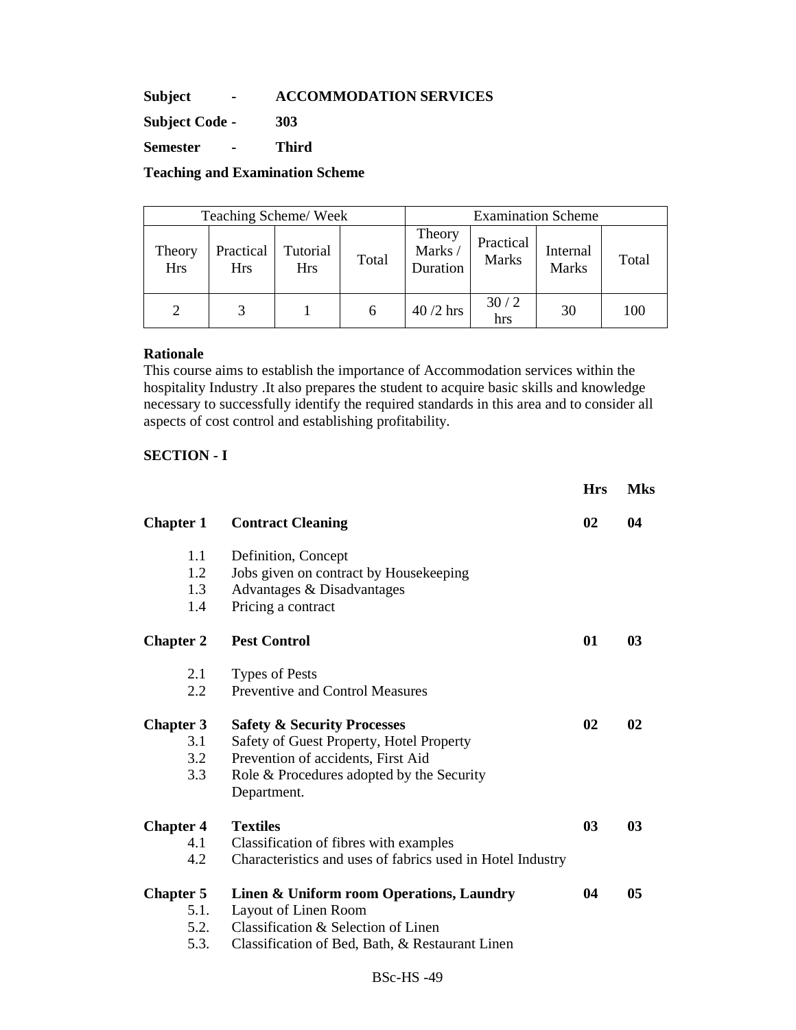**Subject - ACCOMMODATION SERVICES**

**Subject Code - 303**

**Semester - Third**

**Teaching and Examination Scheme**

| Teaching Scheme/ Week | | | | Examination Scheme | | | |
|---|---|---|---|---|---|---|---|
| Theory Hrs | Practical Hrs | Tutorial Hrs | Total | Theory Marks / Duration | Practical Marks | Internal Marks | Total |
| 2 | 3 | 1 | 6 | 40 /2 hrs | 30 / 2 hrs | 30 | 100 |

**Rationale**

This course aims to establish the importance of Accommodation services within the hospitality Industry .It also prepares the student to acquire basic skills and knowledge necessary to successfully identify the required standards in this area and to consider all aspects of cost control and establishing profitability.

**SECTION - I**

| | | Hrs | Mks |
|---|---|---|---|
| **Chapter 1** | **Contract Cleaning** | **02** | **04** |
| 1.1 | Definition, Concept | | |
| 1.2 | Jobs given on contract by Housekeeping | | |
| 1.3 | Advantages & Disadvantages | | |
| 1.4 | Pricing a contract | | |
| **Chapter 2** | **Pest Control** | **01** | **03** |
| 2.1 | Types of Pests | | |
| 2.2 | Preventive and Control Measures | | |
| **Chapter 3** | **Safety & Security Processes** | **02** | **02** |
| 3.1 | Safety of Guest Property, Hotel Property | | |
| 3.2 | Prevention of accidents, First Aid | | |
| 3.3 | Role & Procedures adopted by the Security Department. | | |
| **Chapter 4** | **Textiles** | **03** | **03** |
| 4.1 | Classification of fibres with examples | | |
| 4.2 | Characteristics and uses of fabrics used in Hotel Industry | | |
| **Chapter 5** | **Linen & Uniform room Operations, Laundry** | **04** | **05** |
| 5.1. | Layout of Linen Room | | |
| 5.2. | Classification & Selection of Linen | | |
| 5.3. | Classification of Bed, Bath, & Restaurant Linen | | |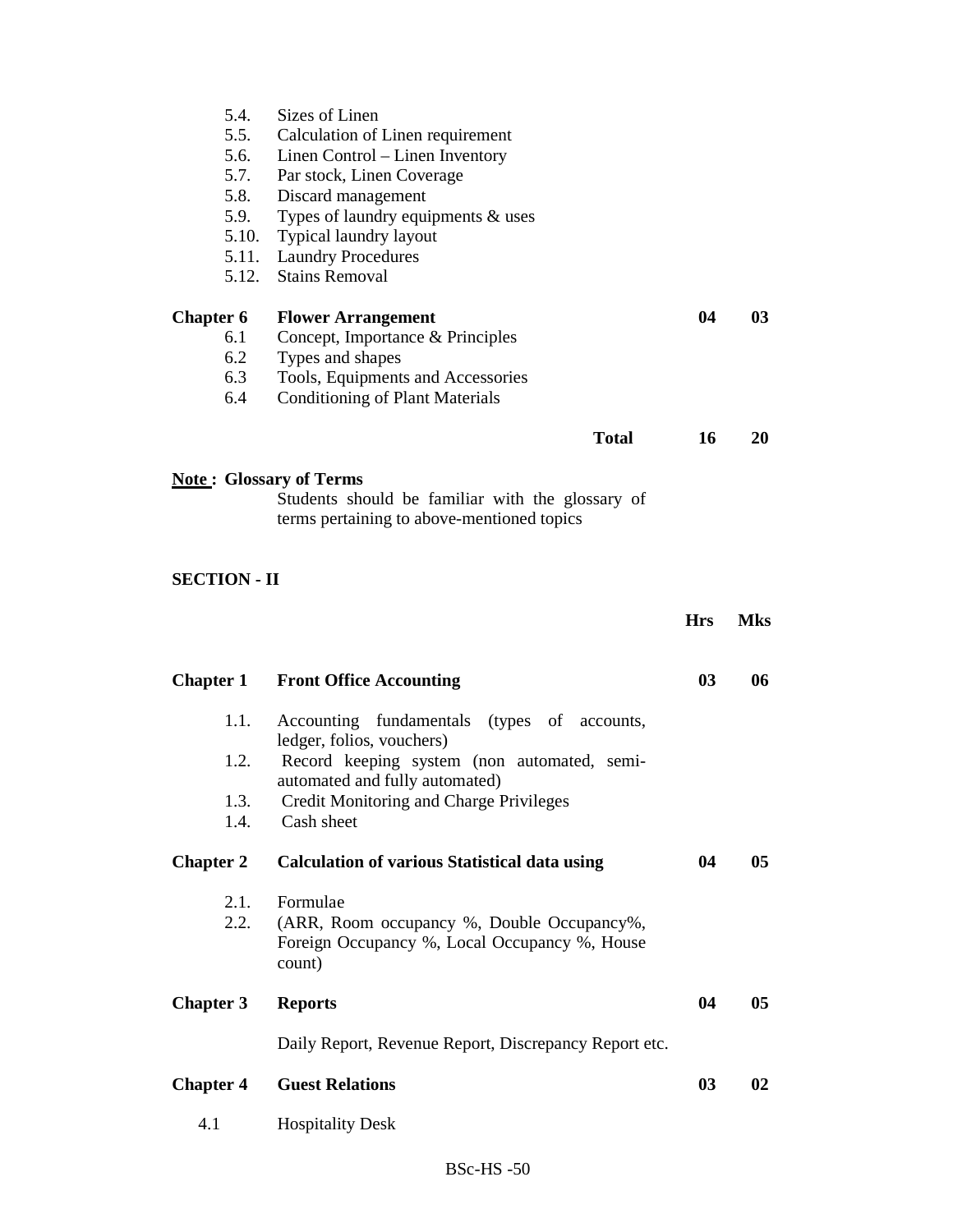| | | Hrs | Mks |
|---|---|---|---|
| 5.4. | Sizes of Linen | | |
| 5.5. | Calculation of Linen requirement | | |
| 5.6. | Linen Control – Linen Inventory | | |
| 5.7. | Par stock, Linen Coverage | | |
| 5.8. | Discard management | | |
| 5.9. | Types of laundry equipments & uses | | |
| 5.10. | Typical laundry layout | | |
| 5.11. | Laundry Procedures | | |
| 5.12. | Stains Removal | | |
| **Chapter 6** | **Flower Arrangement** | **04** | **03** |
| 6.1 | Concept, Importance & Principles | | |
| 6.2 | Types and shapes | | |
| 6.3 | Tools, Equipments and Accessories | | |
| 6.4 | Conditioning of Plant Materials | | |
| | **Total** | **16** | **20** |

**Note : Glossary of Terms**

Students should be familiar with the glossary of terms pertaining to above-mentioned topics

**SECTION - II**

| | | Hrs | Mks |
|---|---|---|---|
| **Chapter 1** | **Front Office Accounting** | **03** | **06** |
| 1.1. | Accounting fundamentals (types of accounts, ledger, folios, vouchers) | | |
| 1.2. | Record keeping system (non automated, semi-automated and fully automated) | | |
| 1.3. | Credit Monitoring and Charge Privileges | | |
| 1.4. | Cash sheet | | |
| **Chapter 2** | **Calculation of various Statistical data using** | **04** | **05** |
| 2.1. | Formulae | | |
| 2.2. | (ARR, Room occupancy %, Double Occupancy%, Foreign Occupancy %, Local Occupancy %, House count) | | |
| **Chapter 3** | **Reports** | **04** | **05** |
| | Daily Report, Revenue Report, Discrepancy Report etc. | | |
| **Chapter 4** | **Guest Relations** | **03** | **02** |
| 4.1 | Hospitality Desk | | |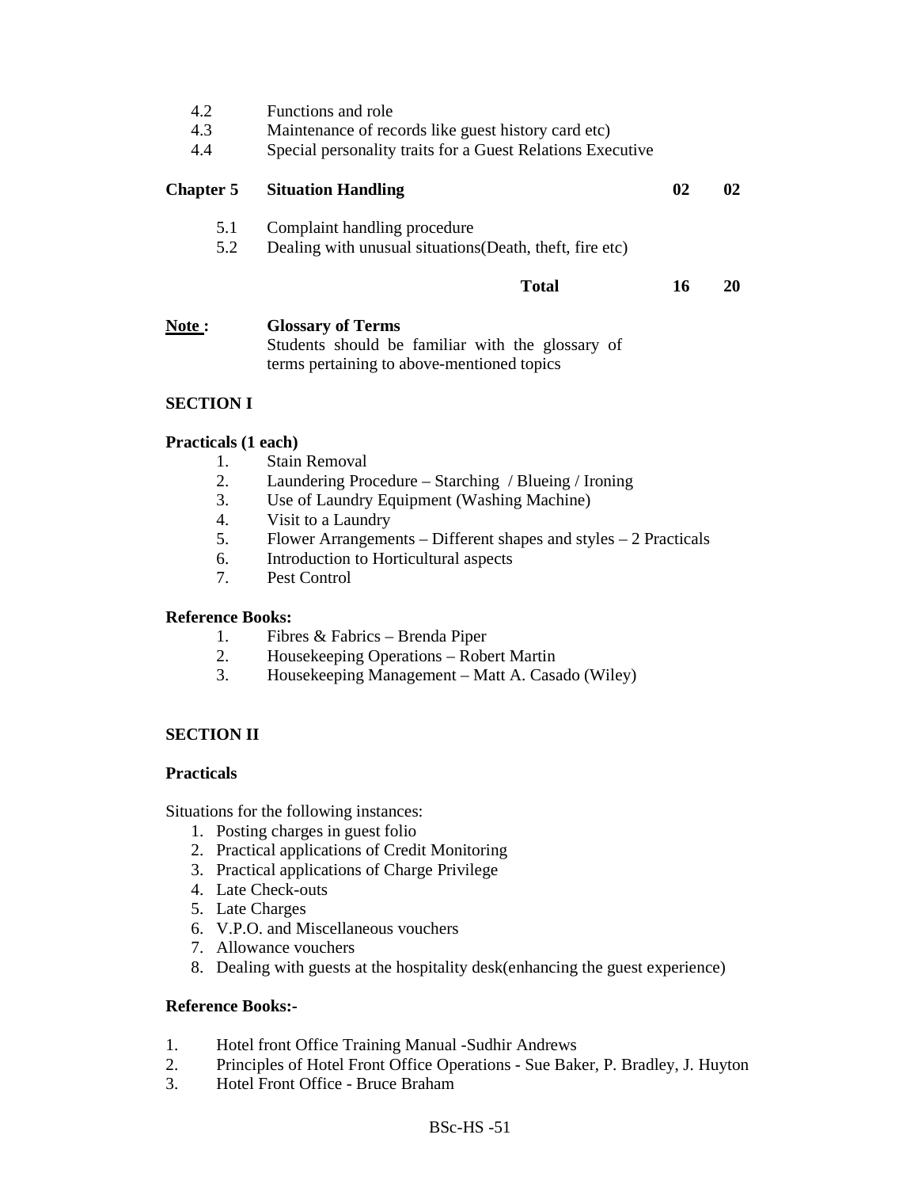4.2 Functions and role
4.3 Maintenance of records like guest history card etc)
4.4 Special personality traits for a Guest Relations Executive

| | | | |
|---|---|---|---|
| **Chapter 5** | **Situation Handling** | **02** | **02** |
| 5.1 | Complaint handling procedure | | |
| 5.2 | Dealing with unusual situations(Death, theft, fire etc) | | |
| | **Total** | **16** | **20** |

**Note :** **Glossary of Terms**
Students should be familiar with the glossary of terms pertaining to above-mentioned topics

**SECTION I**

**Practicals (1 each)**

1. Stain Removal
2. Laundering Procedure – Starching / Blueing / Ironing
3. Use of Laundry Equipment (Washing Machine)
4. Visit to a Laundry
5. Flower Arrangements – Different shapes and styles – 2 Practicals
6. Introduction to Horticultural aspects
7. Pest Control

**Reference Books:**

1. Fibres & Fabrics – Brenda Piper
2. Housekeeping Operations – Robert Martin
3. Housekeeping Management – Matt A. Casado (Wiley)

**SECTION II**

**Practicals**

Situations for the following instances:

1. Posting charges in guest folio
2. Practical applications of Credit Monitoring
3. Practical applications of Charge Privilege
4. Late Check-outs
5. Late Charges
6. V.P.O. and Miscellaneous vouchers
7. Allowance vouchers
8. Dealing with guests at the hospitality desk(enhancing the guest experience)

**Reference Books:-**

1. Hotel front Office Training Manual -Sudhir Andrews
2. Principles of Hotel Front Office Operations - Sue Baker, P. Bradley, J. Huyton
3. Hotel Front Office - Bruce Braham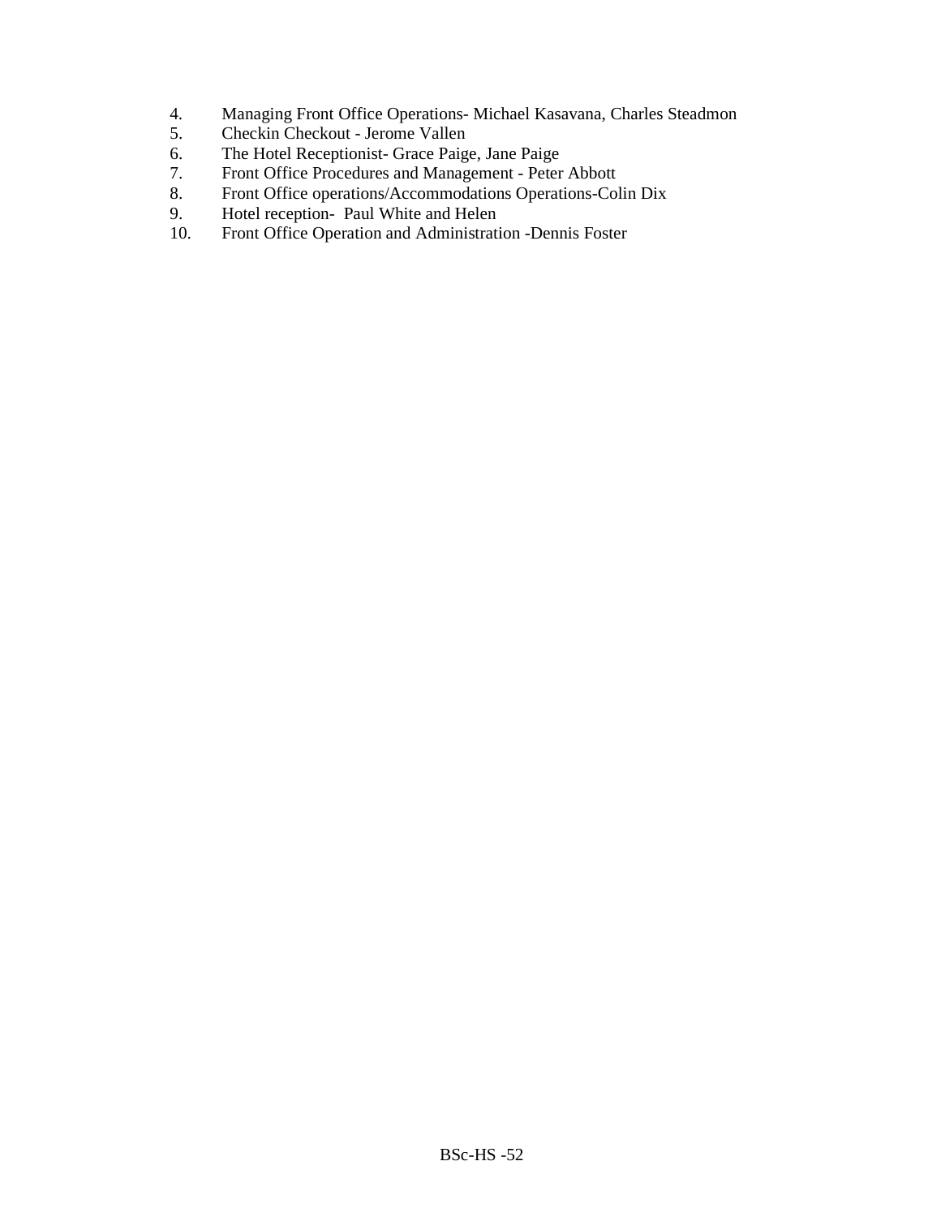4. Managing Front Office Operations- Michael Kasavana, Charles Steadmon
5. Checkin Checkout - Jerome Vallen
6. The Hotel Receptionist- Grace Paige, Jane Paige
7. Front Office Procedures and Management - Peter Abbott
8. Front Office operations/Accommodations Operations-Colin Dix
9. Hotel reception- Paul White and Helen
10. Front Office Operation and Administration -Dennis Foster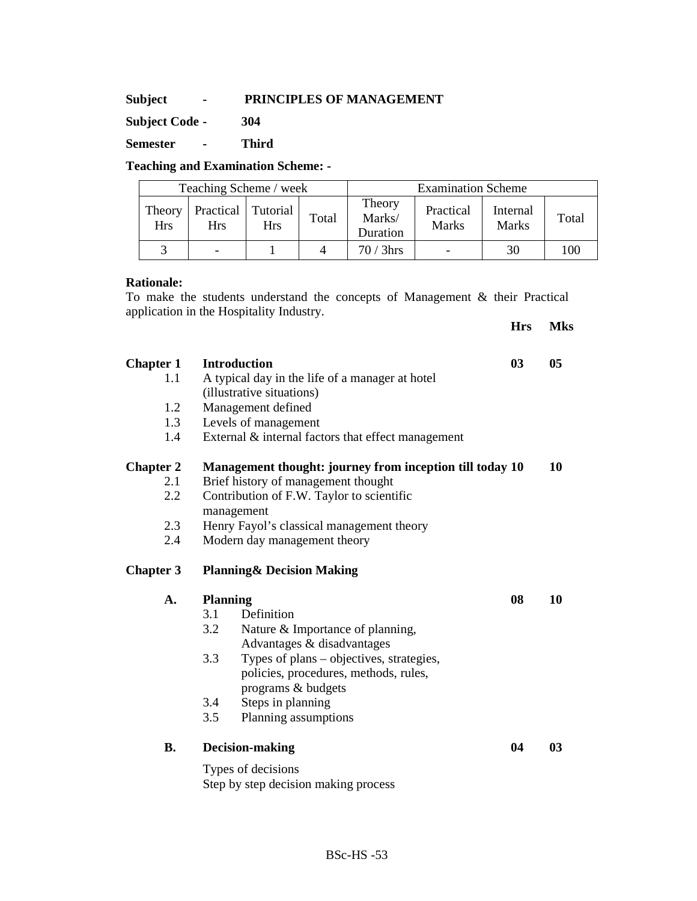**Subject - PRINCIPLES OF MANAGEMENT**

**Subject Code - 304**

**Semester - Third**

**Teaching and Examination Scheme: -**

| Teaching Scheme / week | | | | Examination Scheme | | | |
|---|---|---|---|---|---|---|---|
| Theory Hrs | Practical Hrs | Tutorial Hrs | Total | Theory Marks/ Duration | Practical Marks | Internal Marks | Total |
| 3 | - | 1 | 4 | 70 / 3hrs | - | 30 | 100 |

**Rationale:**

To make the students understand the concepts of Management & their Practical application in the Hospitality Industry.

| | | **Hrs** | **Mks** |
|---|---|---|---|
| **Chapter 1** | **Introduction** | **03** | **05** |
| 1.1 | A typical day in the life of a manager at hotel (illustrative situations) | | |
| 1.2 | Management defined | | |
| 1.3 | Levels of management | | |
| 1.4 | External & internal factors that effect management | | |
| **Chapter 2** | **Management thought: journey from inception till today** | **10** | **10** |
| 2.1 | Brief history of management thought | | |
| 2.2 | Contribution of F.W. Taylor to scientific management | | |
| 2.3 | Henry Fayol's classical management theory | | |
| 2.4 | Modern day management theory | | |
| **Chapter 3** | **Planning& Decision Making** | | |
| **A.** | **Planning** | **08** | **10** |
| | 3.1 Definition | | |
| | 3.2 Nature & Importance of planning, Advantages & disadvantages | | |
| | 3.3 Types of plans – objectives, strategies, policies, procedures, methods, rules, programs & budgets | | |
| | 3.4 Steps in planning | | |
| | 3.5 Planning assumptions | | |
| **B.** | **Decision-making** | **04** | **03** |
| | Types of decisions | | |
| | Step by step decision making process | | |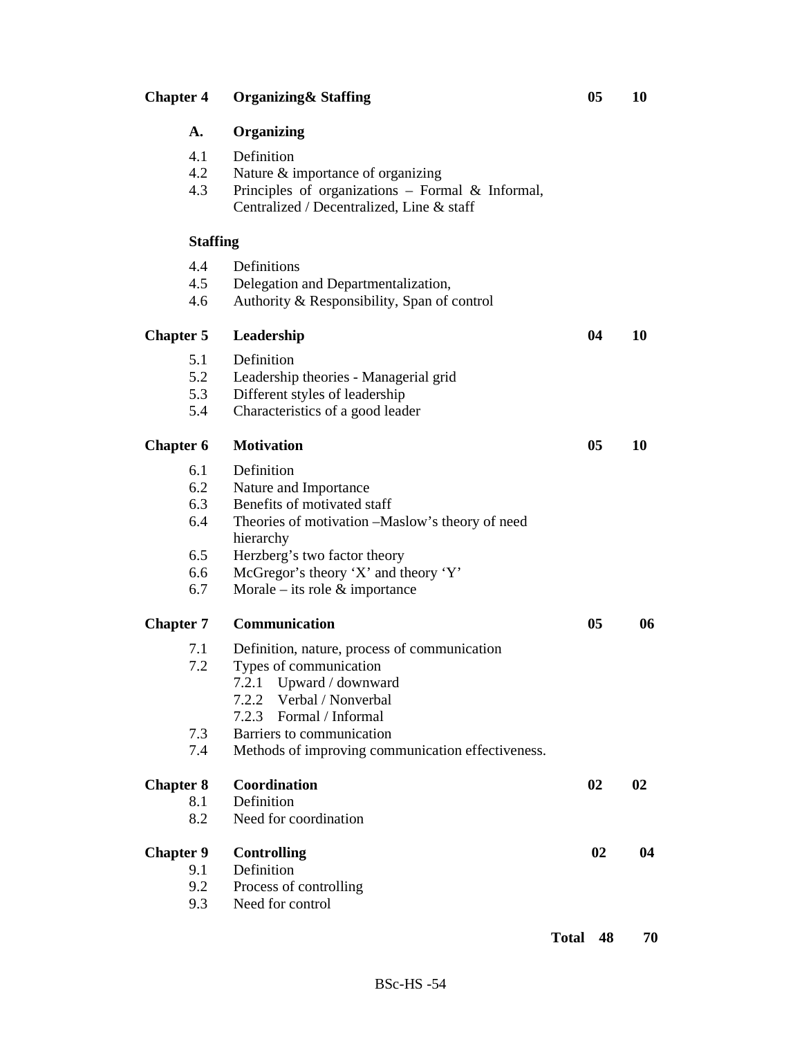| | | | |
|---|---|---|---|
| **Chapter 4** | **Organizing& Staffing** | **05** | **10** |
| **A.** | **Organizing** | | |
| 4.1 | Definition | | |
| 4.2 | Nature & importance of organizing | | |
| 4.3 | Principles of organizations – Formal & Informal, Centralized / Decentralized, Line & staff | | |
| **Staffing** | | | |
| 4.4 | Definitions | | |
| 4.5 | Delegation and Departmentalization, | | |
| 4.6 | Authority & Responsibility, Span of control | | |
| **Chapter 5** | **Leadership** | **04** | **10** |
| 5.1 | Definition | | |
| 5.2 | Leadership theories - Managerial grid | | |
| 5.3 | Different styles of leadership | | |
| 5.4 | Characteristics of a good leader | | |
| **Chapter 6** | **Motivation** | **05** | **10** |
| 6.1 | Definition | | |
| 6.2 | Nature and Importance | | |
| 6.3 | Benefits of motivated staff | | |
| 6.4 | Theories of motivation –Maslow's theory of need hierarchy | | |
| 6.5 | Herzberg's two factor theory | | |
| 6.6 | McGregor's theory 'X' and theory 'Y' | | |
| 6.7 | Morale – its role & importance | | |
| **Chapter 7** | **Communication** | **05** | **06** |
| 7.1 | Definition, nature, process of communication | | |
| 7.2 | Types of communication | | |
| | 7.2.1 Upward / downward | | |
| | 7.2.2 Verbal / Nonverbal | | |
| | 7.2.3 Formal / Informal | | |
| 7.3 | Barriers to communication | | |
| 7.4 | Methods of improving communication effectiveness. | | |
| **Chapter 8** | **Coordination** | **02** | **02** |
| 8.1 | Definition | | |
| 8.2 | Need for coordination | | |
| **Chapter 9** | **Controlling** | **02** | **04** |
| 9.1 | Definition | | |
| 9.2 | Process of controlling | | |
| 9.3 | Need for control | | |
| | **Total** | **48** | **70** |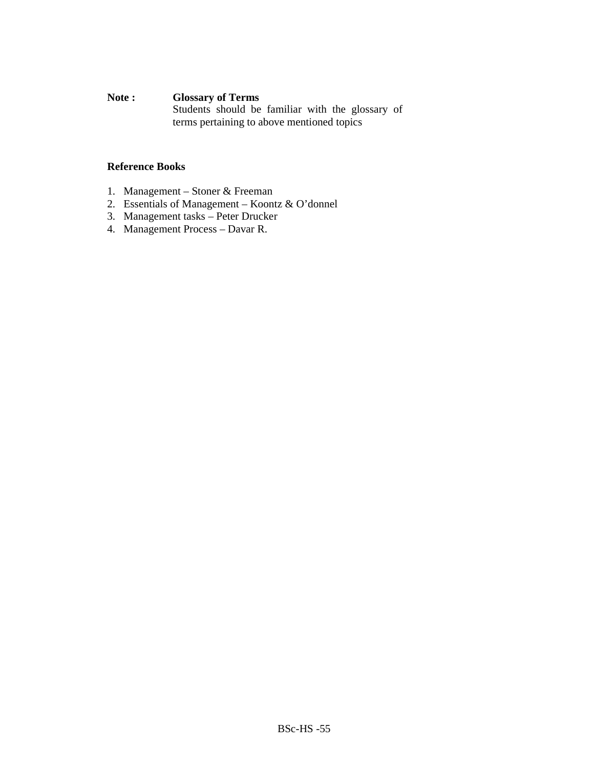**Note :** **Glossary of Terms**

Students should be familiar with the glossary of terms pertaining to above mentioned topics

**Reference Books**

1. Management – Stoner & Freeman
2. Essentials of Management – Koontz & O'donnel
3. Management tasks – Peter Drucker
4. Management Process – Davar R.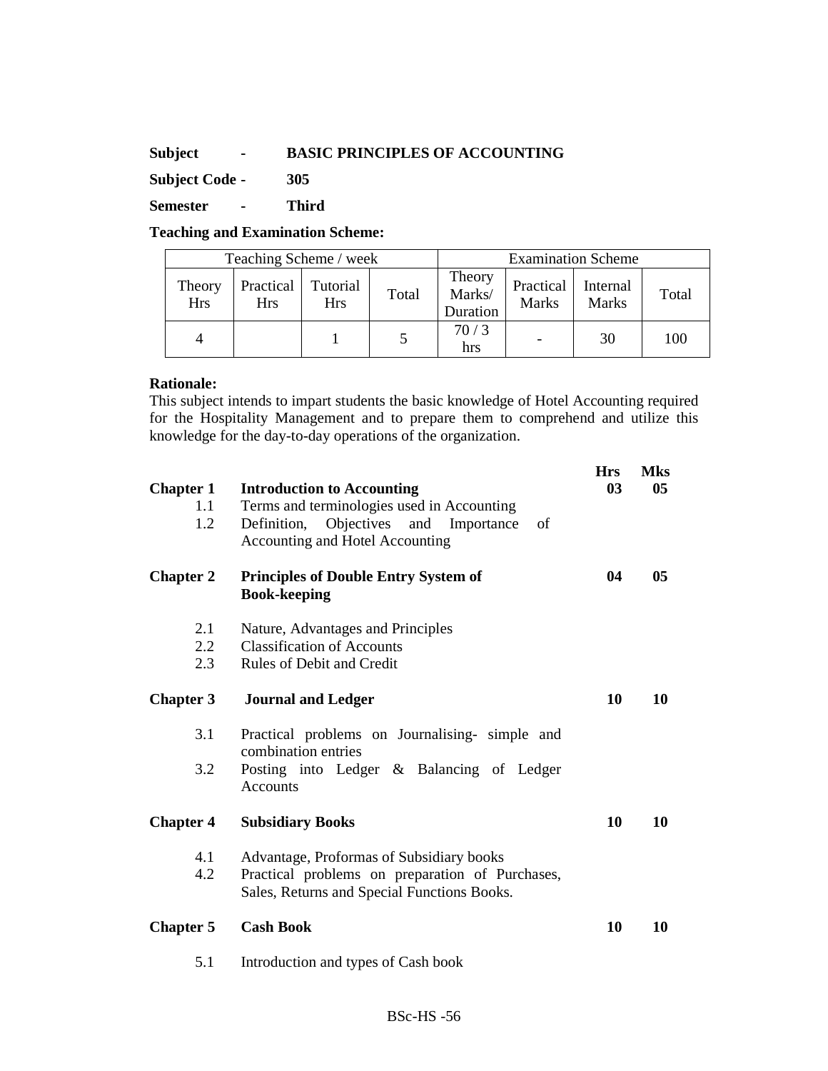**Subject - BASIC PRINCIPLES OF ACCOUNTING**

**Subject Code - 305**

**Semester - Third**

**Teaching and Examination Scheme:**

| Teaching Scheme / week | | | | Examination Scheme | | | |
|---|---|---|---|---|---|---|---|
| Theory Hrs | Practical Hrs | Tutorial Hrs | Total | Theory Marks/ Duration | Practical Marks | Internal Marks | Total |
| 4 | | 1 | 5 | 70 / 3 hrs | - | 30 | 100 |

**Rationale:**

This subject intends to impart students the basic knowledge of Hotel Accounting required for the Hospitality Management and to prepare them to comprehend and utilize this knowledge for the day-to-day operations of the organization.

| | | Hrs | Mks |
|---|---|---|---|
| **Chapter 1** | **Introduction to Accounting** | **03** | **05** |
| 1.1 | Terms and terminologies used in Accounting | | |
| 1.2 | Definition, Objectives and Importance of Accounting and Hotel Accounting | | |
| **Chapter 2** | **Principles of Double Entry System of Book-keeping** | **04** | **05** |
| 2.1 | Nature, Advantages and Principles | | |
| 2.2 | Classification of Accounts | | |
| 2.3 | Rules of Debit and Credit | | |
| **Chapter 3** | **Journal and Ledger** | **10** | **10** |
| 3.1 | Practical problems on Journalising- simple and combination entries | | |
| 3.2 | Posting into Ledger & Balancing of Ledger Accounts | | |
| **Chapter 4** | **Subsidiary Books** | **10** | **10** |
| 4.1 | Advantage, Proformas of Subsidiary books | | |
| 4.2 | Practical problems on preparation of Purchases, Sales, Returns and Special Functions Books. | | |
| **Chapter 5** | **Cash Book** | **10** | **10** |
| 5.1 | Introduction and types of Cash book | | |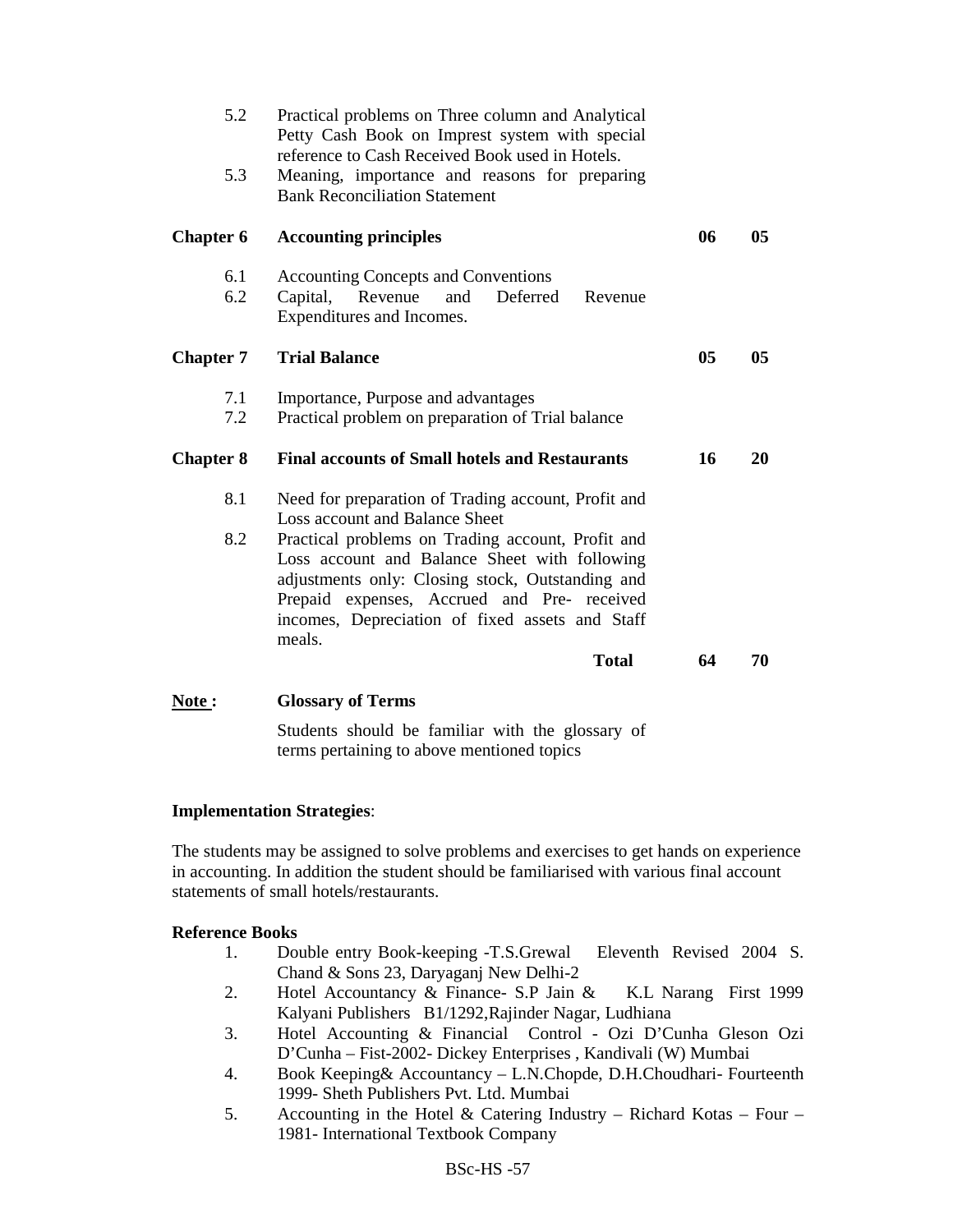| | | | |
|---|---|---|---|
| 5.2 | Practical problems on Three column and Analytical Petty Cash Book on Imprest system with special reference to Cash Received Book used in Hotels. | | |
| 5.3 | Meaning, importance and reasons for preparing Bank Reconciliation Statement | | |
| **Chapter 6** | **Accounting principles** | **06** | **05** |
| 6.1 | Accounting Concepts and Conventions | | |
| 6.2 | Capital, Revenue and Deferred Revenue Expenditures and Incomes. | | |
| **Chapter 7** | **Trial Balance** | **05** | **05** |
| 7.1 | Importance, Purpose and advantages | | |
| 7.2 | Practical problem on preparation of Trial balance | | |
| **Chapter 8** | **Final accounts of Small hotels and Restaurants** | **16** | **20** |
| 8.1 | Need for preparation of Trading account, Profit and Loss account and Balance Sheet | | |
| 8.2 | Practical problems on Trading account, Profit and Loss account and Balance Sheet with following adjustments only: Closing stock, Outstanding and Prepaid expenses, Accrued and Pre- received incomes, Depreciation of fixed assets and Staff meals. | | |
| | **Total** | **64** | **70** |

**<u>Note :</u>** **Glossary of Terms**

Students should be familiar with the glossary of terms pertaining to above mentioned topics

**Implementation Strategies**:

The students may be assigned to solve problems and exercises to get hands on experience in accounting. In addition the student should be familiarised with various final account statements of small hotels/restaurants.

**Reference Books**

1. Double entry Book-keeping -T.S.Grewal Eleventh Revised 2004 S. Chand & Sons 23, Daryaganj New Delhi-2
2. Hotel Accountancy & Finance- S.P Jain & K.L Narang First 1999 Kalyani Publishers B1/1292,Rajinder Nagar, Ludhiana
3. Hotel Accounting & Financial Control - Ozi D'Cunha Gleson Ozi D'Cunha – Fist-2002- Dickey Enterprises , Kandivali (W) Mumbai
4. Book Keeping& Accountancy – L.N.Chopde, D.H.Choudhari- Fourteenth 1999- Sheth Publishers Pvt. Ltd. Mumbai
5. Accounting in the Hotel & Catering Industry – Richard Kotas – Four – 1981- International Textbook Company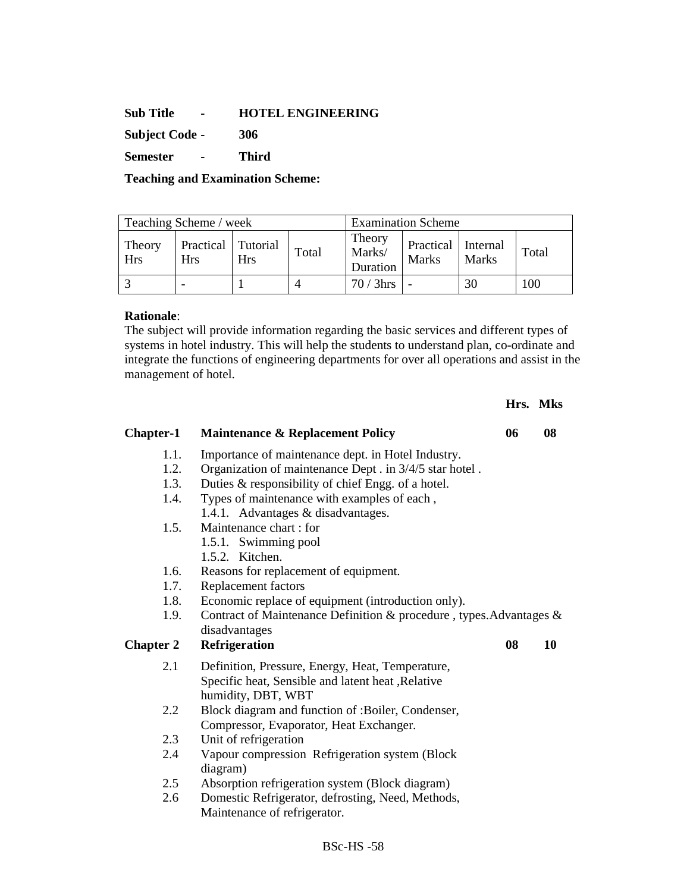**Sub Title - HOTEL ENGINEERING**

**Subject Code - 306**

**Semester - Third**

**Teaching and Examination Scheme:**

| Teaching Scheme / week | | | | Examination Scheme | | | |
|---|---|---|---|---|---|---|---|
| Theory Hrs | Practical Hrs | Tutorial Hrs | Total | Theory Marks/ Duration | Practical Marks | Internal Marks | Total |
| 3 | - | 1 | 4 | 70 / 3hrs | - | 30 | 100 |

**Rationale**:
The subject will provide information regarding the basic services and different types of systems in hotel industry. This will help the students to understand plan, co-ordinate and integrate the functions of engineering departments for over all operations and assist in the management of hotel.

| | | **Hrs.** | **Mks** |
|---|---|---|---|
| **Chapter-1** | **Maintenance & Replacement Policy** | **06** | **08** |

- 1.1. Importance of maintenance dept. in Hotel Industry.
- 1.2. Organization of maintenance Dept . in 3/4/5 star hotel .
- 1.3. Duties & responsibility of chief Engg. of a hotel.
- 1.4. Types of maintenance with examples of each ,
  - 1.4.1. Advantages & disadvantages.
- 1.5. Maintenance chart : for
  - 1.5.1. Swimming pool
  - 1.5.2. Kitchen.
- 1.6. Reasons for replacement of equipment.
- 1.7. Replacement factors
- 1.8. Economic replace of equipment (introduction only).
- 1.9. Contract of Maintenance Definition & procedure , types.Advantages & disadvantages

| | | | |
|---|---|---|---|
| **Chapter 2** | **Refrigeration** | **08** | **10** |

- 2.1 Definition, Pressure, Energy, Heat, Temperature, Specific heat, Sensible and latent heat ,Relative humidity, DBT, WBT
- 2.2 Block diagram and function of :Boiler, Condenser, Compressor, Evaporator, Heat Exchanger.
- 2.3 Unit of refrigeration
- 2.4 Vapour compression Refrigeration system (Block diagram)
- 2.5 Absorption refrigeration system (Block diagram)
- 2.6 Domestic Refrigerator, defrosting, Need, Methods, Maintenance of refrigerator.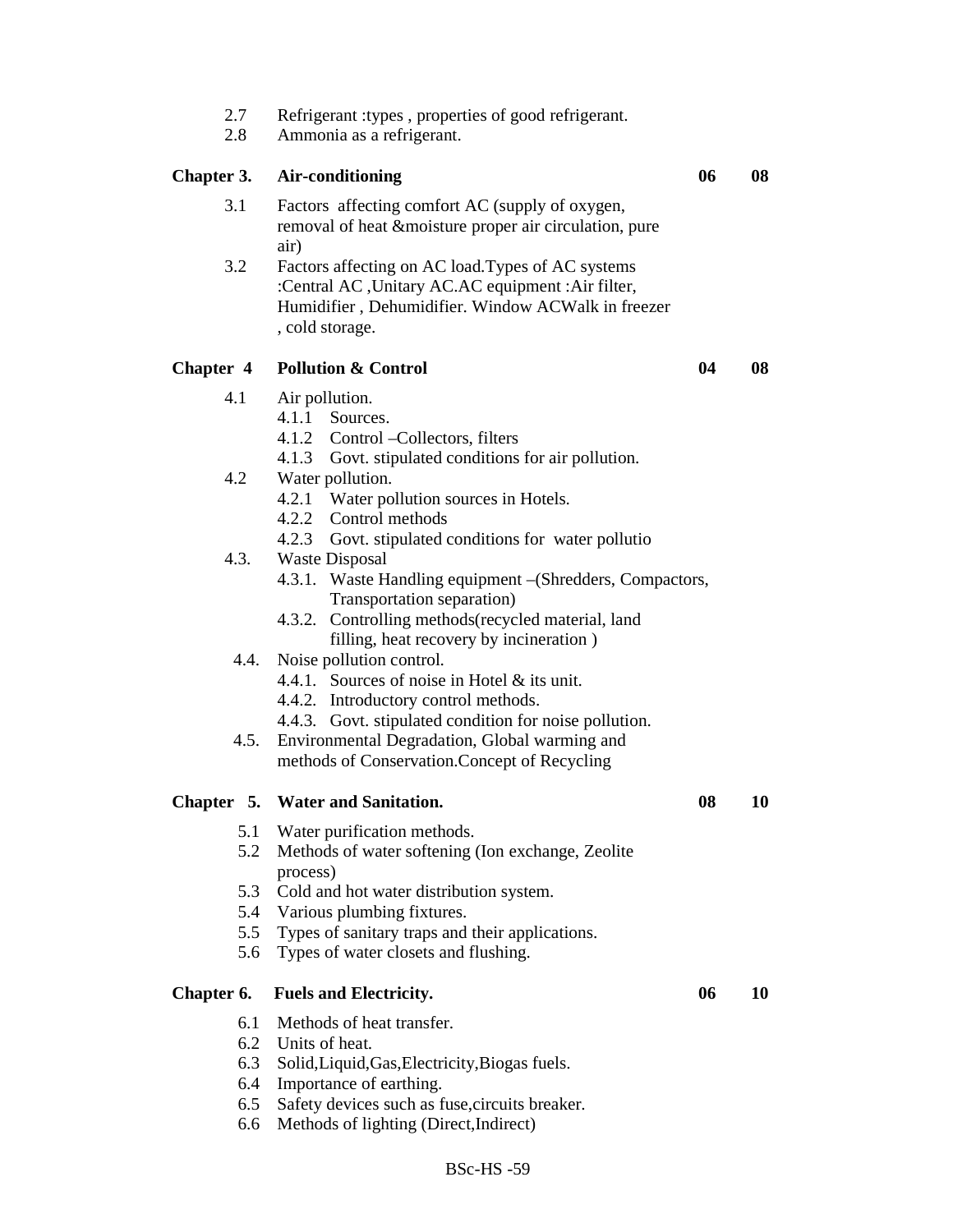2.7 Refrigerant :types , properties of good refrigerant.
2.8 Ammonia as a refrigerant.

| | | | |
|---|---|---|---|
| **Chapter 3.** | **Air-conditioning** | **06** | **08** |

3.1 Factors affecting comfort AC (supply of oxygen, removal of heat &moisture proper air circulation, pure air)

3.2 Factors affecting on AC load.Types of AC systems :Central AC ,Unitary AC.AC equipment :Air filter, Humidifier , Dehumidifier. Window ACWalk in freezer , cold storage.

| | | | |
|---|---|---|---|
| **Chapter 4** | **Pollution & Control** | **04** | **08** |

4.1 Air pollution.
- 4.1.1 Sources.
- 4.1.2 Control –Collectors, filters
- 4.1.3 Govt. stipulated conditions for air pollution.

4.2 Water pollution.
- 4.2.1 Water pollution sources in Hotels.
- 4.2.2 Control methods
- 4.2.3 Govt. stipulated conditions for water pollutio

4.3. Waste Disposal
- 4.3.1. Waste Handling equipment –(Shredders, Compactors, Transportation separation)
- 4.3.2. Controlling methods(recycled material, land filling, heat recovery by incineration )

4.4. Noise pollution control.
- 4.4.1. Sources of noise in Hotel & its unit.
- 4.4.2. Introductory control methods.
- 4.4.3. Govt. stipulated condition for noise pollution.

4.5. Environmental Degradation, Global warming and methods of Conservation.Concept of Recycling

| | | | |
|---|---|---|---|
| **Chapter 5.** | **Water and Sanitation.** | **08** | **10** |

5.1 Water purification methods.
5.2 Methods of water softening (Ion exchange, Zeolite process)
5.3 Cold and hot water distribution system.
5.4 Various plumbing fixtures.
5.5 Types of sanitary traps and their applications.
5.6 Types of water closets and flushing.

| | | | |
|---|---|---|---|
| **Chapter 6.** | **Fuels and Electricity.** | **06** | **10** |

6.1 Methods of heat transfer.
6.2 Units of heat.
6.3 Solid,Liquid,Gas,Electricity,Biogas fuels.
6.4 Importance of earthing.
6.5 Safety devices such as fuse,circuits breaker.
6.6 Methods of lighting (Direct,Indirect)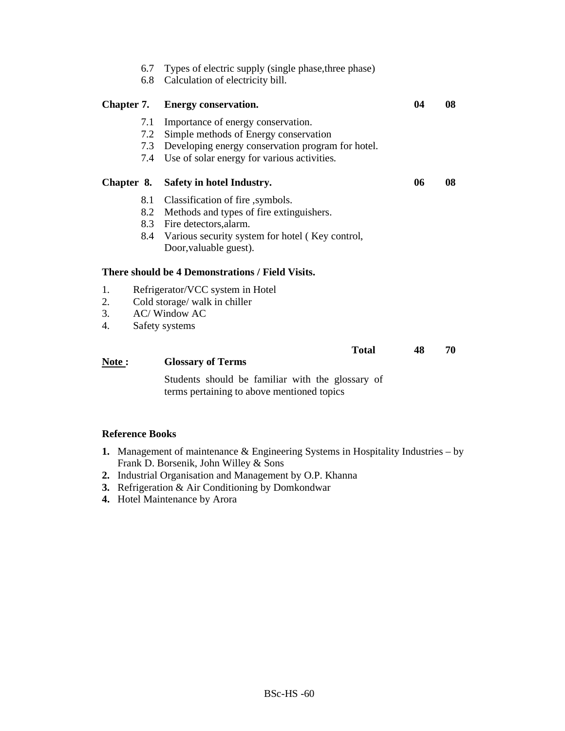6.7 Types of electric supply (single phase,three phase)
6.8 Calculation of electricity bill.

| | | | |
|---|---|---|---|
| **Chapter 7.** | **Energy conservation.** | **04** | **08** |

7.1 Importance of energy conservation.
7.2 Simple methods of Energy conservation
7.3 Developing energy conservation program for hotel.
7.4 Use of solar energy for various activities.

| | | | |
|---|---|---|---|
| **Chapter 8.** | **Safety in hotel Industry.** | **06** | **08** |

8.1 Classification of fire ,symbols.
8.2 Methods and types of fire extinguishers.
8.3 Fire detectors,alarm.
8.4 Various security system for hotel ( Key control, Door,valuable guest).

**There should be 4 Demonstrations / Field Visits.**

1. Refrigerator/VCC system in Hotel
2. Cold storage/ walk in chiller
3. AC/ Window AC
4. Safety systems

| | | | |
|---|---|---|---|
| | **Total** | **48** | **70** |

**Note :** **Glossary of Terms**

Students should be familiar with the glossary of terms pertaining to above mentioned topics

**Reference Books**

1. Management of maintenance & Engineering Systems in Hospitality Industries – by Frank D. Borsenik, John Willey & Sons
2. Industrial Organisation and Management by O.P. Khanna
3. Refrigeration & Air Conditioning by Domkondwar
4. Hotel Maintenance by Arora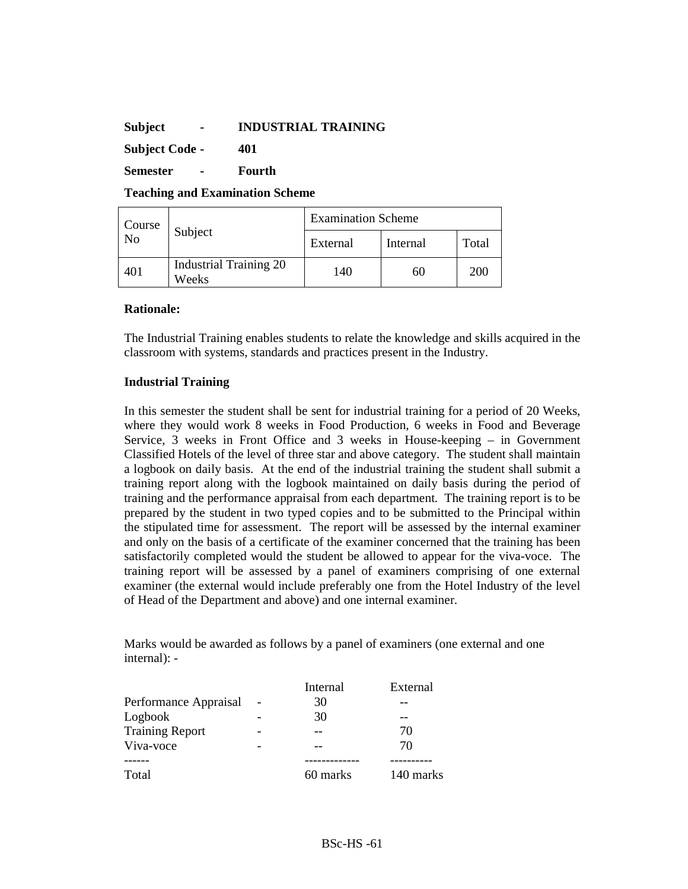**Subject - INDUSTRIAL TRAINING**

**Subject Code - 401**

**Semester - Fourth**

**Teaching and Examination Scheme**

| Course No | Subject | Examination Scheme | | |
|---|---|---|---|---|
| | | External | Internal | Total |
| 401 | Industrial Training 20 Weeks | 140 | 60 | 200 |

**Rationale:**

The Industrial Training enables students to relate the knowledge and skills acquired in the classroom with systems, standards and practices present in the Industry.

**Industrial Training**

In this semester the student shall be sent for industrial training for a period of 20 Weeks, where they would work 8 weeks in Food Production, 6 weeks in Food and Beverage Service, 3 weeks in Front Office and 3 weeks in House-keeping – in Government Classified Hotels of the level of three star and above category. The student shall maintain a logbook on daily basis. At the end of the industrial training the student shall submit a training report along with the logbook maintained on daily basis during the period of training and the performance appraisal from each department. The training report is to be prepared by the student in two typed copies and to be submitted to the Principal within the stipulated time for assessment. The report will be assessed by the internal examiner and only on the basis of a certificate of the examiner concerned that the training has been satisfactorily completed would the student be allowed to appear for the viva-voce. The training report will be assessed by a panel of examiners comprising of one external examiner (the external would include preferably one from the Hotel Industry of the level of Head of the Department and above) and one internal examiner.

Marks would be awarded as follows by a panel of examiners (one external and one internal): -

| | | Internal | External |
|---|---|---|---|
| Performance Appraisal | - | 30 | -- |
| Logbook | - | 30 | -- |
| Training Report | - | -- | 70 |
| Viva-voce | - | -- | 70 |
| Total | | 60 marks | 140 marks |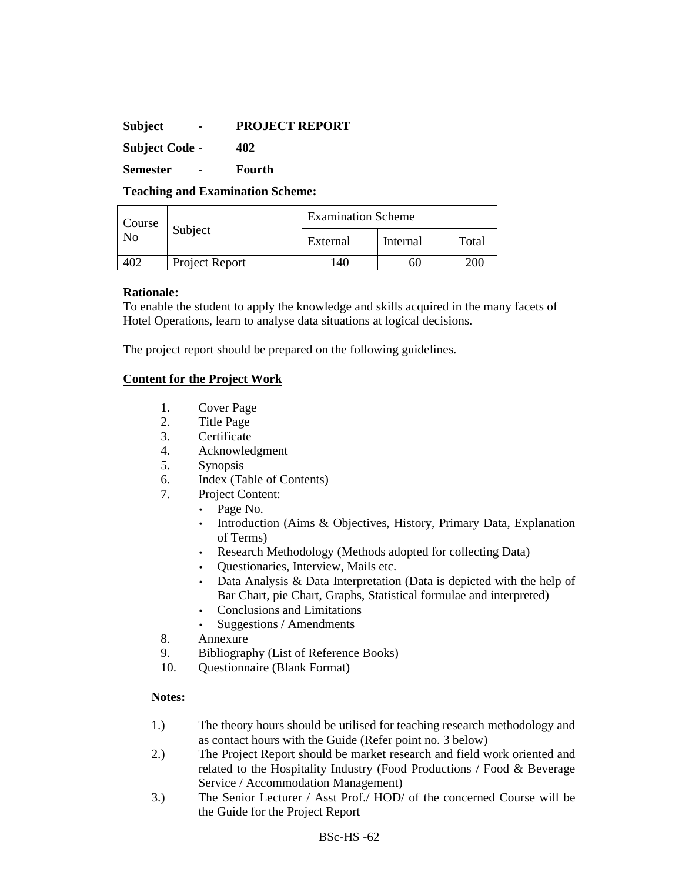**Subject - PROJECT REPORT**

**Subject Code - 402**

**Semester - Fourth**

**Teaching and Examination Scheme:**

| Course No | Subject | Examination Scheme | | |
|---|---|---|---|---|
| | | External | Internal | Total |
| 402 | Project Report | 140 | 60 | 200 |

**Rationale:**
To enable the student to apply the knowledge and skills acquired in the many facets of Hotel Operations, learn to analyse data situations at logical decisions.

The project report should be prepared on the following guidelines.

**<u>Content for the Project Work</u>**

1. Cover Page
2. Title Page
3. Certificate
4. Acknowledgment
5. Synopsis
6. Index (Table of Contents)
7. Project Content:
   - Page No.
   - Introduction (Aims & Objectives, History, Primary Data, Explanation of Terms)
   - Research Methodology (Methods adopted for collecting Data)
   - Questionaries, Interview, Mails etc.
   - Data Analysis & Data Interpretation (Data is depicted with the help of Bar Chart, pie Chart, Graphs, Statistical formulae and interpreted)
   - Conclusions and Limitations
   - Suggestions / Amendments
8. Annexure
9. Bibliography (List of Reference Books)
10. Questionnaire (Blank Format)

**Notes:**

1.) The theory hours should be utilised for teaching research methodology and as contact hours with the Guide (Refer point no. 3 below)

2.) The Project Report should be market research and field work oriented and related to the Hospitality Industry (Food Productions / Food & Beverage Service / Accommodation Management)

3.) The Senior Lecturer / Asst Prof./ HOD/ of the concerned Course will be the Guide for the Project Report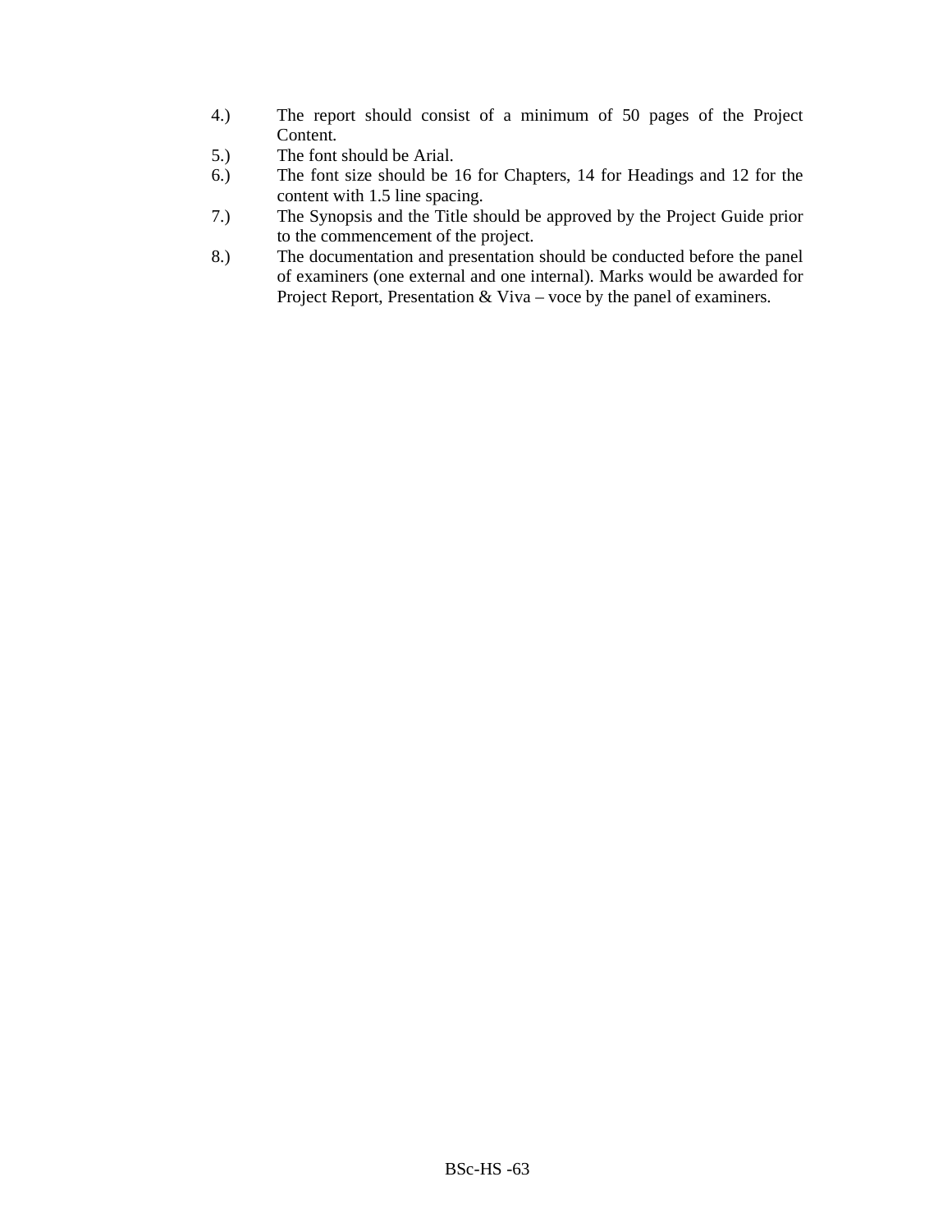4.) The report should consist of a minimum of 50 pages of the Project Content.

5.) The font should be Arial.

6.) The font size should be 16 for Chapters, 14 for Headings and 12 for the content with 1.5 line spacing.

7.) The Synopsis and the Title should be approved by the Project Guide prior to the commencement of the project.

8.) The documentation and presentation should be conducted before the panel of examiners (one external and one internal). Marks would be awarded for Project Report, Presentation & Viva – voce by the panel of examiners.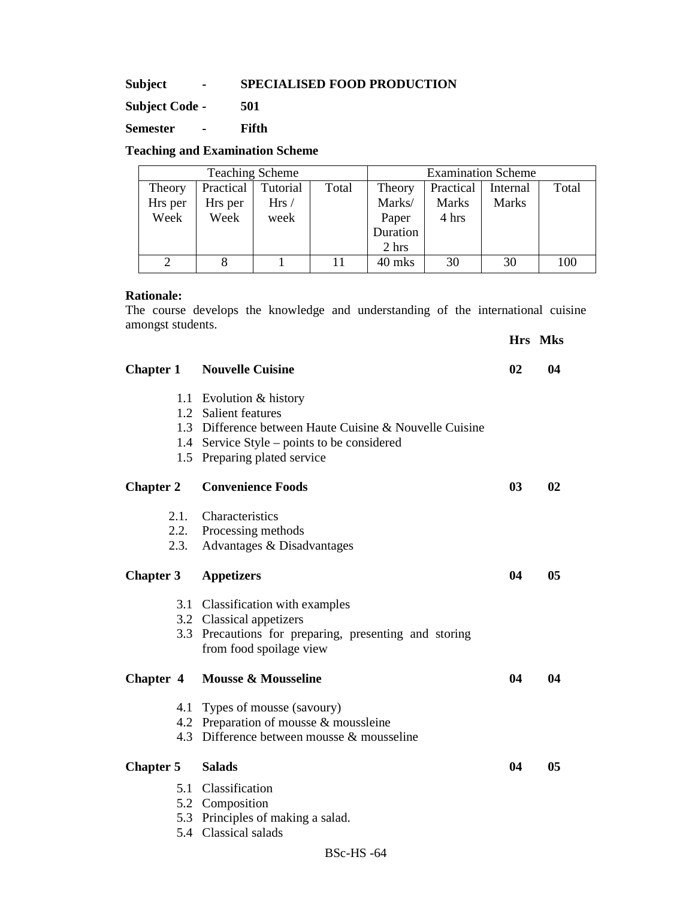**Subject - SPECIALISED FOOD PRODUCTION**

**Subject Code - 501**

**Semester - Fifth**

**Teaching and Examination Scheme**

| Teaching Scheme | | | | Examination Scheme | | | |
|---|---|---|---|---|---|---|---|
| Theory Hrs per Week | Practical Hrs per Week | Tutorial Hrs / week | Total | Theory Marks/ Paper Duration 2 hrs | Practical Marks 4 hrs | Internal Marks | Total |
| 2 | 8 | 1 | 11 | 40 mks | 30 | 30 | 100 |

**Rationale:**
The course develops the knowledge and understanding of the international cuisine amongst students.

| | | **Hrs** | **Mks** |
|---|---|---|---|
| **Chapter 1** | **Nouvelle Cuisine** | **02** | **04** |
| | 1.1 Evolution & history | | |
| | 1.2 Salient features | | |
| | 1.3 Difference between Haute Cuisine & Nouvelle Cuisine | | |
| | 1.4 Service Style – points to be considered | | |
| | 1.5 Preparing plated service | | |
| **Chapter 2** | **Convenience Foods** | **03** | **02** |
| | 2.1. Characteristics | | |
| | 2.2. Processing methods | | |
| | 2.3. Advantages & Disadvantages | | |
| **Chapter 3** | **Appetizers** | **04** | **05** |
| | 3.1 Classification with examples | | |
| | 3.2 Classical appetizers | | |
| | 3.3 Precautions for preparing, presenting and storing from food spoilage view | | |
| **Chapter 4** | **Mousse & Mousseline** | **04** | **04** |
| | 4.1 Types of mousse (savoury) | | |
| | 4.2 Preparation of mousse & moussleine | | |
| | 4.3 Difference between mousse & mousseline | | |
| **Chapter 5** | **Salads** | **04** | **05** |
| | 5.1 Classification | | |
| | 5.2 Composition | | |
| | 5.3 Principles of making a salad. | | |
| | 5.4 Classical salads | | |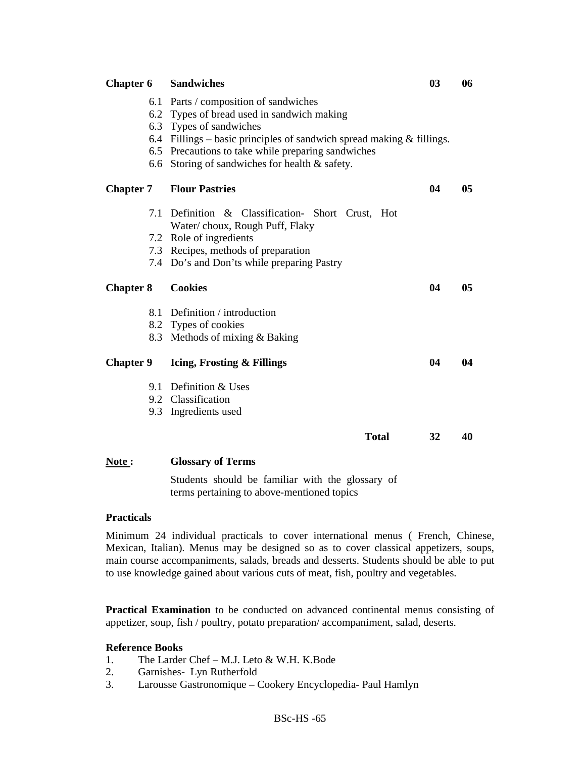| | | | |
|---|---|---|---|
| **Chapter 6** | **Sandwiches** | **03** | **06** |
| | 6.1 Parts / composition of sandwiches<br>6.2 Types of bread used in sandwich making<br>6.3 Types of sandwiches<br>6.4 Fillings – basic principles of sandwich spread making & fillings.<br>6.5 Precautions to take while preparing sandwiches<br>6.6 Storing of sandwiches for health & safety. | | |
| **Chapter 7** | **Flour Pastries** | **04** | **05** |
| | 7.1 Definition & Classification- Short Crust, Hot Water/ choux, Rough Puff, Flaky<br>7.2 Role of ingredients<br>7.3 Recipes, methods of preparation<br>7.4 Do's and Don'ts while preparing Pastry | | |
| **Chapter 8** | **Cookies** | **04** | **05** |
| | 8.1 Definition / introduction<br>8.2 Types of cookies<br>8.3 Methods of mixing & Baking | | |
| **Chapter 9** | **Icing, Frosting & Fillings** | **04** | **04** |
| | 9.1 Definition & Uses<br>9.2 Classification<br>9.3 Ingredients used | | |
| | **Total** | **32** | **40** |

**Note :** **Glossary of Terms**

Students should be familiar with the glossary of terms pertaining to above-mentioned topics

**Practicals**

Minimum 24 individual practicals to cover international menus ( French, Chinese, Mexican, Italian). Menus may be designed so as to cover classical appetizers, soups, main course accompaniments, salads, breads and desserts. Students should be able to put to use knowledge gained about various cuts of meat, fish, poultry and vegetables.

**Practical Examination** to be conducted on advanced continental menus consisting of appetizer, soup, fish / poultry, potato preparation/ accompaniment, salad, deserts.

**Reference Books**

1. The Larder Chef – M.J. Leto & W.H. K.Bode
2. Garnishes- Lyn Rutherfold
3. Larousse Gastronomique – Cookery Encyclopedia- Paul Hamlyn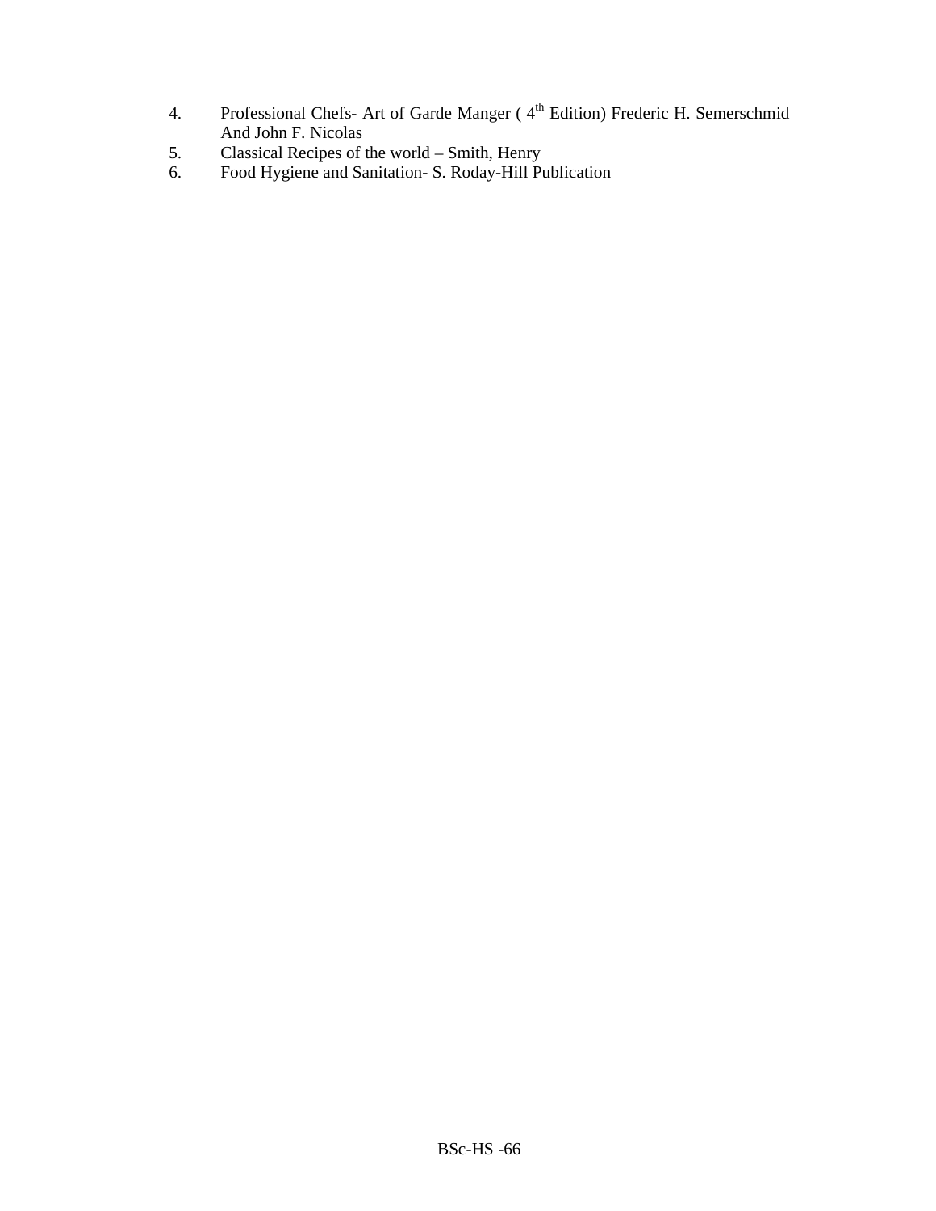4. Professional Chefs- Art of Garde Manger ( 4th Edition) Frederic H. Semerschmid And John F. Nicolas
5. Classical Recipes of the world – Smith, Henry
6. Food Hygiene and Sanitation- S. Roday-Hill Publication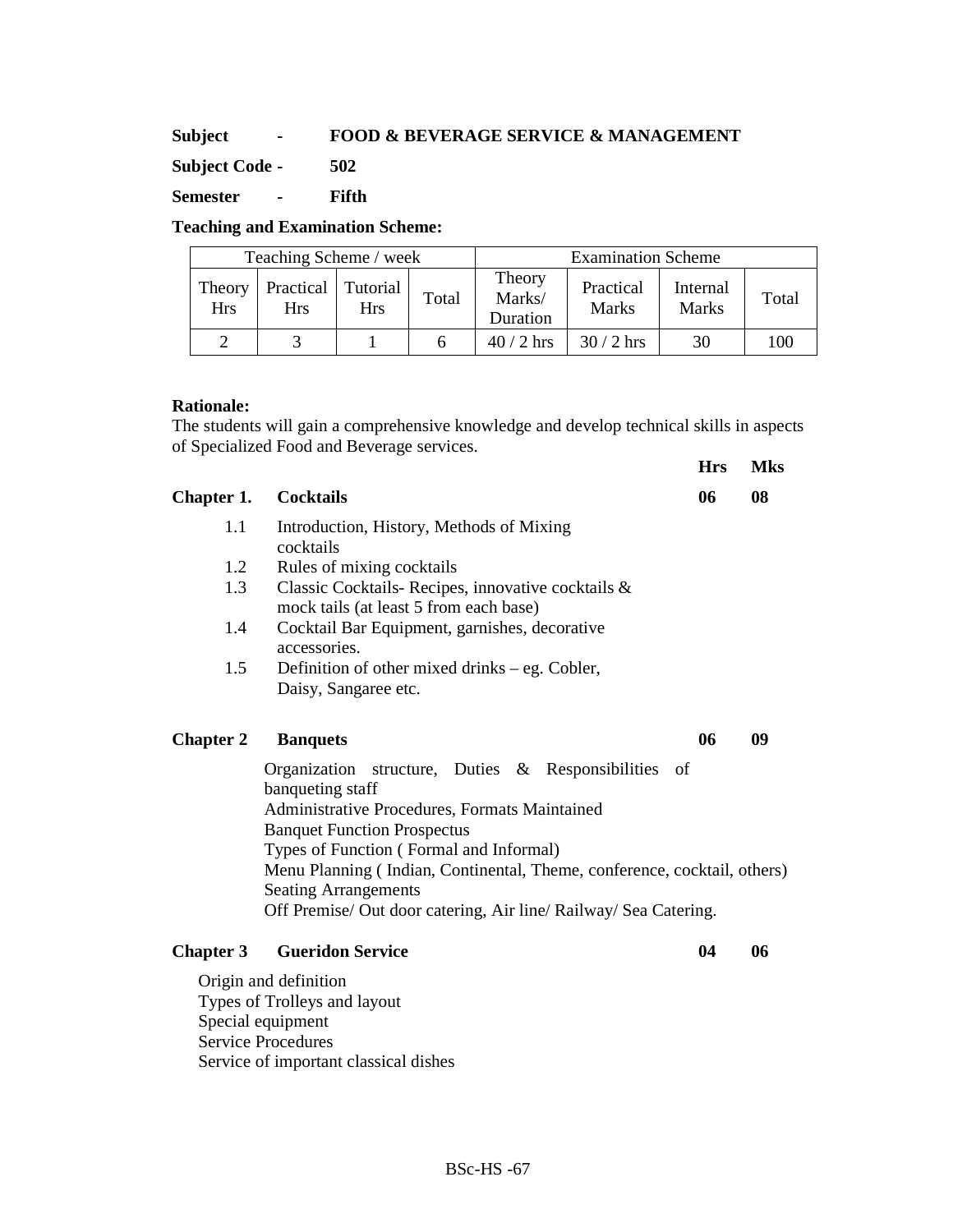**Subject - FOOD & BEVERAGE SERVICE & MANAGEMENT**

**Subject Code - 502**

**Semester - Fifth**

**Teaching and Examination Scheme:**

| Teaching Scheme / week | | | | Examination Scheme | | | |
|---|---|---|---|---|---|---|---|
| Theory Hrs | Practical Hrs | Tutorial Hrs | Total | Theory Marks/ Duration | Practical Marks | Internal Marks | Total |
| 2 | 3 | 1 | 6 | 40 / 2 hrs | 30 / 2 hrs | 30 | 100 |

**Rationale:**
The students will gain a comprehensive knowledge and develop technical skills in aspects of Specialized Food and Beverage services.

| | | Hrs | Mks |
|---|---|---|---|
| **Chapter 1.** | **Cocktails** | **06** | **08** |

1.1 Introduction, History, Methods of Mixing cocktails
1.2 Rules of mixing cocktails
1.3 Classic Cocktails- Recipes, innovative cocktails & mock tails (at least 5 from each base)
1.4 Cocktail Bar Equipment, garnishes, decorative accessories.
1.5 Definition of other mixed drinks – eg. Cobler, Daisy, Sangaree etc.

| | | | |
|---|---|---|---|
| **Chapter 2** | **Banquets** | **06** | **09** |

Organization structure, Duties & Responsibilities of banqueting staff
Administrative Procedures, Formats Maintained
Banquet Function Prospectus
Types of Function ( Formal and Informal)
Menu Planning ( Indian, Continental, Theme, conference, cocktail, others)
Seating Arrangements
Off Premise/ Out door catering, Air line/ Railway/ Sea Catering.

| | | | |
|---|---|---|---|
| **Chapter 3** | **Gueridon Service** | **04** | **06** |

Origin and definition
Types of Trolleys and layout
Special equipment
Service Procedures
Service of important classical dishes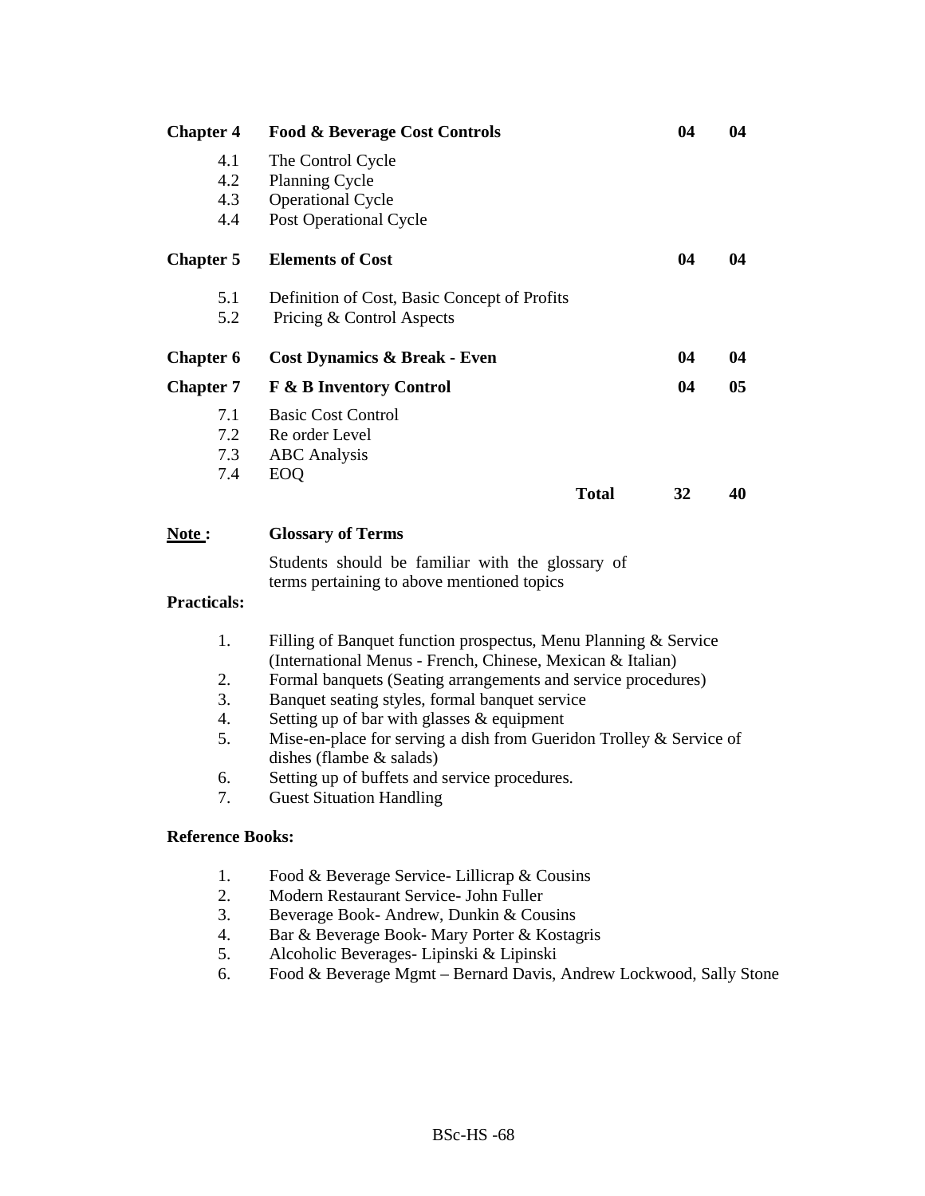| | | | |
|---|---|---|---|
| **Chapter 4** | **Food & Beverage Cost Controls** | **04** | **04** |
| 4.1 | The Control Cycle | | |
| 4.2 | Planning Cycle | | |
| 4.3 | Operational Cycle | | |
| 4.4 | Post Operational Cycle | | |
| **Chapter 5** | **Elements of Cost** | **04** | **04** |
| 5.1 | Definition of Cost, Basic Concept of Profits | | |
| 5.2 | Pricing & Control Aspects | | |
| **Chapter 6** | **Cost Dynamics & Break - Even** | **04** | **04** |
| **Chapter 7** | **F & B Inventory Control** | **04** | **05** |
| 7.1 | Basic Cost Control | | |
| 7.2 | Re order Level | | |
| 7.3 | ABC Analysis | | |
| 7.4 | EOQ | | |
| | **Total** | **32** | **40** |

**Note :** **Glossary of Terms**

Students should be familiar with the glossary of terms pertaining to above mentioned topics

**Practicals:**

1. Filling of Banquet function prospectus, Menu Planning & Service (International Menus - French, Chinese, Mexican & Italian)
2. Formal banquets (Seating arrangements and service procedures)
3. Banquet seating styles, formal banquet service
4. Setting up of bar with glasses & equipment
5. Mise-en-place for serving a dish from Gueridon Trolley & Service of dishes (flambe & salads)
6. Setting up of buffets and service procedures.
7. Guest Situation Handling

**Reference Books:**

1. Food & Beverage Service- Lillicrap & Cousins
2. Modern Restaurant Service- John Fuller
3. Beverage Book- Andrew, Dunkin & Cousins
4. Bar & Beverage Book- Mary Porter & Kostagris
5. Alcoholic Beverages- Lipinski & Lipinski
6. Food & Beverage Mgmt – Bernard Davis, Andrew Lockwood, Sally Stone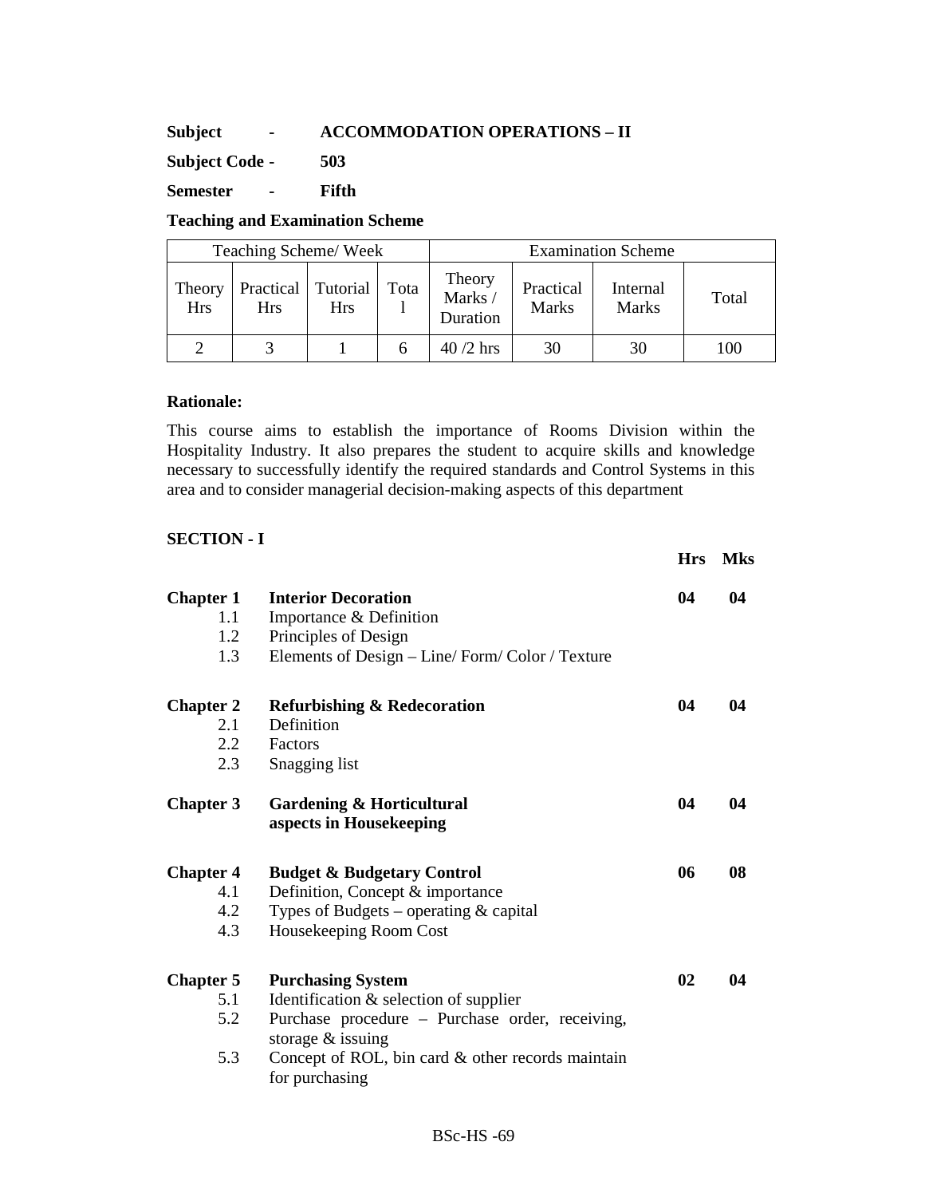**Subject - ACCOMMODATION OPERATIONS – II**

**Subject Code - 503**

**Semester - Fifth**

**Teaching and Examination Scheme**

| Teaching Scheme/ Week | | | | Examination Scheme | | | |
|---|---|---|---|---|---|---|---|
| Theory Hrs | Practical Hrs | Tutorial Hrs | Total | Theory Marks / Duration | Practical Marks | Internal Marks | Total |
| 2 | 3 | 1 | 6 | 40 /2 hrs | 30 | 30 | 100 |

**Rationale:**

This course aims to establish the importance of Rooms Division within the Hospitality Industry. It also prepares the student to acquire skills and knowledge necessary to successfully identify the required standards and Control Systems in this area and to consider managerial decision-making aspects of this department

**SECTION - I**

| | | Hrs | Mks |
|---|---|---|---|
| **Chapter 1** | **Interior Decoration** | **04** | **04** |
| 1.1 | Importance & Definition | | |
| 1.2 | Principles of Design | | |
| 1.3 | Elements of Design – Line/ Form/ Color / Texture | | |
| **Chapter 2** | **Refurbishing & Redecoration** | **04** | **04** |
| 2.1 | Definition | | |
| 2.2 | Factors | | |
| 2.3 | Snagging list | | |
| **Chapter 3** | **Gardening & Horticultural aspects in Housekeeping** | **04** | **04** |
| **Chapter 4** | **Budget & Budgetary Control** | **06** | **08** |
| 4.1 | Definition, Concept & importance | | |
| 4.2 | Types of Budgets – operating & capital | | |
| 4.3 | Housekeeping Room Cost | | |
| **Chapter 5** | **Purchasing System** | **02** | **04** |
| 5.1 | Identification & selection of supplier | | |
| 5.2 | Purchase procedure – Purchase order, receiving, storage & issuing | | |
| 5.3 | Concept of ROL, bin card & other records maintain for purchasing | | |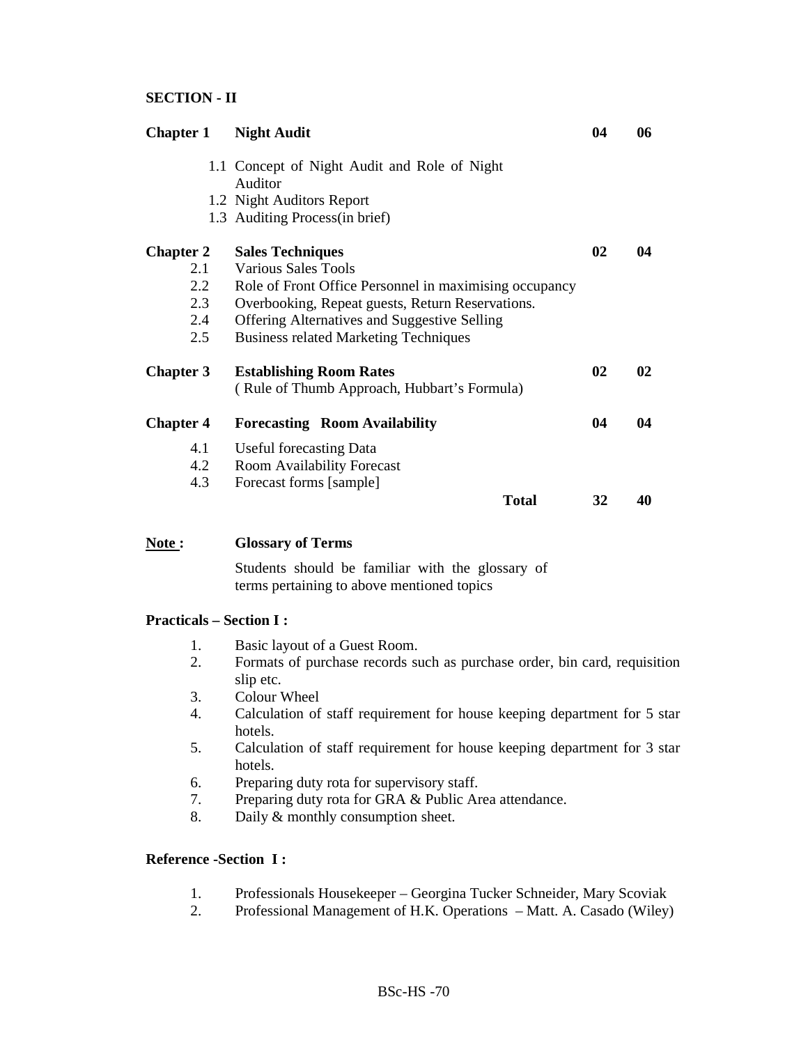## SECTION - II

| Chapter | Topic | | |
|---|---|---|---|
| **Chapter 1** | **Night Audit** | **04** | **06** |
| 1.1 | Concept of Night Audit and Role of Night Auditor | | |
| 1.2 | Night Auditors Report | | |
| 1.3 | Auditing Process(in brief) | | |
| **Chapter 2** | **Sales Techniques** | **02** | **04** |
| 2.1 | Various Sales Tools | | |
| 2.2 | Role of Front Office Personnel in maximising occupancy | | |
| 2.3 | Overbooking, Repeat guests, Return Reservations. | | |
| 2.4 | Offering Alternatives and Suggestive Selling | | |
| 2.5 | Business related Marketing Techniques | | |
| **Chapter 3** | **Establishing Room Rates** ( Rule of Thumb Approach, Hubbart's Formula) | **02** | **02** |
| **Chapter 4** | **Forecasting Room Availability** | **04** | **04** |
| 4.1 | Useful forecasting Data | | |
| 4.2 | Room Availability Forecast | | |
| 4.3 | Forecast forms [sample] | | |
| | **Total** | **32** | **40** |

**Note :** **Glossary of Terms**

Students should be familiar with the glossary of terms pertaining to above mentioned topics

**Practicals – Section I :**

1. Basic layout of a Guest Room.
2. Formats of purchase records such as purchase order, bin card, requisition slip etc.
3. Colour Wheel
4. Calculation of staff requirement for house keeping department for 5 star hotels.
5. Calculation of staff requirement for house keeping department for 3 star hotels.
6. Preparing duty rota for supervisory staff.
7. Preparing duty rota for GRA & Public Area attendance.
8. Daily & monthly consumption sheet.

**Reference -Section I :**

1. Professionals Housekeeper – Georgina Tucker Schneider, Mary Scoviak
2. Professional Management of H.K. Operations – Matt. A. Casado (Wiley)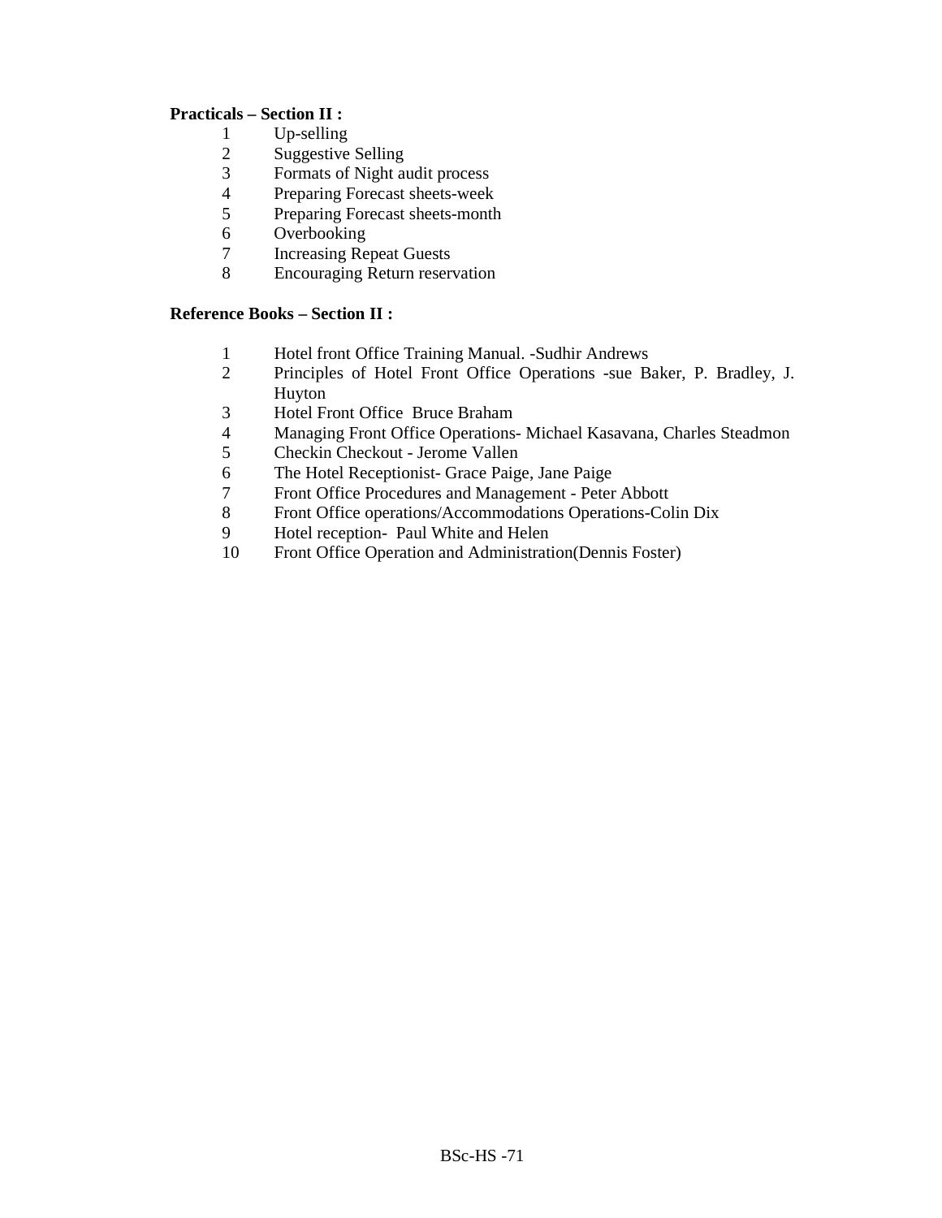**Practicals – Section II :**

1. Up-selling
2. Suggestive Selling
3. Formats of Night audit process
4. Preparing Forecast sheets-week
5. Preparing Forecast sheets-month
6. Overbooking
7. Increasing Repeat Guests
8. Encouraging Return reservation

**Reference Books – Section II :**

1. Hotel front Office Training Manual. -Sudhir Andrews
2. Principles of Hotel Front Office Operations -sue Baker, P. Bradley, J. Huyton
3. Hotel Front Office  Bruce Braham
4. Managing Front Office Operations- Michael Kasavana, Charles Steadmon
5. Checkin Checkout - Jerome Vallen
6. The Hotel Receptionist- Grace Paige, Jane Paige
7. Front Office Procedures and Management - Peter Abbott
8. Front Office operations/Accommodations Operations-Colin Dix
9. Hotel reception-  Paul White and Helen
10. Front Office Operation and Administration(Dennis Foster)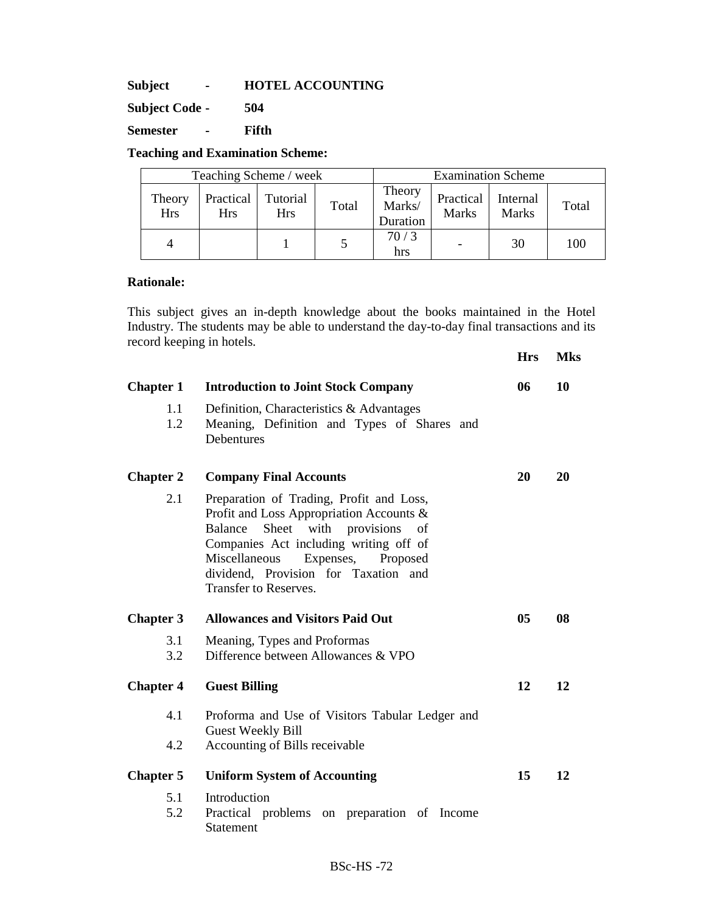**Subject - HOTEL ACCOUNTING**

**Subject Code - 504**

**Semester - Fifth**

**Teaching and Examination Scheme:**

| Teaching Scheme / week | | | | Examination Scheme | | | |
|---|---|---|---|---|---|---|---|
| Theory Hrs | Practical Hrs | Tutorial Hrs | Total | Theory Marks/ Duration | Practical Marks | Internal Marks | Total |
| 4 | | 1 | 5 | 70 / 3 hrs | - | 30 | 100 |

**Rationale:**

This subject gives an in-depth knowledge about the books maintained in the Hotel Industry. The students may be able to understand the day-to-day final transactions and its record keeping in hotels.

| | | **Hrs** | **Mks** |
|---|---|---|---|
| **Chapter 1** | **Introduction to Joint Stock Company** | **06** | **10** |
| 1.1 | Definition, Characteristics & Advantages | | |
| 1.2 | Meaning, Definition and Types of Shares and Debentures | | |
| **Chapter 2** | **Company Final Accounts** | **20** | **20** |
| 2.1 | Preparation of Trading, Profit and Loss, Profit and Loss Appropriation Accounts & Balance Sheet with provisions of Companies Act including writing off of Miscellaneous Expenses, Proposed dividend, Provision for Taxation and Transfer to Reserves. | | |
| **Chapter 3** | **Allowances and Visitors Paid Out** | **05** | **08** |
| 3.1 | Meaning, Types and Proformas | | |
| 3.2 | Difference between Allowances & VPO | | |
| **Chapter 4** | **Guest Billing** | **12** | **12** |
| 4.1 | Proforma and Use of Visitors Tabular Ledger and Guest Weekly Bill | | |
| 4.2 | Accounting of Bills receivable | | |
| **Chapter 5** | **Uniform System of Accounting** | **15** | **12** |
| 5.1 | Introduction | | |
| 5.2 | Practical problems on preparation of Income Statement | | |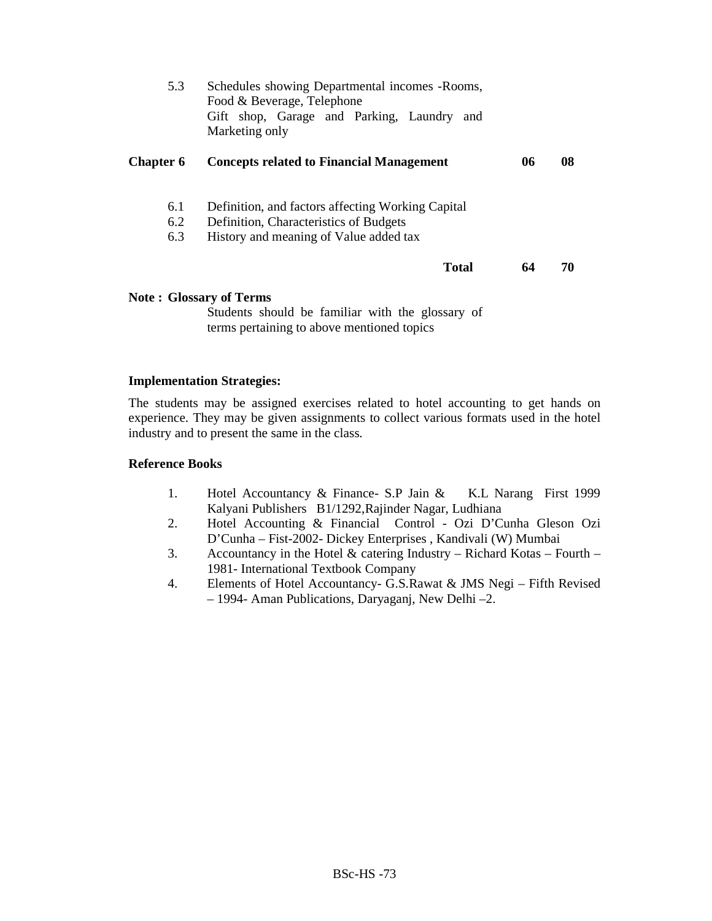| | | | |
|---|---|---|---|
| 5.3 | Schedules showing Departmental incomes -Rooms, Food & Beverage, Telephone Gift shop, Garage and Parking, Laundry and Marketing only | | |
| **Chapter 6** | **Concepts related to Financial Management** | **06** | **08** |
| 6.1 | Definition, and factors affecting Working Capital | | |
| 6.2 | Definition, Characteristics of Budgets | | |
| 6.3 | History and meaning of Value added tax | | |
| | **Total** | **64** | **70** |

**Note : Glossary of Terms**

Students should be familiar with the glossary of terms pertaining to above mentioned topics

**Implementation Strategies:**

The students may be assigned exercises related to hotel accounting to get hands on experience. They may be given assignments to collect various formats used in the hotel industry and to present the same in the class.

**Reference Books**

1. Hotel Accountancy & Finance- S.P Jain & K.L Narang First 1999 Kalyani Publishers B1/1292,Rajinder Nagar, Ludhiana
2. Hotel Accounting & Financial Control - Ozi D'Cunha Gleson Ozi D'Cunha – Fist-2002- Dickey Enterprises , Kandivali (W) Mumbai
3. Accountancy in the Hotel & catering Industry – Richard Kotas – Fourth – 1981- International Textbook Company
4. Elements of Hotel Accountancy- G.S.Rawat & JMS Negi – Fifth Revised – 1994- Aman Publications, Daryaganj, New Delhi –2.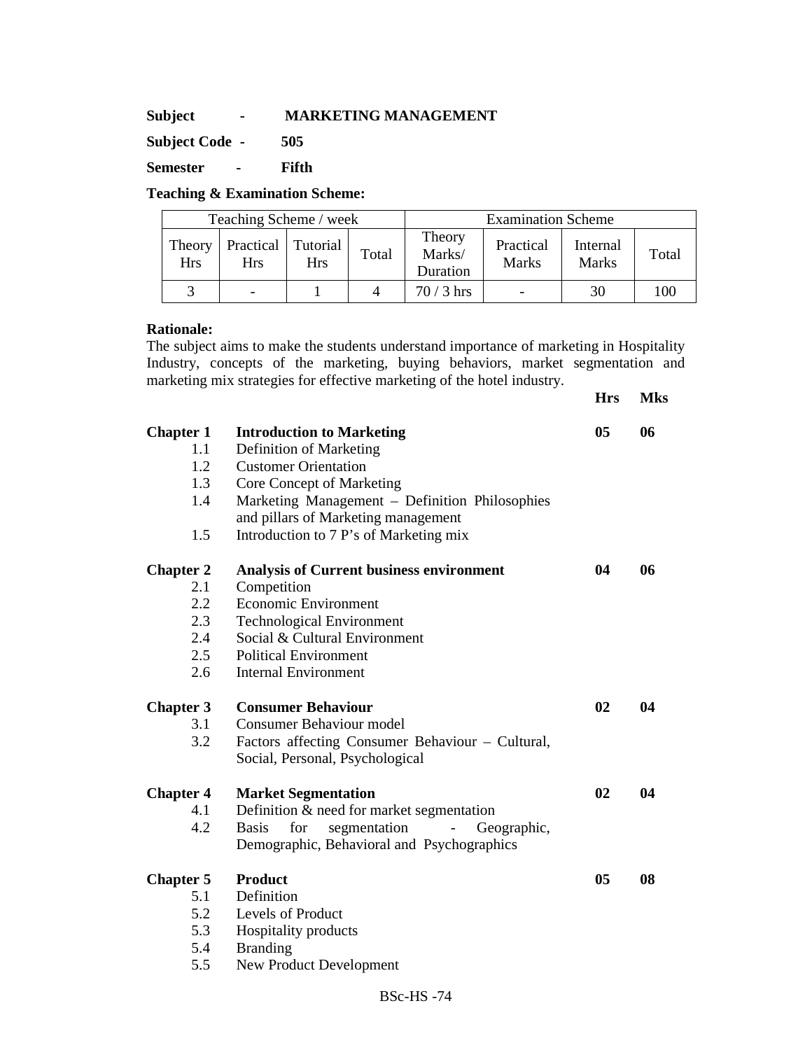**Subject - MARKETING MANAGEMENT**

**Subject Code - 505**

**Semester - Fifth**

**Teaching & Examination Scheme:**

| Teaching Scheme / week | | | | Examination Scheme | | | |
|---|---|---|---|---|---|---|---|
| Theory Hrs | Practical Hrs | Tutorial Hrs | Total | Theory Marks/ Duration | Practical Marks | Internal Marks | Total |
| 3 | - | 1 | 4 | 70 / 3 hrs | - | 30 | 100 |

**Rationale:**

The subject aims to make the students understand importance of marketing in Hospitality Industry, concepts of the marketing, buying behaviors, market segmentation and marketing mix strategies for effective marketing of the hotel industry.

| | | **Hrs** | **Mks** |
|---|---|---|---|
| **Chapter 1** | **Introduction to Marketing** | **05** | **06** |
| 1.1 | Definition of Marketing | | |
| 1.2 | Customer Orientation | | |
| 1.3 | Core Concept of Marketing | | |
| 1.4 | Marketing Management – Definition Philosophies and pillars of Marketing management | | |
| 1.5 | Introduction to 7 P's of Marketing mix | | |
| **Chapter 2** | **Analysis of Current business environment** | **04** | **06** |
| 2.1 | Competition | | |
| 2.2 | Economic Environment | | |
| 2.3 | Technological Environment | | |
| 2.4 | Social & Cultural Environment | | |
| 2.5 | Political Environment | | |
| 2.6 | Internal Environment | | |
| **Chapter 3** | **Consumer Behaviour** | **02** | **04** |
| 3.1 | Consumer Behaviour model | | |
| 3.2 | Factors affecting Consumer Behaviour – Cultural, Social, Personal, Psychological | | |
| **Chapter 4** | **Market Segmentation** | **02** | **04** |
| 4.1 | Definition & need for market segmentation | | |
| 4.2 | Basis for segmentation - Geographic, Demographic, Behavioral and Psychographics | | |
| **Chapter 5** | **Product** | **05** | **08** |
| 5.1 | Definition | | |
| 5.2 | Levels of Product | | |
| 5.3 | Hospitality products | | |
| 5.4 | Branding | | |
| 5.5 | New Product Development | | |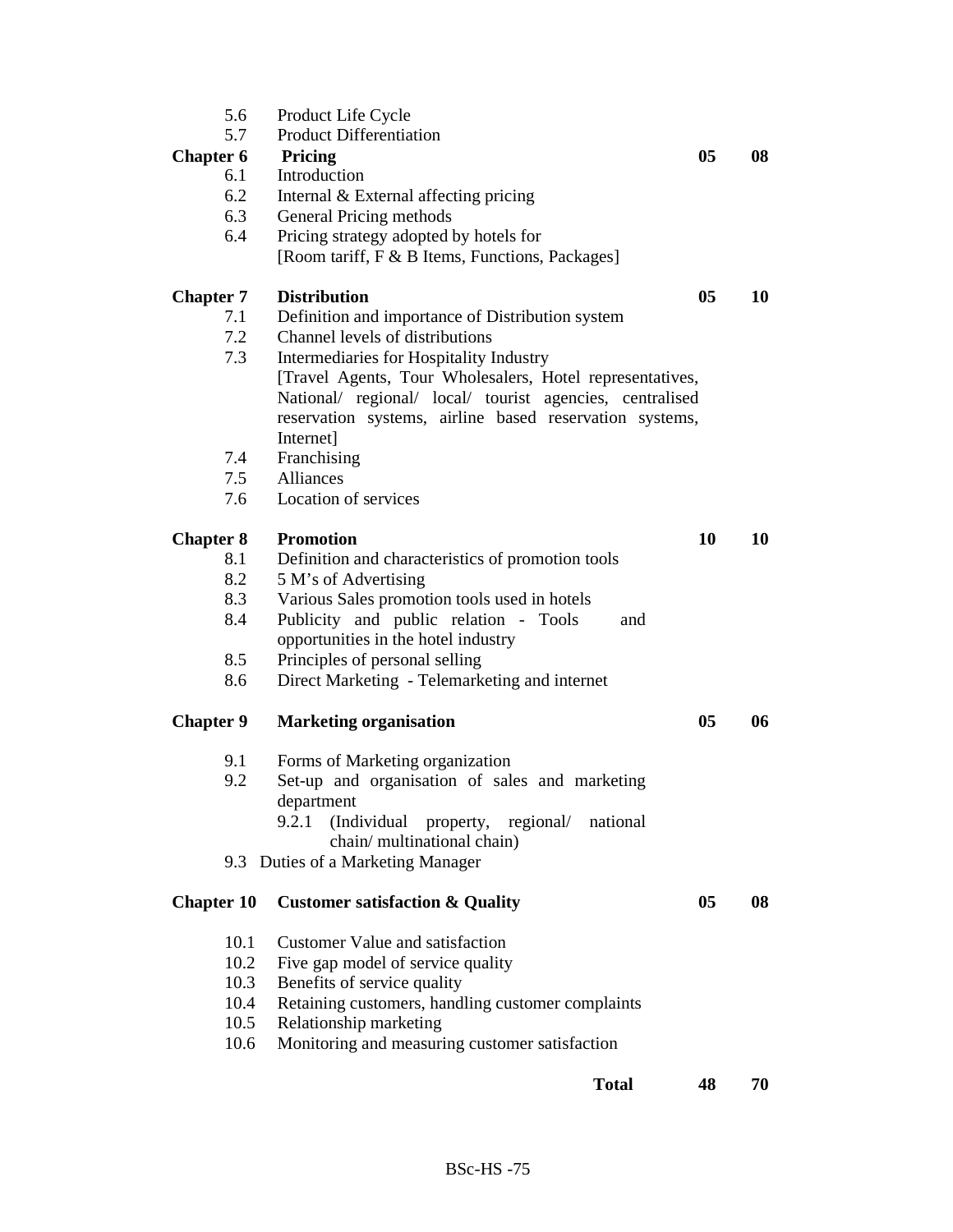| | | | |
|---|---|---|---|
| 5.6 | Product Life Cycle | | |
| 5.7 | Product Differentiation | | |
| **Chapter 6** | **Pricing** | **05** | **08** |
| 6.1 | Introduction | | |
| 6.2 | Internal & External affecting pricing | | |
| 6.3 | General Pricing methods | | |
| 6.4 | Pricing strategy adopted by hotels for [Room tariff, F & B Items, Functions, Packages] | | |
| **Chapter 7** | **Distribution** | **05** | **10** |
| 7.1 | Definition and importance of Distribution system | | |
| 7.2 | Channel levels of distributions | | |
| 7.3 | Intermediaries for Hospitality Industry [Travel Agents, Tour Wholesalers, Hotel representatives, National/ regional/ local/ tourist agencies, centralised reservation systems, airline based reservation systems, Internet] | | |
| 7.4 | Franchising | | |
| 7.5 | Alliances | | |
| 7.6 | Location of services | | |
| **Chapter 8** | **Promotion** | **10** | **10** |
| 8.1 | Definition and characteristics of promotion tools | | |
| 8.2 | 5 M's of Advertising | | |
| 8.3 | Various Sales promotion tools used in hotels | | |
| 8.4 | Publicity and public relation - Tools and opportunities in the hotel industry | | |
| 8.5 | Principles of personal selling | | |
| 8.6 | Direct Marketing - Telemarketing and internet | | |
| **Chapter 9** | **Marketing organisation** | **05** | **06** |
| 9.1 | Forms of Marketing organization | | |
| 9.2 | Set-up and organisation of sales and marketing department | | |
| | 9.2.1 (Individual property, regional/ national chain/ multinational chain) | | |
| 9.3 | Duties of a Marketing Manager | | |
| **Chapter 10** | **Customer satisfaction & Quality** | **05** | **08** |
| 10.1 | Customer Value and satisfaction | | |
| 10.2 | Five gap model of service quality | | |
| 10.3 | Benefits of service quality | | |
| 10.4 | Retaining customers, handling customer complaints | | |
| 10.5 | Relationship marketing | | |
| 10.6 | Monitoring and measuring customer satisfaction | | |
| | **Total** | **48** | **70** |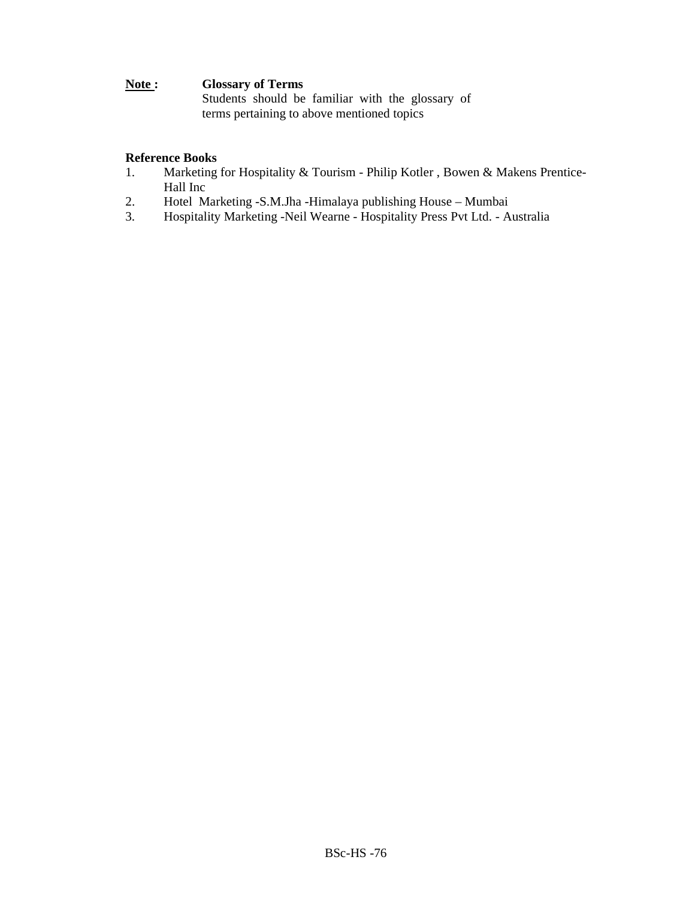**Note :** **Glossary of Terms**
Students should be familiar with the glossary of terms pertaining to above mentioned topics

**Reference Books**

1. Marketing for Hospitality & Tourism - Philip Kotler , Bowen & Makens Prentice-Hall Inc
2. Hotel Marketing -S.M.Jha -Himalaya publishing House – Mumbai
3. Hospitality Marketing -Neil Wearne - Hospitality Press Pvt Ltd. - Australia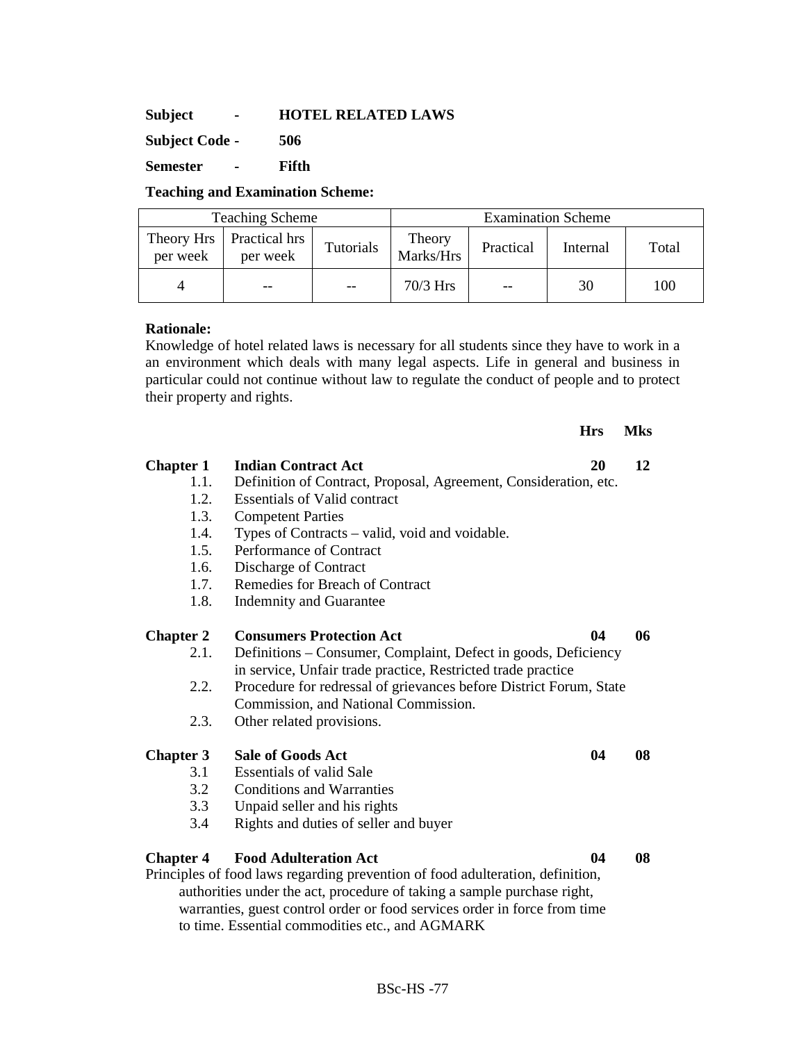**Subject - HOTEL RELATED LAWS**

**Subject Code - 506**

**Semester - Fifth**

**Teaching and Examination Scheme:**

| Teaching Scheme | | | Examination Scheme | | | |
|---|---|---|---|---|---|---|
| Theory Hrs per week | Practical hrs per week | Tutorials | Theory Marks/Hrs | Practical | Internal | Total |
| 4 | -- | -- | 70/3 Hrs | -- | 30 | 100 |

**Rationale:**
Knowledge of hotel related laws is necessary for all students since they have to work in a an environment which deals with many legal aspects. Life in general and business in particular could not continue without law to regulate the conduct of people and to protect their property and rights.

| | | Hrs | Mks |
|---|---|---|---|
| **Chapter 1** | **Indian Contract Act** | **20** | **12** |

1.1. Definition of Contract, Proposal, Agreement, Consideration, etc.
1.2. Essentials of Valid contract
1.3. Competent Parties
1.4. Types of Contracts – valid, void and voidable.
1.5. Performance of Contract
1.6. Discharge of Contract
1.7. Remedies for Breach of Contract
1.8. Indemnity and Guarantee

| | | Hrs | Mks |
|---|---|---|---|
| **Chapter 2** | **Consumers Protection Act** | **04** | **06** |

2.1. Definitions – Consumer, Complaint, Defect in goods, Deficiency in service, Unfair trade practice, Restricted trade practice
2.2. Procedure for redressal of grievances before District Forum, State Commission, and National Commission.
2.3. Other related provisions.

| | | Hrs | Mks |
|---|---|---|---|
| **Chapter 3** | **Sale of Goods Act** | **04** | **08** |

3.1 Essentials of valid Sale
3.2 Conditions and Warranties
3.3 Unpaid seller and his rights
3.4 Rights and duties of seller and buyer

| | | Hrs | Mks |
|---|---|---|---|
| **Chapter 4** | **Food Adulteration Act** | **04** | **08** |

Principles of food laws regarding prevention of food adulteration, definition, authorities under the act, procedure of taking a sample purchase right, warranties, guest control order or food services order in force from time to time. Essential commodities etc., and AGMARK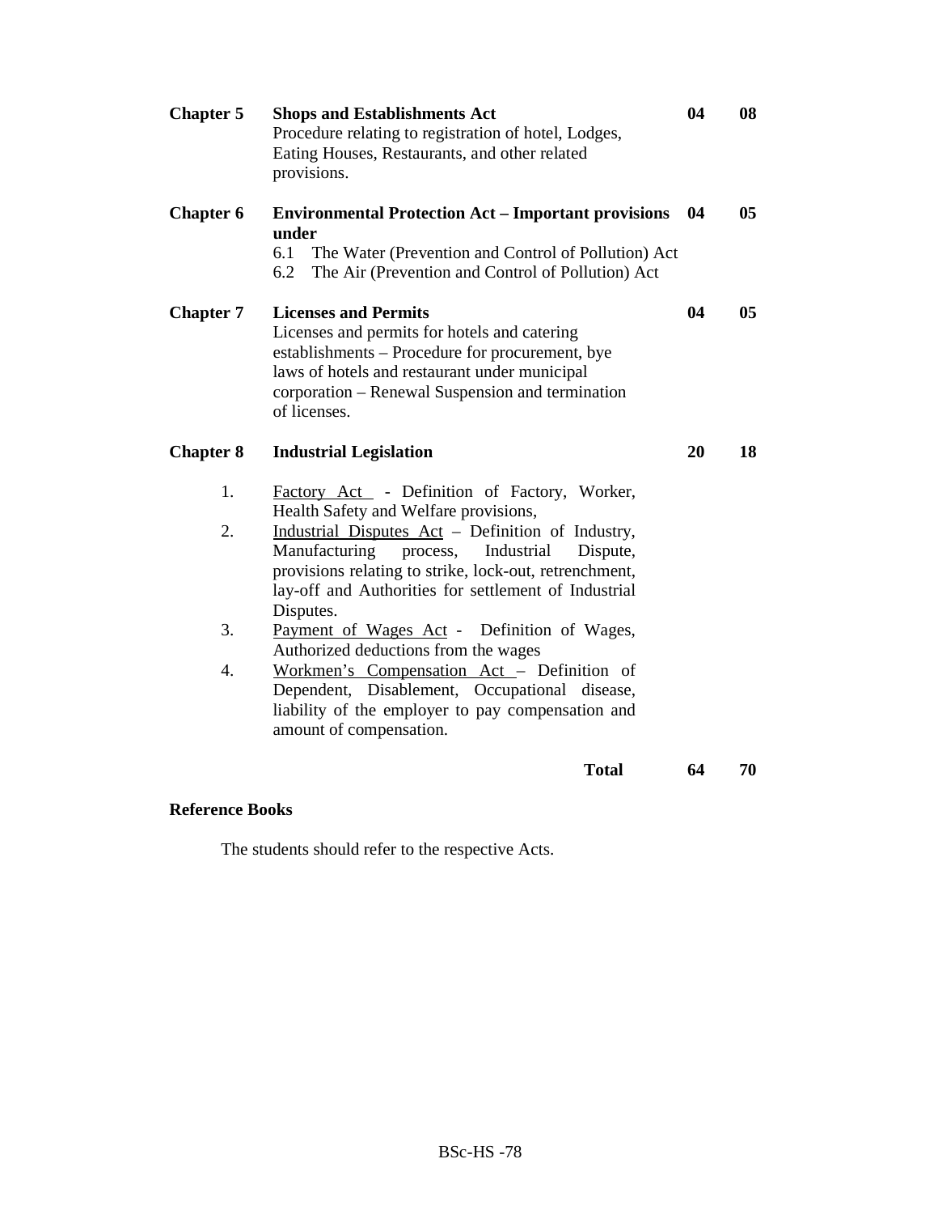| Chapter | Topic | | |
|---|---|---|---|
| **Chapter 5** | **Shops and Establishments Act**<br>Procedure relating to registration of hotel, Lodges, Eating Houses, Restaurants, and other related provisions. | **04** | **08** |
| **Chapter 6** | **Environmental Protection Act – Important provisions under**<br>6.1 The Water (Prevention and Control of Pollution) Act<br>6.2 The Air (Prevention and Control of Pollution) Act | **04** | **05** |
| **Chapter 7** | **Licenses and Permits**<br>Licenses and permits for hotels and catering establishments – Procedure for procurement, bye laws of hotels and restaurant under municipal corporation – Renewal Suspension and termination of licenses. | **04** | **05** |
| **Chapter 8** | **Industrial Legislation**<br>1. Factory Act - Definition of Factory, Worker, Health Safety and Welfare provisions,<br>2. Industrial Disputes Act – Definition of Industry, Manufacturing process, Industrial Dispute, provisions relating to strike, lock-out, retrenchment, lay-off and Authorities for settlement of Industrial Disputes.<br>3. Payment of Wages Act - Definition of Wages, Authorized deductions from the wages<br>4. Workmen's Compensation Act – Definition of Dependent, Disablement, Occupational disease, liability of the employer to pay compensation and amount of compensation. | **20** | **18** |
| | **Total** | **64** | **70** |

**Reference Books**

The students should refer to the respective Acts.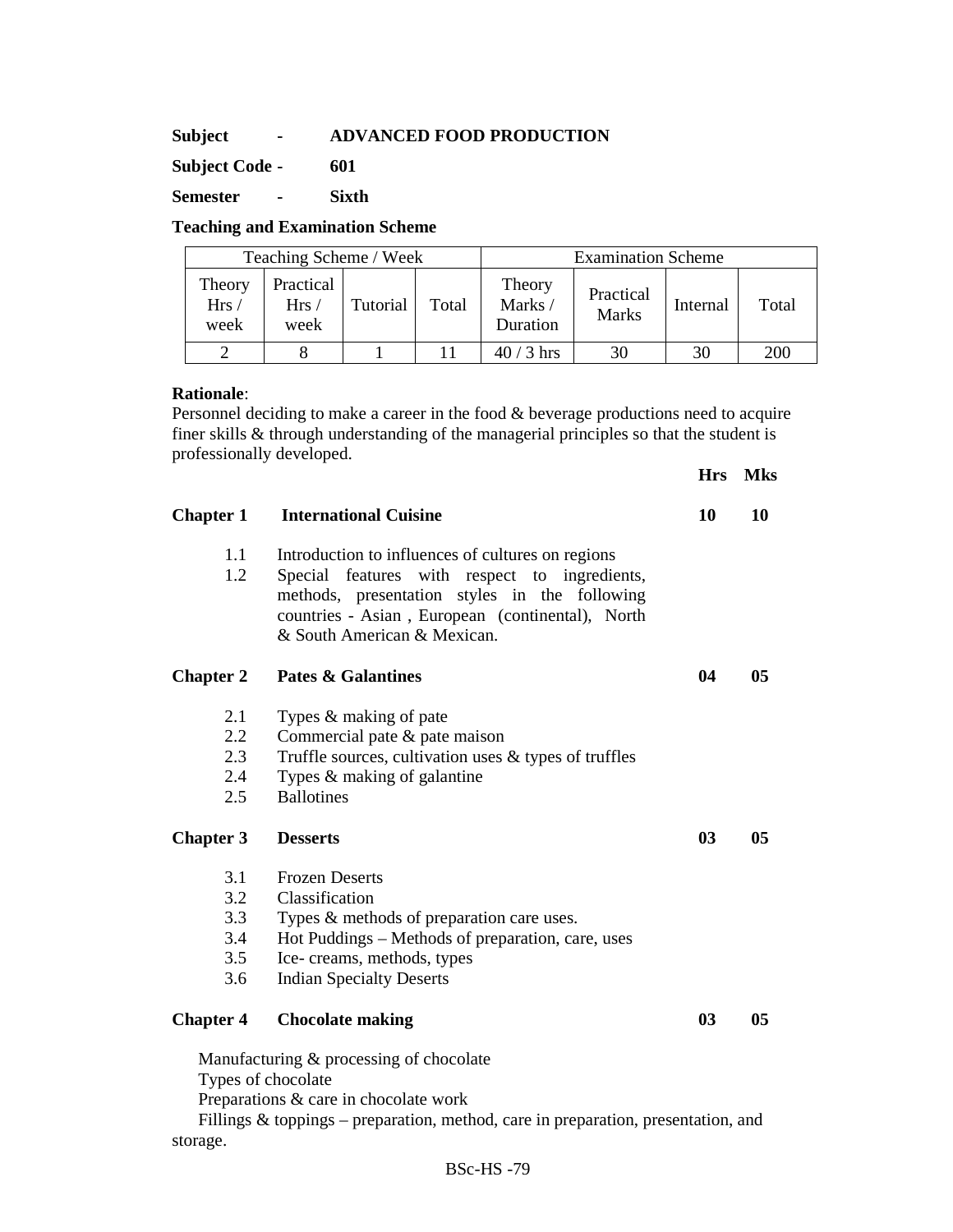**Subject - ADVANCED FOOD PRODUCTION**

**Subject Code - 601**

**Semester - Sixth**

**Teaching and Examination Scheme**

| Teaching Scheme / Week | | | | Examination Scheme | | | |
|---|---|---|---|---|---|---|---|
| Theory Hrs / week | Practical Hrs / week | Tutorial | Total | Theory Marks / Duration | Practical Marks | Internal | Total |
| 2 | 8 | 1 | 11 | 40 / 3 hrs | 30 | 30 | 200 |

**Rationale**:
Personnel deciding to make a career in the food & beverage productions need to acquire finer skills & through understanding of the managerial principles so that the student is professionally developed.

| | | **Hrs** | **Mks** |
|---|---|---|---|
| **Chapter 1** | **International Cuisine** | **10** | **10** |
| 1.1 | Introduction to influences of cultures on regions | | |
| 1.2 | Special features with respect to ingredients, methods, presentation styles in the following countries - Asian , European (continental), North & South American & Mexican. | | |
| **Chapter 2** | **Pates & Galantines** | **04** | **05** |
| 2.1 | Types & making of pate | | |
| 2.2 | Commercial pate & pate maison | | |
| 2.3 | Truffle sources, cultivation uses & types of truffles | | |
| 2.4 | Types & making of galantine | | |
| 2.5 | Ballotines | | |
| **Chapter 3** | **Desserts** | **03** | **05** |
| 3.1 | Frozen Deserts | | |
| 3.2 | Classification | | |
| 3.3 | Types & methods of preparation care uses. | | |
| 3.4 | Hot Puddings – Methods of preparation, care, uses | | |
| 3.5 | Ice- creams, methods, types | | |
| 3.6 | Indian Specialty Deserts | | |
| **Chapter 4** | **Chocolate making** | **03** | **05** |

Manufacturing & processing of chocolate

Types of chocolate

Preparations & care in chocolate work

Fillings & toppings – preparation, method, care in preparation, presentation, and storage.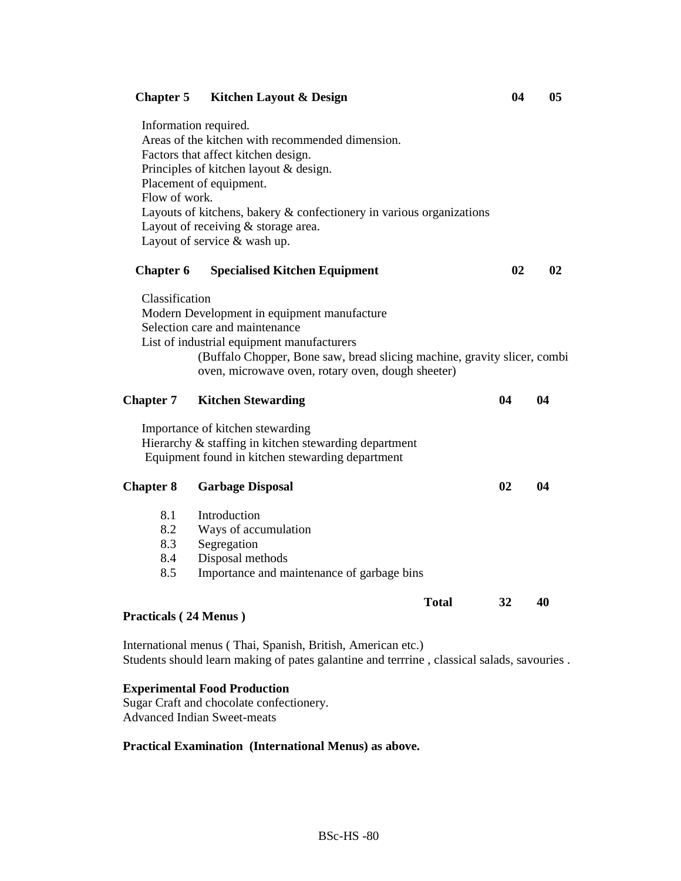| Chapter | Title | | |
|---|---|---|---|
| **Chapter 5** | **Kitchen Layout & Design** | **04** | **05** |

Information required.
Areas of the kitchen with recommended dimension.
Factors that affect kitchen design.
Principles of kitchen layout & design.
Placement of equipment.
Flow of work.
Layouts of kitchens, bakery & confectionery in various organizations
Layout of receiving & storage area.
Layout of service & wash up.

| Chapter | Title | | |
|---|---|---|---|
| **Chapter 6** | **Specialised Kitchen Equipment** | **02** | **02** |

Classification
Modern Development in equipment manufacture
Selection care and maintenance
List of industrial equipment manufacturers
(Buffalo Chopper, Bone saw, bread slicing machine, gravity slicer, combi oven, microwave oven, rotary oven, dough sheeter)

| Chapter | Title | | |
|---|---|---|---|
| **Chapter 7** | **Kitchen Stewarding** | **04** | **04** |

Importance of kitchen stewarding
Hierarchy & staffing in kitchen stewarding department
Equipment found in kitchen stewarding department

| Chapter | Title | | |
|---|---|---|---|
| **Chapter 8** | **Garbage Disposal** | **02** | **04** |

8.1 Introduction
8.2 Ways of accumulation
8.3 Segregation
8.4 Disposal methods
8.5 Importance and maintenance of garbage bins

| | **Total** | **32** | **40** |
|---|---|---|---|

**Practicals ( 24 Menus )**

International menus ( Thai, Spanish, British, American etc.)
Students should learn making of pates galantine and terrrine , classical salads, savouries .

**Experimental Food Production**
Sugar Craft and chocolate confectionery.
Advanced Indian Sweet-meats

**Practical Examination (International Menus) as above.**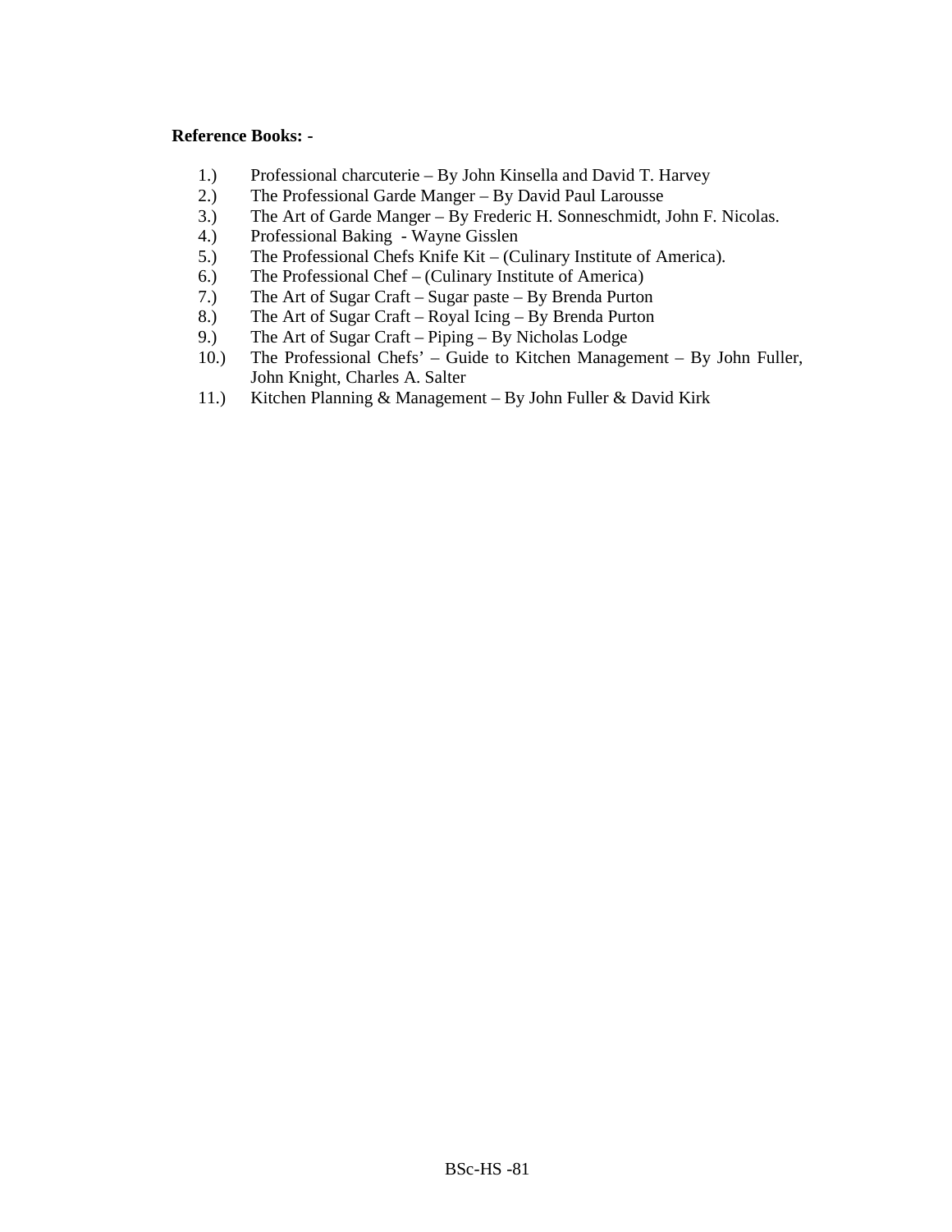**Reference Books: -**

1.) Professional charcuterie – By John Kinsella and David T. Harvey
2.) The Professional Garde Manger – By David Paul Larousse
3.) The Art of Garde Manger – By Frederic H. Sonneschmidt, John F. Nicolas.
4.) Professional Baking - Wayne Gisslen
5.) The Professional Chefs Knife Kit – (Culinary Institute of America).
6.) The Professional Chef – (Culinary Institute of America)
7.) The Art of Sugar Craft – Sugar paste – By Brenda Purton
8.) The Art of Sugar Craft – Royal Icing – By Brenda Purton
9.) The Art of Sugar Craft – Piping – By Nicholas Lodge
10.) The Professional Chefs' – Guide to Kitchen Management – By John Fuller, John Knight, Charles A. Salter
11.) Kitchen Planning & Management – By John Fuller & David Kirk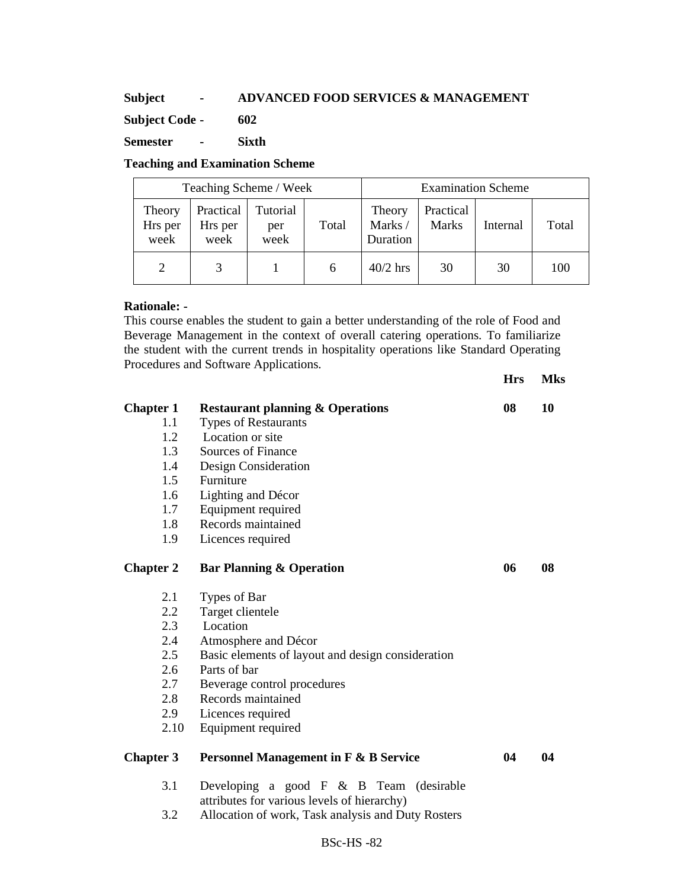**Subject - ADVANCED FOOD SERVICES & MANAGEMENT**

**Subject Code - 602**

**Semester - Sixth**

**Teaching and Examination Scheme**

| Teaching Scheme / Week | | | | Examination Scheme | | | |
|---|---|---|---|---|---|---|---|
| Theory Hrs per week | Practical Hrs per week | Tutorial per week | Total | Theory Marks / Duration | Practical Marks | Internal | Total |
| 2 | 3 | 1 | 6 | 40/2 hrs | 30 | 30 | 100 |

**Rationale: -**

This course enables the student to gain a better understanding of the role of Food and Beverage Management in the context of overall catering operations. To familiarize the student with the current trends in hospitality operations like Standard Operating Procedures and Software Applications.

| | | **Hrs** | **Mks** |
|---|---|---|---|
| **Chapter 1** | **Restaurant planning & Operations** | **08** | **10** |
| 1.1 | Types of Restaurants | | |
| 1.2 | Location or site | | |
| 1.3 | Sources of Finance | | |
| 1.4 | Design Consideration | | |
| 1.5 | Furniture | | |
| 1.6 | Lighting and Décor | | |
| 1.7 | Equipment required | | |
| 1.8 | Records maintained | | |
| 1.9 | Licences required | | |
| **Chapter 2** | **Bar Planning & Operation** | **06** | **08** |
| 2.1 | Types of Bar | | |
| 2.2 | Target clientele | | |
| 2.3 | Location | | |
| 2.4 | Atmosphere and Décor | | |
| 2.5 | Basic elements of layout and design consideration | | |
| 2.6 | Parts of bar | | |
| 2.7 | Beverage control procedures | | |
| 2.8 | Records maintained | | |
| 2.9 | Licences required | | |
| 2.10 | Equipment required | | |
| **Chapter 3** | **Personnel Management in F & B Service** | **04** | **04** |
| 3.1 | Developing a good F & B Team (desirable attributes for various levels of hierarchy) | | |
| 3.2 | Allocation of work, Task analysis and Duty Rosters | | |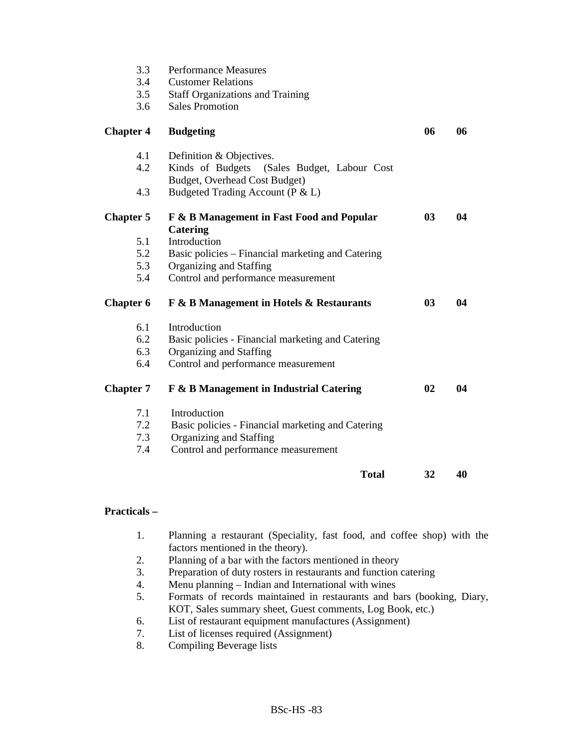| | | | |
|---|---|---|---|
| 3.3 | Performance Measures | | |
| 3.4 | Customer Relations | | |
| 3.5 | Staff Organizations and Training | | |
| 3.6 | Sales Promotion | | |
| **Chapter 4** | **Budgeting** | **06** | **06** |
| 4.1 | Definition & Objectives. | | |
| 4.2 | Kinds of Budgets (Sales Budget, Labour Cost Budget, Overhead Cost Budget) | | |
| 4.3 | Budgeted Trading Account (P & L) | | |
| **Chapter 5** | **F & B Management in Fast Food and Popular Catering** | **03** | **04** |
| 5.1 | Introduction | | |
| 5.2 | Basic policies – Financial marketing and Catering | | |
| 5.3 | Organizing and Staffing | | |
| 5.4 | Control and performance measurement | | |
| **Chapter 6** | **F & B Management in Hotels & Restaurants** | **03** | **04** |
| 6.1 | Introduction | | |
| 6.2 | Basic policies - Financial marketing and Catering | | |
| 6.3 | Organizing and Staffing | | |
| 6.4 | Control and performance measurement | | |
| **Chapter 7** | **F & B Management in Industrial Catering** | **02** | **04** |
| 7.1 | Introduction | | |
| 7.2 | Basic policies - Financial marketing and Catering | | |
| 7.3 | Organizing and Staffing | | |
| 7.4 | Control and performance measurement | | |
| | **Total** | **32** | **40** |

**Practicals –**

1. Planning a restaurant (Speciality, fast food, and coffee shop) with the factors mentioned in the theory).
2. Planning of a bar with the factors mentioned in theory
3. Preparation of duty rosters in restaurants and function catering
4. Menu planning – Indian and International with wines
5. Formats of records maintained in restaurants and bars (booking, Diary, KOT, Sales summary sheet, Guest comments, Log Book, etc.)
6. List of restaurant equipment manufactures (Assignment)
7. List of licenses required (Assignment)
8. Compiling Beverage lists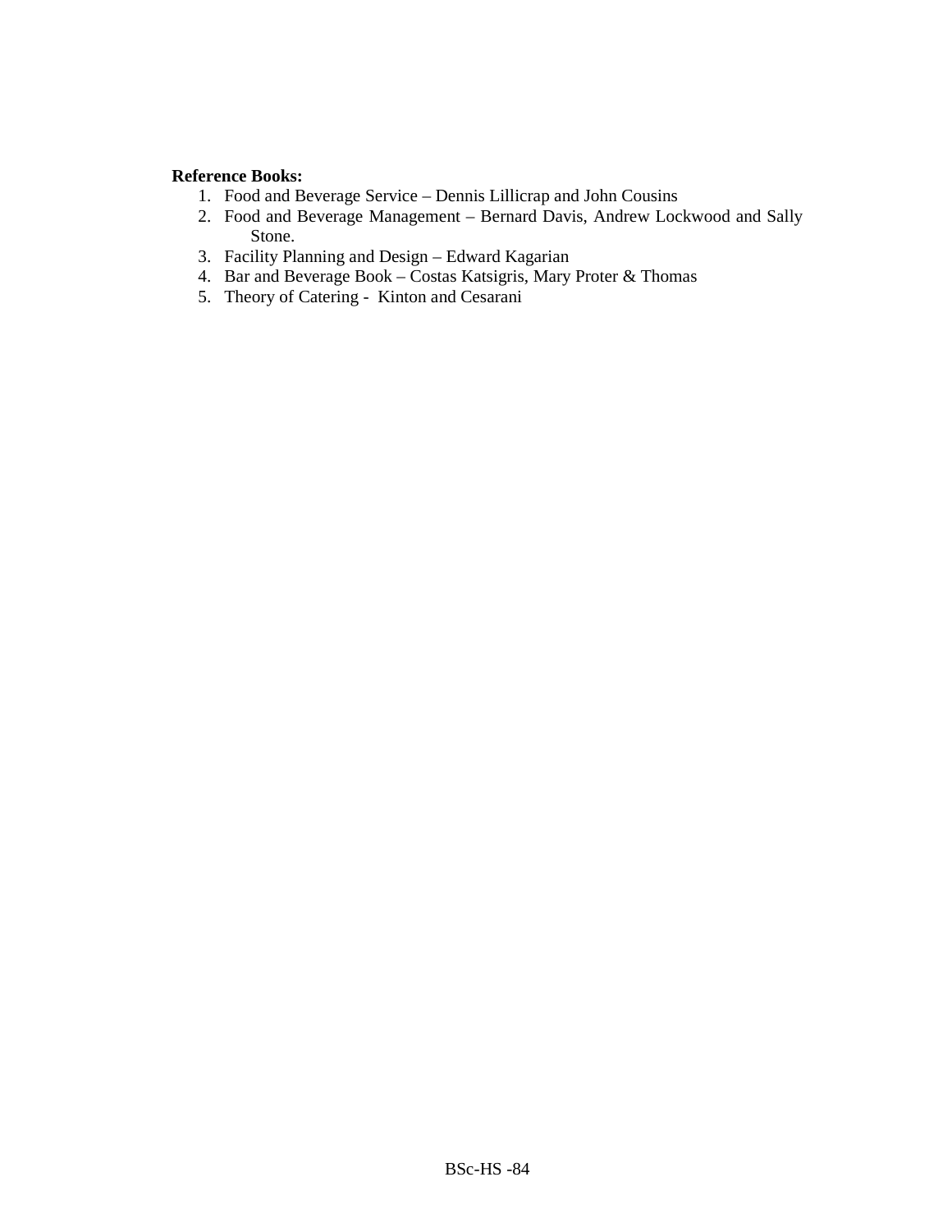**Reference Books:**

1. Food and Beverage Service – Dennis Lillicrap and John Cousins
2. Food and Beverage Management – Bernard Davis, Andrew Lockwood and Sally Stone.
3. Facility Planning and Design – Edward Kagarian
4. Bar and Beverage Book – Costas Katsigris, Mary Proter & Thomas
5. Theory of Catering - Kinton and Cesarani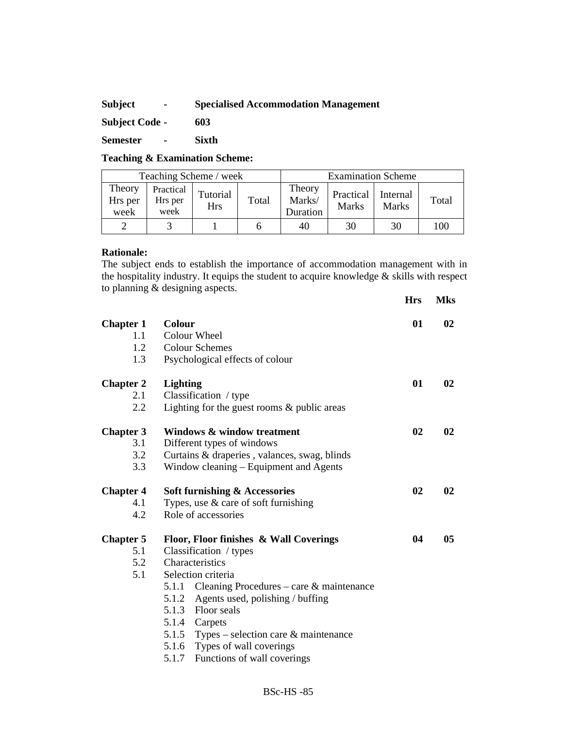**Subject - Specialised Accommodation Management**

**Subject Code - 603**

**Semester - Sixth**

**Teaching & Examination Scheme:**

| Teaching Scheme / week | | | | Examination Scheme | | | |
|---|---|---|---|---|---|---|---|
| Theory Hrs per week | Practical Hrs per week | Tutorial Hrs | Total | Theory Marks/ Duration | Practical Marks | Internal Marks | Total |
| 2 | 3 | 1 | 6 | 40 | 30 | 30 | 100 |

**Rationale:**

The subject ends to establish the importance of accommodation management with in the hospitality industry. It equips the student to acquire knowledge & skills with respect to planning & designing aspects.

| | | **Hrs** | **Mks** |
|---|---|---|---|
| **Chapter 1** | **Colour** | **01** | **02** |
| 1.1 | Colour Wheel | | |
| 1.2 | Colour Schemes | | |
| 1.3 | Psychological effects of colour | | |
| **Chapter 2** | **Lighting** | **01** | **02** |
| 2.1 | Classification / type | | |
| 2.2 | Lighting for the guest rooms & public areas | | |
| **Chapter 3** | **Windows & window treatment** | **02** | **02** |
| 3.1 | Different types of windows | | |
| 3.2 | Curtains & draperies , valances, swag, blinds | | |
| 3.3 | Window cleaning – Equipment and Agents | | |
| **Chapter 4** | **Soft furnishing & Accessories** | **02** | **02** |
| 4.1 | Types, use & care of soft furnishing | | |
| 4.2 | Role of accessories | | |
| **Chapter 5** | **Floor, Floor finishes & Wall Coverings** | **04** | **05** |
| 5.1 | Classification / types | | |
| 5.2 | Characteristics | | |
| 5.1 | Selection criteria | | |
| | 5.1.1 Cleaning Procedures – care & maintenance | | |
| | 5.1.2 Agents used, polishing / buffing | | |
| | 5.1.3 Floor seals | | |
| | 5.1.4 Carpets | | |
| | 5.1.5 Types – selection care & maintenance | | |
| | 5.1.6 Types of wall coverings | | |
| | 5.1.7 Functions of wall coverings | | |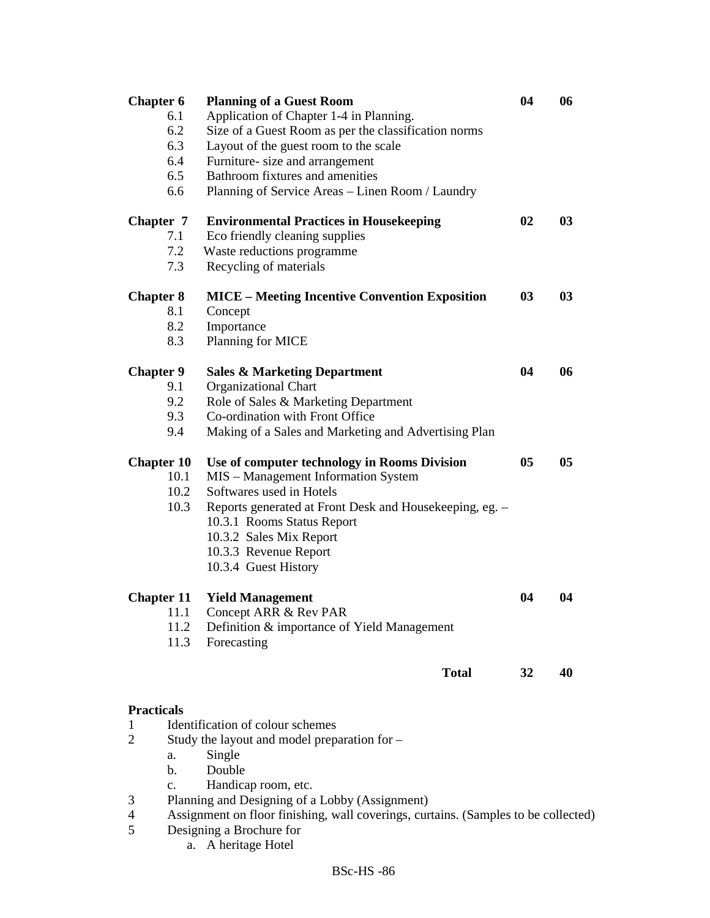| | | | |
|---|---|---|---|
| **Chapter 6** | **Planning of a Guest Room** | **04** | **06** |
| 6.1 | Application of Chapter 1-4 in Planning. | | |
| 6.2 | Size of a Guest Room as per the classification norms | | |
| 6.3 | Layout of the guest room to the scale | | |
| 6.4 | Furniture- size and arrangement | | |
| 6.5 | Bathroom fixtures and amenities | | |
| 6.6 | Planning of Service Areas – Linen Room / Laundry | | |
| **Chapter 7** | **Environmental Practices in Housekeeping** | **02** | **03** |
| 7.1 | Eco friendly cleaning supplies | | |
| 7.2 | Waste reductions programme | | |
| 7.3 | Recycling of materials | | |
| **Chapter 8** | **MICE – Meeting Incentive Convention Exposition** | **03** | **03** |
| 8.1 | Concept | | |
| 8.2 | Importance | | |
| 8.3 | Planning for MICE | | |
| **Chapter 9** | **Sales & Marketing Department** | **04** | **06** |
| 9.1 | Organizational Chart | | |
| 9.2 | Role of Sales & Marketing Department | | |
| 9.3 | Co-ordination with Front Office | | |
| 9.4 | Making of a Sales and Marketing and Advertising Plan | | |
| **Chapter 10** | **Use of computer technology in Rooms Division** | **05** | **05** |
| 10.1 | MIS – Management Information System | | |
| 10.2 | Softwares used in Hotels | | |
| 10.3 | Reports generated at Front Desk and Housekeeping, eg. – | | |
| | 10.3.1 Rooms Status Report | | |
| | 10.3.2 Sales Mix Report | | |
| | 10.3.3 Revenue Report | | |
| | 10.3.4 Guest History | | |
| **Chapter 11** | **Yield Management** | **04** | **04** |
| 11.1 | Concept ARR & Rev PAR | | |
| 11.2 | Definition & importance of Yield Management | | |
| 11.3 | Forecasting | | |
| | **Total** | **32** | **40** |

**Practicals**

1. Identification of colour schemes
2. Study the layout and model preparation for –
   a. Single
   b. Double
   c. Handicap room, etc.
3. Planning and Designing of a Lobby (Assignment)
4. Assignment on floor finishing, wall coverings, curtains. (Samples to be collected)
5. Designing a Brochure for
   a. A heritage Hotel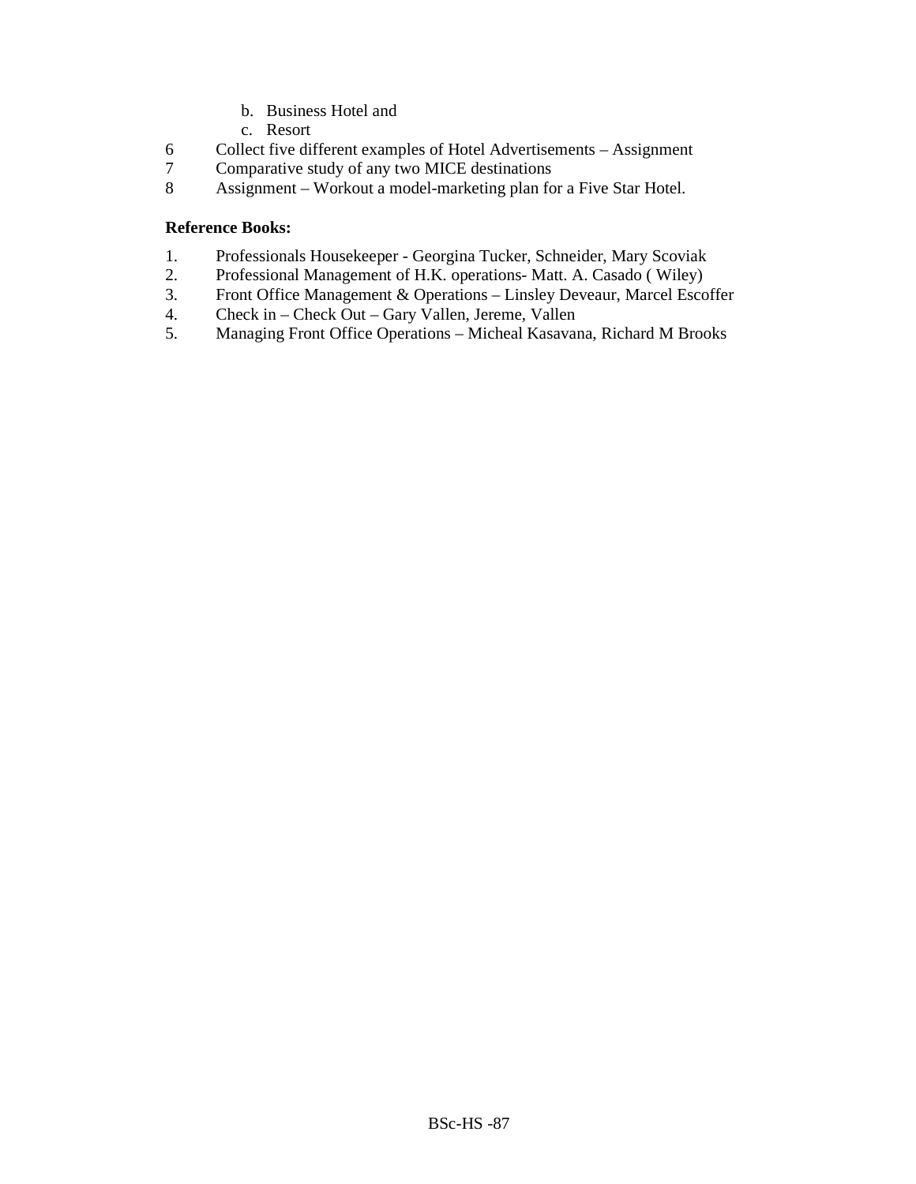b. Business Hotel and
   c. Resort

6. Collect five different examples of Hotel Advertisements – Assignment
7. Comparative study of any two MICE destinations
8. Assignment – Workout a model-marketing plan for a Five Star Hotel.

**Reference Books:**

1. Professionals Housekeeper - Georgina Tucker, Schneider, Mary Scoviak
2. Professional Management of H.K. operations- Matt. A. Casado ( Wiley)
3. Front Office Management & Operations – Linsley Deveaur, Marcel Escoffer
4. Check in – Check Out – Gary Vallen, Jereme, Vallen
5. Managing Front Office Operations – Micheal Kasavana, Richard M Brooks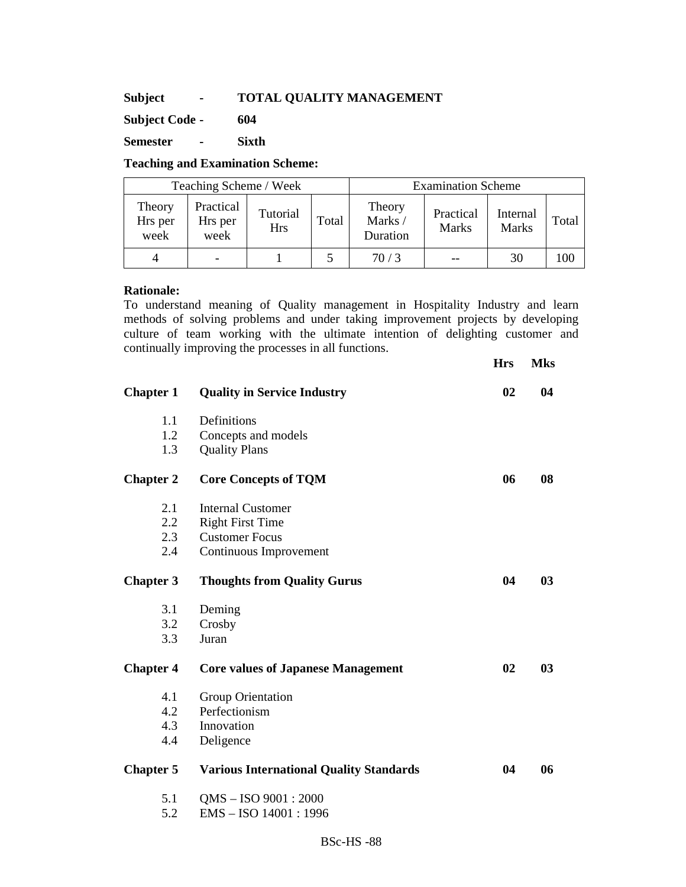**Subject - TOTAL QUALITY MANAGEMENT**

**Subject Code - 604**

**Semester - Sixth**

**Teaching and Examination Scheme:**

| Teaching Scheme / Week | | | | Examination Scheme | | | |
|---|---|---|---|---|---|---|---|
| Theory Hrs per week | Practical Hrs per week | Tutorial Hrs | Total | Theory Marks / Duration | Practical Marks | Internal Marks | Total |
| 4 | - | 1 | 5 | 70 / 3 | -- | 30 | 100 |

**Rationale:**
To understand meaning of Quality management in Hospitality Industry and learn methods of solving problems and under taking improvement projects by developing culture of team working with the ultimate intention of delighting customer and continually improving the processes in all functions.

| | | **Hrs** | **Mks** |
|---|---|---|---|
| **Chapter 1** | **Quality in Service Industry** | **02** | **04** |
| 1.1 | Definitions | | |
| 1.2 | Concepts and models | | |
| 1.3 | Quality Plans | | |
| **Chapter 2** | **Core Concepts of TQM** | **06** | **08** |
| 2.1 | Internal Customer | | |
| 2.2 | Right First Time | | |
| 2.3 | Customer Focus | | |
| 2.4 | Continuous Improvement | | |
| **Chapter 3** | **Thoughts from Quality Gurus** | **04** | **03** |
| 3.1 | Deming | | |
| 3.2 | Crosby | | |
| 3.3 | Juran | | |
| **Chapter 4** | **Core values of Japanese Management** | **02** | **03** |
| 4.1 | Group Orientation | | |
| 4.2 | Perfectionism | | |
| 4.3 | Innovation | | |
| 4.4 | Deligence | | |
| **Chapter 5** | **Various International Quality Standards** | **04** | **06** |
| 5.1 | QMS – ISO 9001 : 2000 | | |
| 5.2 | EMS – ISO 14001 : 1996 | | |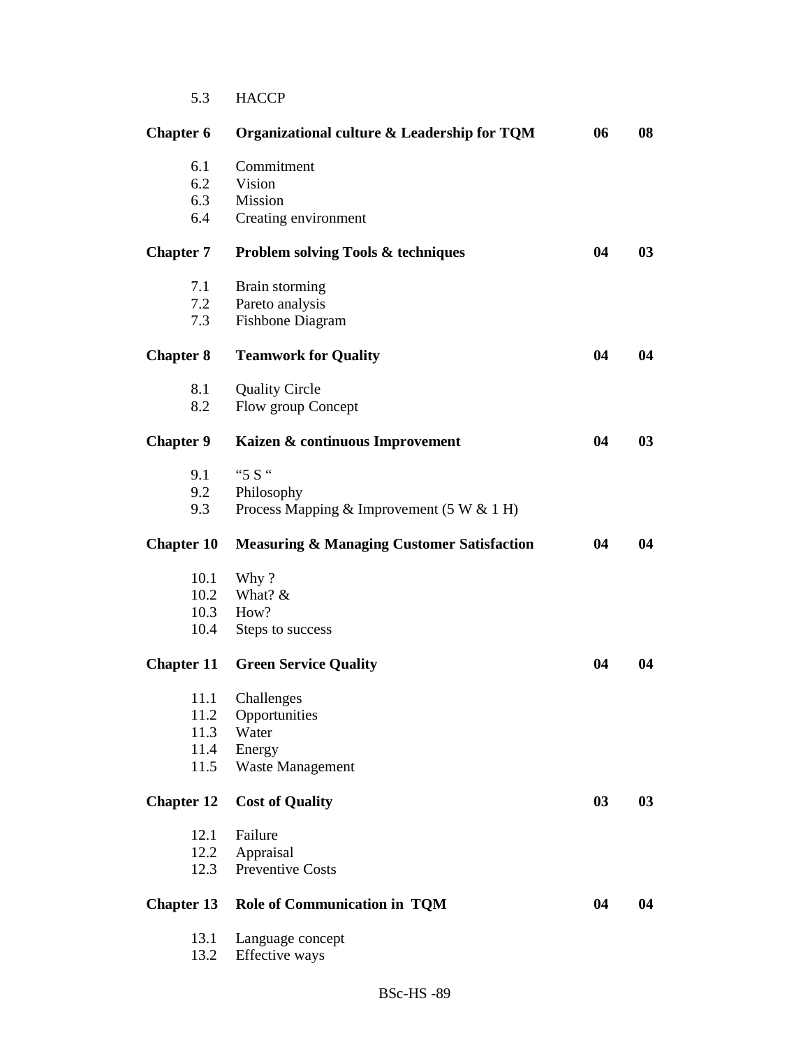| | | | |
|---|---|---|---|
| 5.3 | HACCP | | |
| **Chapter 6** | **Organizational culture & Leadership for TQM** | **06** | **08** |
| 6.1 | Commitment | | |
| 6.2 | Vision | | |
| 6.3 | Mission | | |
| 6.4 | Creating environment | | |
| **Chapter 7** | **Problem solving Tools & techniques** | **04** | **03** |
| 7.1 | Brain storming | | |
| 7.2 | Pareto analysis | | |
| 7.3 | Fishbone Diagram | | |
| **Chapter 8** | **Teamwork for Quality** | **04** | **04** |
| 8.1 | Quality Circle | | |
| 8.2 | Flow group Concept | | |
| **Chapter 9** | **Kaizen & continuous Improvement** | **04** | **03** |
| 9.1 | "5 S " | | |
| 9.2 | Philosophy | | |
| 9.3 | Process Mapping & Improvement (5 W & 1 H) | | |
| **Chapter 10** | **Measuring & Managing Customer Satisfaction** | **04** | **04** |
| 10.1 | Why ? | | |
| 10.2 | What? & | | |
| 10.3 | How? | | |
| 10.4 | Steps to success | | |
| **Chapter 11** | **Green Service Quality** | **04** | **04** |
| 11.1 | Challenges | | |
| 11.2 | Opportunities | | |
| 11.3 | Water | | |
| 11.4 | Energy | | |
| 11.5 | Waste Management | | |
| **Chapter 12** | **Cost of Quality** | **03** | **03** |
| 12.1 | Failure | | |
| 12.2 | Appraisal | | |
| 12.3 | Preventive Costs | | |
| **Chapter 13** | **Role of Communication in TQM** | **04** | **04** |
| 13.1 | Language concept | | |
| 13.2 | Effective ways | | |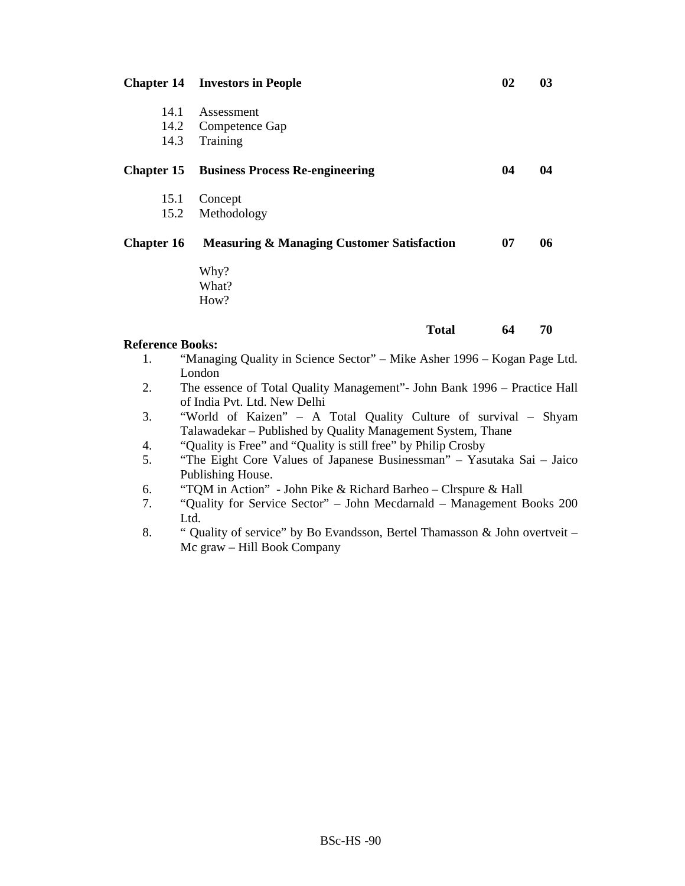| | | | |
|---|---|---|---|
| **Chapter 14** | **Investors in People** | **02** | **03** |
| 14.1 | Assessment | | |
| 14.2 | Competence Gap | | |
| 14.3 | Training | | |
| **Chapter 15** | **Business Process Re-engineering** | **04** | **04** |
| 15.1 | Concept | | |
| 15.2 | Methodology | | |
| **Chapter 16** | **Measuring & Managing Customer Satisfaction** | **07** | **06** |
| | Why? | | |
| | What? | | |
| | How? | | |
| | **Total** | **64** | **70** |

**Reference Books:**

1. "Managing Quality in Science Sector" – Mike Asher 1996 – Kogan Page Ltd. London
2. The essence of Total Quality Management"- John Bank 1996 – Practice Hall of India Pvt. Ltd. New Delhi
3. "World of Kaizen" – A Total Quality Culture of survival – Shyam Talawadekar – Published by Quality Management System, Thane
4. "Quality is Free" and "Quality is still free" by Philip Crosby
5. "The Eight Core Values of Japanese Businessman" – Yasutaka Sai – Jaico Publishing House.
6. "TQM in Action" - John Pike & Richard Barheo – Clrspure & Hall
7. "Quality for Service Sector" – John Mecdarnald – Management Books 200 Ltd.
8. " Quality of service" by Bo Evandsson, Bertel Thamasson & John overtveit – Mc graw – Hill Book Company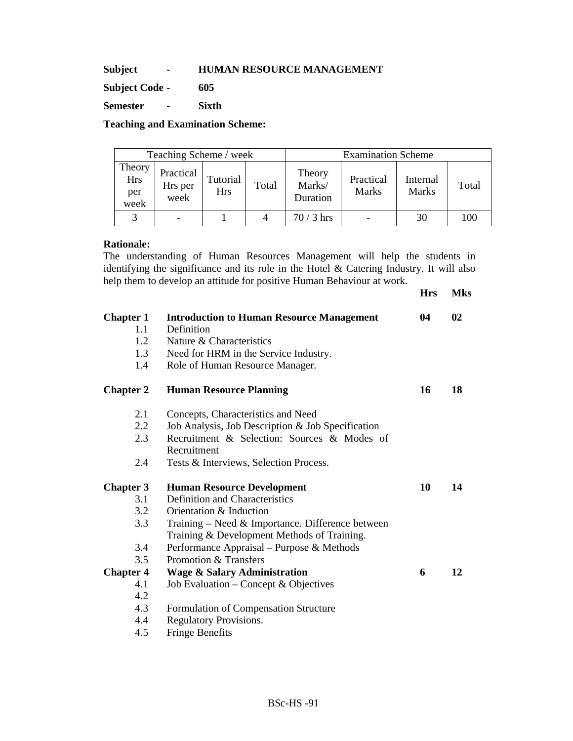**Subject - HUMAN RESOURCE MANAGEMENT**

**Subject Code - 605**

**Semester - Sixth**

**Teaching and Examination Scheme:**

| Teaching Scheme / week | | | | Examination Scheme | | | |
|---|---|---|---|---|---|---|---|
| Theory Hrs per week | Practical Hrs per week | Tutorial Hrs | Total | Theory Marks/ Duration | Practical Marks | Internal Marks | Total |
| 3 | - | 1 | 4 | 70 / 3 hrs | - | 30 | 100 |

**Rationale:**

The understanding of Human Resources Management will help the students in identifying the significance and its role in the Hotel & Catering Industry. It will also help them to develop an attitude for positive Human Behaviour at work.

| | | **Hrs** | **Mks** |
|---|---|---|---|
| **Chapter 1** | **Introduction to Human Resource Management** | **04** | **02** |
| 1.1 | Definition | | |
| 1.2 | Nature & Characteristics | | |
| 1.3 | Need for HRM in the Service Industry. | | |
| 1.4 | Role of Human Resource Manager. | | |
| **Chapter 2** | **Human Resource Planning** | **16** | **18** |
| 2.1 | Concepts, Characteristics and Need | | |
| 2.2 | Job Analysis, Job Description & Job Specification | | |
| 2.3 | Recruitment & Selection: Sources & Modes of Recruitment | | |
| 2.4 | Tests & Interviews, Selection Process. | | |
| **Chapter 3** | **Human Resource Development** | **10** | **14** |
| 3.1 | Definition and Characteristics | | |
| 3.2 | Orientation & Induction | | |
| 3.3 | Training – Need & Importance. Difference between Training & Development Methods of Training. | | |
| 3.4 | Performance Appraisal – Purpose & Methods | | |
| 3.5 | Promotion & Transfers | | |
| **Chapter 4** | **Wage & Salary Administration** | **6** | **12** |
| 4.1 | Job Evaluation – Concept & Objectives | | |
| 4.2 | | | |
| 4.3 | Formulation of Compensation Structure | | |
| 4.4 | Regulatory Provisions. | | |
| 4.5 | Fringe Benefits | | |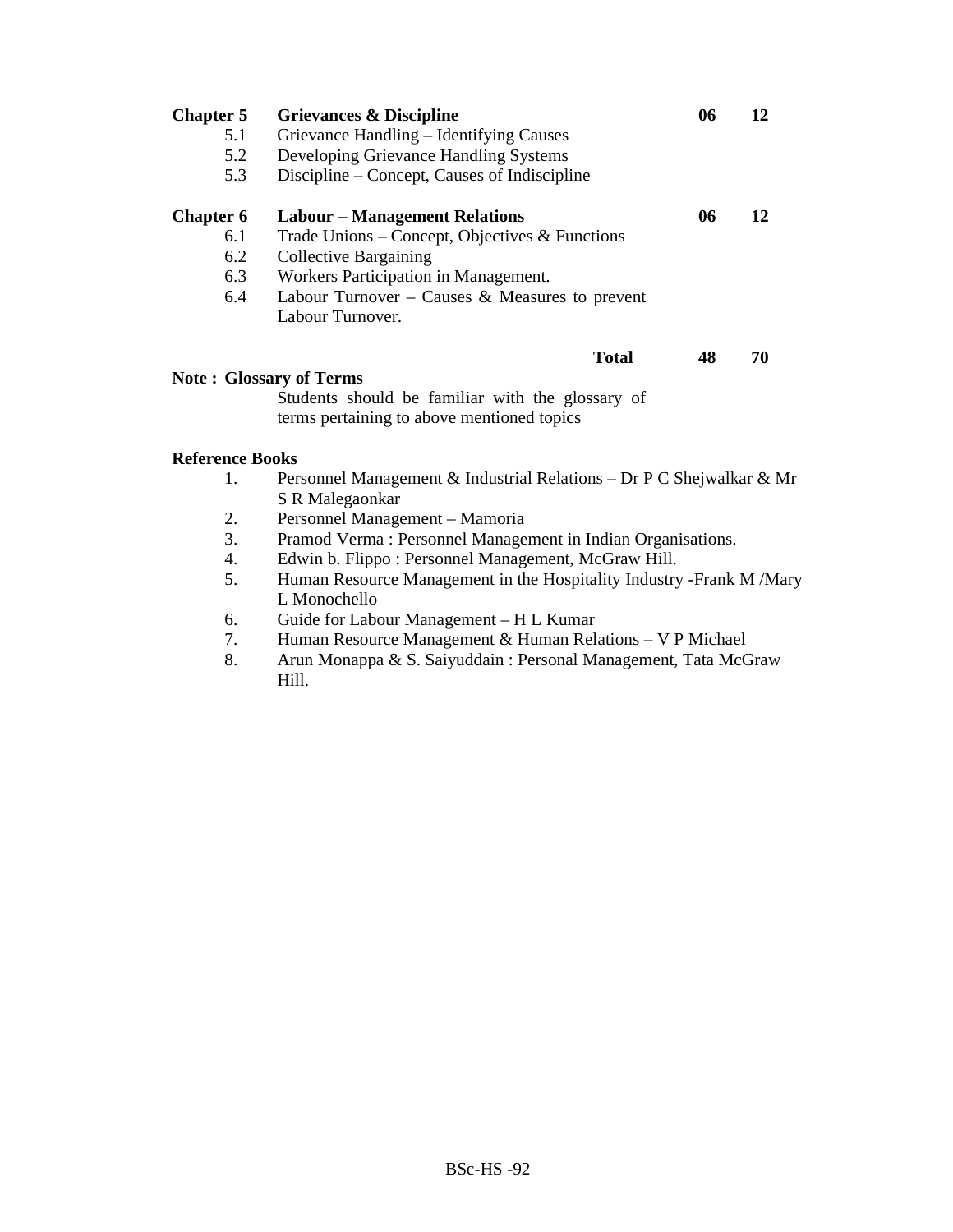| | | | |
|---|---|---|---|
| **Chapter 5** | **Grievances & Discipline** | **06** | **12** |
| 5.1 | Grievance Handling – Identifying Causes | | |
| 5.2 | Developing Grievance Handling Systems | | |
| 5.3 | Discipline – Concept, Causes of Indiscipline | | |
| **Chapter 6** | **Labour – Management Relations** | **06** | **12** |
| 6.1 | Trade Unions – Concept, Objectives & Functions | | |
| 6.2 | Collective Bargaining | | |
| 6.3 | Workers Participation in Management. | | |
| 6.4 | Labour Turnover – Causes & Measures to prevent Labour Turnover. | | |
| | **Total** | **48** | **70** |

**Note : Glossary of Terms**

Students should be familiar with the glossary of terms pertaining to above mentioned topics

**Reference Books**

1. Personnel Management & Industrial Relations – Dr P C Shejwalkar & Mr S R Malegaonkar
2. Personnel Management – Mamoria
3. Pramod Verma : Personnel Management in Indian Organisations.
4. Edwin b. Flippo : Personnel Management, McGraw Hill.
5. Human Resource Management in the Hospitality Industry -Frank M /Mary L Monochello
6. Guide for Labour Management – H L Kumar
7. Human Resource Management & Human Relations – V P Michael
8. Arun Monappa & S. Saiyuddain : Personal Management, Tata McGraw Hill.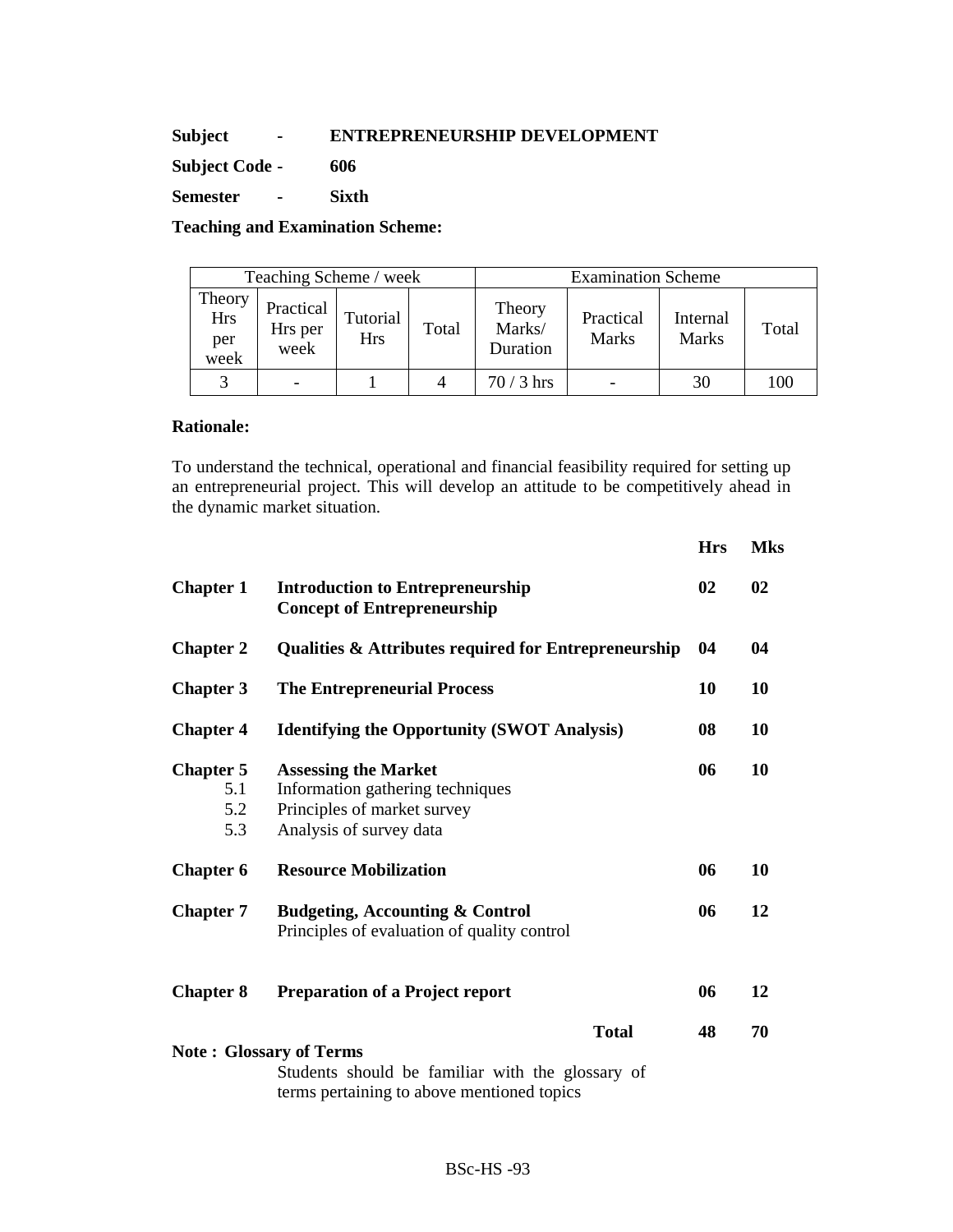**Subject - ENTREPRENEURSHIP DEVELOPMENT**

**Subject Code - 606**

**Semester - Sixth**

**Teaching and Examination Scheme:**

| Teaching Scheme / week | | | | Examination Scheme | | | |
|---|---|---|---|---|---|---|---|
| Theory Hrs per week | Practical Hrs per week | Tutorial Hrs | Total | Theory Marks/ Duration | Practical Marks | Internal Marks | Total |
| 3 | - | 1 | 4 | 70 / 3 hrs | - | 30 | 100 |

**Rationale:**

To understand the technical, operational and financial feasibility required for setting up an entrepreneurial project. This will develop an attitude to be competitively ahead in the dynamic market situation.

| | | Hrs | Mks |
|---|---|---|---|
| **Chapter 1** | **Introduction to Entrepreneurship** <br> **Concept of Entrepreneurship** | **02** | **02** |
| **Chapter 2** | **Qualities & Attributes required for Entrepreneurship** | **04** | **04** |
| **Chapter 3** | **The Entrepreneurial Process** | **10** | **10** |
| **Chapter 4** | **Identifying the Opportunity (SWOT Analysis)** | **08** | **10** |
| **Chapter 5** | **Assessing the Market** | **06** | **10** |
| 5.1 | Information gathering techniques | | |
| 5.2 | Principles of market survey | | |
| 5.3 | Analysis of survey data | | |
| **Chapter 6** | **Resource Mobilization** | **06** | **10** |
| **Chapter 7** | **Budgeting, Accounting & Control** <br> Principles of evaluation of quality control | **06** | **12** |
| **Chapter 8** | **Preparation of a Project report** | **06** | **12** |
| | **Total** | **48** | **70** |

**Note : Glossary of Terms**

Students should be familiar with the glossary of terms pertaining to above mentioned topics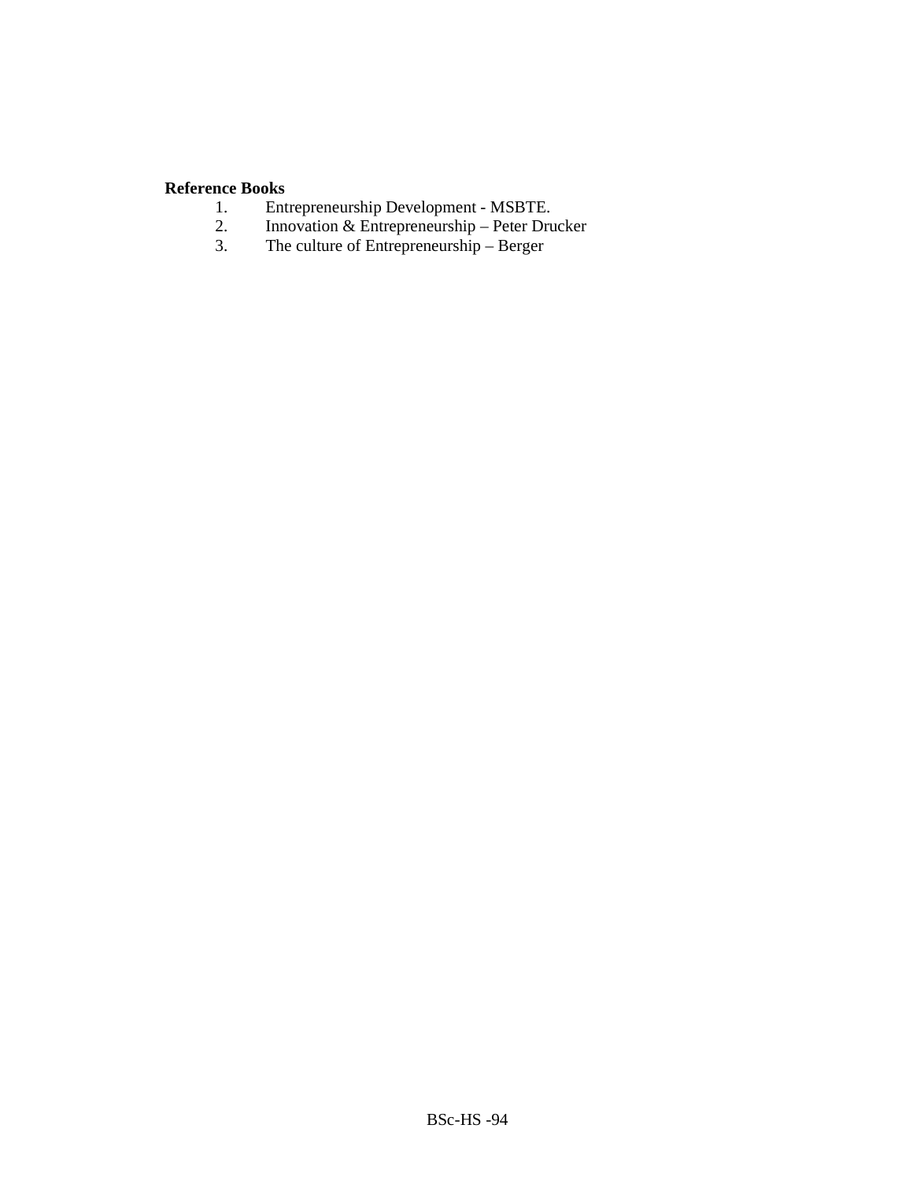**Reference Books**

1. Entrepreneurship Development - MSBTE.
2. Innovation & Entrepreneurship – Peter Drucker
3. The culture of Entrepreneurship – Berger